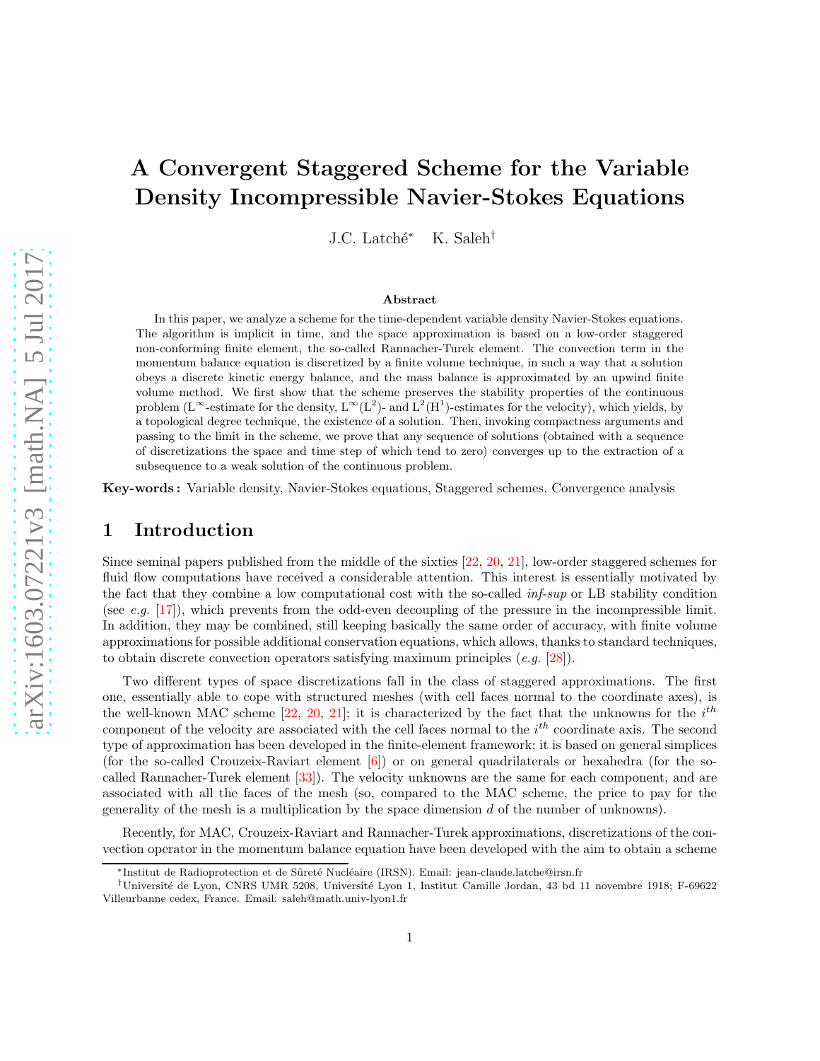# A Convergent Staggered Scheme for the Variable Density Incompressible Navier-Stokes Equations

J.C. Latché* K. Saleh†

### Abstract

In this paper, we analyze a scheme for the time-dependent variable density Navier-Stokes equations. The algorithm is implicit in time, and the space approximation is based on a low-order staggered non-conforming finite element, the so-called Rannacher-Turek element. The convection term in the momentum balance equation is discretized by a finite volume technique, in such a way that a solution obeys a discrete kinetic energy balance, and the mass balance is approximated by an upwind finite volume method. We first show that the scheme preserves the stability properties of the continuous problem ($\mathrm{L}^\infty$-estimate for the density, $\mathrm{L}^\infty(\mathrm{L}^2)$- and $\mathrm{L}^2(\mathrm{H}^1)$-estimates for the velocity), which yields, by a topological degree technique, the existence of a solution. Then, invoking compactness arguments and passing to the limit in the scheme, we prove that any sequence of solutions (obtained with a sequence of discretizations the space and time step of which tend to zero) converges up to the extraction of a subsequence to a weak solution of the continuous problem.

**Key-words :** Variable density, Navier-Stokes equations, Staggered schemes, Convergence analysis

## 1 Introduction

Since seminal papers published from the middle of the sixties [22, 20, 21], low-order staggered schemes for fluid flow computations have received a considerable attention. This interest is essentially motivated by the fact that they combine a low computational cost with the so-called *inf-sup* or LB stability condition (see *e.g.* [17]), which prevents from the odd-even decoupling of the pressure in the incompressible limit. In addition, they may be combined, still keeping basically the same order of accuracy, with finite volume approximations for possible additional conservation equations, which allows, thanks to standard techniques, to obtain discrete convection operators satisfying maximum principles (*e.g.* [28]).

Two different types of space discretizations fall in the class of staggered approximations. The first one, essentially able to cope with structured meshes (with cell faces normal to the coordinate axes), is the well-known MAC scheme [22, 20, 21]; it is characterized by the fact that the unknowns for the $i^{th}$ component of the velocity are associated with the cell faces normal to the $i^{th}$ coordinate axis. The second type of approximation has been developed in the finite-element framework; it is based on general simplices (for the so-called Crouzeix-Raviart element [6]) or on general quadrilaterals or hexahedra (for the so-called Rannacher-Turek element [33]). The velocity unknowns are the same for each component, and are associated with all the faces of the mesh (so, compared to the MAC scheme, the price to pay for the generality of the mesh is a multiplication by the space dimension $d$ of the number of unknowns).

Recently, for MAC, Crouzeix-Raviart and Rannacher-Turek approximations, discretizations of the convection operator in the momentum balance equation have been developed with the aim to obtain a scheme

*Institut de Radioprotection et de Sûreté Nucléaire (IRSN). Email: jean-claude.latche@irsn.fr

†Université de Lyon, CNRS UMR 5208, Université Lyon 1, Institut Camille Jordan, 43 bd 11 novembre 1918; F-69622 Villeurbanne cedex, France. Email: saleh@math.univ-lyon1.fr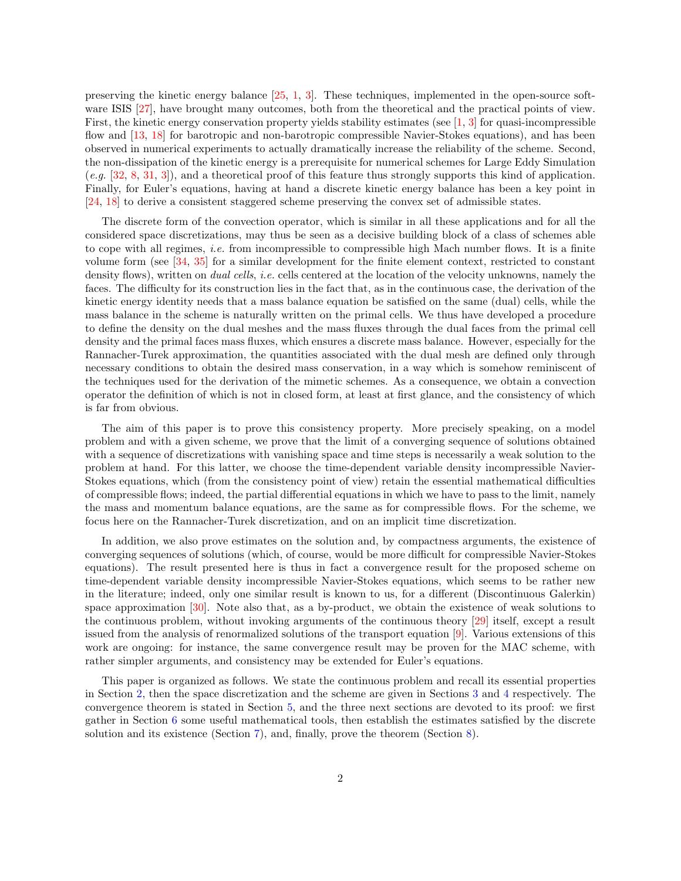preserving the kinetic energy balance [25, 1, 3]. These techniques, implemented in the open-source software ISIS [27], have brought many outcomes, both from the theoretical and the practical points of view. First, the kinetic energy conservation property yields stability estimates (see [1, 3] for quasi-incompressible flow and [13, 18] for barotropic and non-barotropic compressible Navier-Stokes equations), and has been observed in numerical experiments to actually dramatically increase the reliability of the scheme. Second, the non-dissipation of the kinetic energy is a prerequisite for numerical schemes for Large Eddy Simulation (*e.g.* [32, 8, 31, 3]), and a theoretical proof of this feature thus strongly supports this kind of application. Finally, for Euler's equations, having at hand a discrete kinetic energy balance has been a key point in [24, 18] to derive a consistent staggered scheme preserving the convex set of admissible states.

The discrete form of the convection operator, which is similar in all these applications and for all the considered space discretizations, may thus be seen as a decisive building block of a class of schemes able to cope with all regimes, *i.e.* from incompressible to compressible high Mach number flows. It is a finite volume form (see [34, 35] for a similar development for the finite element context, restricted to constant density flows), written on *dual cells*, *i.e.* cells centered at the location of the velocity unknowns, namely the faces. The difficulty for its construction lies in the fact that, as in the continuous case, the derivation of the kinetic energy identity needs that a mass balance equation be satisfied on the same (dual) cells, while the mass balance in the scheme is naturally written on the primal cells. We thus have developed a procedure to define the density on the dual meshes and the mass fluxes through the dual faces from the primal cell density and the primal faces mass fluxes, which ensures a discrete mass balance. However, especially for the Rannacher-Turek approximation, the quantities associated with the dual mesh are defined only through necessary conditions to obtain the desired mass conservation, in a way which is somehow reminiscent of the techniques used for the derivation of the mimetic schemes. As a consequence, we obtain a convection operator the definition of which is not in closed form, at least at first glance, and the consistency of which is far from obvious.

The aim of this paper is to prove this consistency property. More precisely speaking, on a model problem and with a given scheme, we prove that the limit of a converging sequence of solutions obtained with a sequence of discretizations with vanishing space and time steps is necessarily a weak solution to the problem at hand. For this latter, we choose the time-dependent variable density incompressible Navier-Stokes equations, which (from the consistency point of view) retain the essential mathematical difficulties of compressible flows; indeed, the partial differential equations in which we have to pass to the limit, namely the mass and momentum balance equations, are the same as for compressible flows. For the scheme, we focus here on the Rannacher-Turek discretization, and on an implicit time discretization.

In addition, we also prove estimates on the solution and, by compactness arguments, the existence of converging sequences of solutions (which, of course, would be more difficult for compressible Navier-Stokes equations). The result presented here is thus in fact a convergence result for the proposed scheme on time-dependent variable density incompressible Navier-Stokes equations, which seems to be rather new in the literature; indeed, only one similar result is known to us, for a different (Discontinuous Galerkin) space approximation [30]. Note also that, as a by-product, we obtain the existence of weak solutions to the continuous problem, without invoking arguments of the continuous theory [29] itself, except a result issued from the analysis of renormalized solutions of the transport equation [9]. Various extensions of this work are ongoing: for instance, the same convergence result may be proven for the MAC scheme, with rather simpler arguments, and consistency may be extended for Euler's equations.

This paper is organized as follows. We state the continuous problem and recall its essential properties in Section 2, then the space discretization and the scheme are given in Sections 3 and 4 respectively. The convergence theorem is stated in Section 5, and the three next sections are devoted to its proof: we first gather in Section 6 some useful mathematical tools, then establish the estimates satisfied by the discrete solution and its existence (Section 7), and, finally, prove the theorem (Section 8).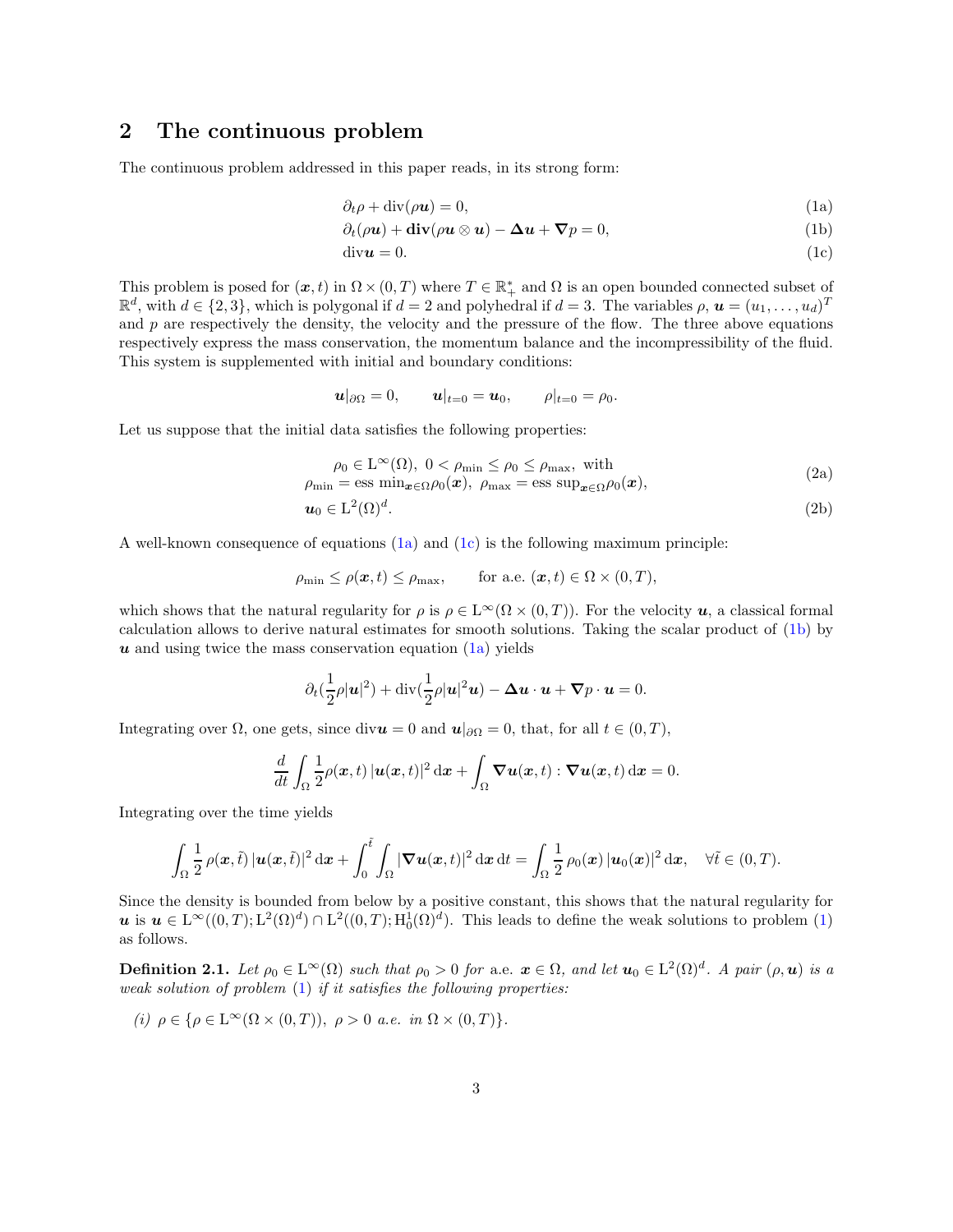## 2 The continuous problem

The continuous problem addressed in this paper reads, in its strong form:

$$\partial_t \rho + \mathrm{div}(\rho \boldsymbol{u}) = 0, \tag{1a}$$

$$\partial_t(\rho \boldsymbol{u}) + \mathbf{div}(\rho \boldsymbol{u} \otimes \boldsymbol{u}) - \boldsymbol{\Delta} \boldsymbol{u} + \boldsymbol{\nabla} p = 0, \tag{1b}$$

$$\mathrm{div} \boldsymbol{u} = 0. \tag{1c}$$

This problem is posed for $(\boldsymbol{x}, t)$ in $\Omega \times (0, T)$ where $T \in \mathbb{R}_+^*$ and $\Omega$ is an open bounded connected subset of $\mathbb{R}^d$, with $d \in \{2, 3\}$, which is polygonal if $d = 2$ and polyhedral if $d = 3$. The variables $\rho$, $\boldsymbol{u} = (u_1, \ldots, u_d)^T$ and $p$ are respectively the density, the velocity and the pressure of the flow. The three above equations respectively express the mass conservation, the momentum balance and the incompressibility of the fluid. This system is supplemented with initial and boundary conditions:

$$\boldsymbol{u}|_{\partial\Omega} = 0, \qquad \boldsymbol{u}|_{t=0} = \boldsymbol{u}_0, \qquad \rho|_{t=0} = \rho_0.$$

Let us suppose that the initial data satisfies the following properties:

$$\begin{aligned} &\rho_0 \in \mathrm{L}^\infty(\Omega),\ 0 < \rho_{\min} \le \rho_0 \le \rho_{\max}, \text{ with} \\ &\rho_{\min} = \text{ess min}_{\boldsymbol{x} \in \Omega} \rho_0(\boldsymbol{x}),\ \rho_{\max} = \text{ess sup}_{\boldsymbol{x} \in \Omega} \rho_0(\boldsymbol{x}), \end{aligned} \tag{2a}$$

$$\boldsymbol{u}_0 \in \mathrm{L}^2(\Omega)^d. \tag{2b}$$

A well-known consequence of equations (1a) and (1c) is the following maximum principle:

$$\rho_{\min} \le \rho(\boldsymbol{x}, t) \le \rho_{\max}, \qquad \text{for a.e. } (\boldsymbol{x}, t) \in \Omega \times (0, T),$$

which shows that the natural regularity for $\rho$ is $\rho \in \mathrm{L}^\infty(\Omega \times (0, T))$. For the velocity $\boldsymbol{u}$, a classical formal calculation allows to derive natural estimates for smooth solutions. Taking the scalar product of (1b) by $\boldsymbol{u}$ and using twice the mass conservation equation (1a) yields

$$\partial_t(\frac{1}{2}\rho|\boldsymbol{u}|^2) + \mathrm{div}(\frac{1}{2}\rho|\boldsymbol{u}|^2\boldsymbol{u}) - \boldsymbol{\Delta}\boldsymbol{u} \cdot \boldsymbol{u} + \boldsymbol{\nabla} p \cdot \boldsymbol{u} = 0.$$

Integrating over $\Omega$, one gets, since $\mathrm{div}\boldsymbol{u} = 0$ and $\boldsymbol{u}|_{\partial\Omega} = 0$, that, for all $t \in (0, T)$,

$$\frac{d}{dt} \int_\Omega \frac{1}{2}\rho(\boldsymbol{x}, t)\, |\boldsymbol{u}(\boldsymbol{x}, t)|^2 \,\mathrm{d}\boldsymbol{x} + \int_\Omega \boldsymbol{\nabla}\boldsymbol{u}(\boldsymbol{x}, t) : \boldsymbol{\nabla}\boldsymbol{u}(\boldsymbol{x}, t) \,\mathrm{d}\boldsymbol{x} = 0.$$

Integrating over the time yields

$$\int_\Omega \frac{1}{2}\, \rho(\boldsymbol{x}, \tilde{t})\, |\boldsymbol{u}(\boldsymbol{x}, \tilde{t})|^2 \,\mathrm{d}\boldsymbol{x} + \int_0^{\tilde{t}} \int_\Omega |\boldsymbol{\nabla}\boldsymbol{u}(\boldsymbol{x}, t)|^2 \,\mathrm{d}\boldsymbol{x} \,\mathrm{d}t = \int_\Omega \frac{1}{2}\, \rho_0(\boldsymbol{x})\, |\boldsymbol{u}_0(\boldsymbol{x})|^2 \,\mathrm{d}\boldsymbol{x}, \quad \forall \tilde{t} \in (0, T).$$

Since the density is bounded from below by a positive constant, this shows that the natural regularity for $\boldsymbol{u}$ is $\boldsymbol{u} \in \mathrm{L}^\infty((0, T); \mathrm{L}^2(\Omega)^d) \cap \mathrm{L}^2((0, T); \mathrm{H}_0^1(\Omega)^d)$. This leads to define the weak solutions to problem (1) as follows.

**Definition 2.1.** *Let $\rho_0 \in \mathrm{L}^\infty(\Omega)$ such that $\rho_0 > 0$ for* a.e. *$\boldsymbol{x} \in \Omega$, and let $\boldsymbol{u}_0 \in \mathrm{L}^2(\Omega)^d$. A pair $(\rho, \boldsymbol{u})$ is a weak solution of problem (1) if it satisfies the following properties:*

*(i) $\rho \in \{\rho \in \mathrm{L}^\infty(\Omega \times (0, T)),\ \rho > 0$ a.e. in $\Omega \times (0, T)\}$.*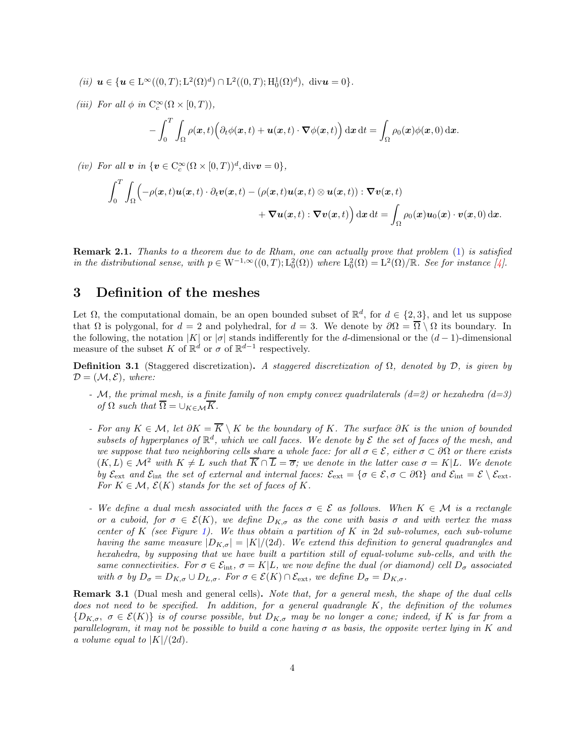*(ii)* $\boldsymbol{u} \in \{\boldsymbol{u} \in \mathrm{L}^\infty((0,T);\mathrm{L}^2(\Omega)^d) \cap \mathrm{L}^2((0,T);\mathrm{H}^1_0(\Omega)^d),\ \mathrm{div}\boldsymbol{u} = 0\}$.

*(iii) For all* $\phi$ *in* $\mathrm{C}^\infty_c(\Omega \times [0,T))$,

$$-\int_0^T \int_\Omega \rho(\boldsymbol{x},t)\Big(\partial_t \phi(\boldsymbol{x},t) + \boldsymbol{u}(\boldsymbol{x},t)\cdot \boldsymbol{\nabla}\phi(\boldsymbol{x},t)\Big)\,\mathrm{d}\boldsymbol{x}\,\mathrm{d}t = \int_\Omega \rho_0(\boldsymbol{x})\phi(\boldsymbol{x},0)\,\mathrm{d}\boldsymbol{x}.$$

*(iv) For all* $\boldsymbol{v}$ *in* $\{\boldsymbol{v} \in \mathrm{C}^\infty_c(\Omega \times [0,T))^d, \mathrm{div}\boldsymbol{v} = 0\}$,

$$\int_0^T \int_\Omega \Big(-\rho(\boldsymbol{x},t)\boldsymbol{u}(\boldsymbol{x},t)\cdot\partial_t \boldsymbol{v}(\boldsymbol{x},t) - (\rho(\boldsymbol{x},t)\boldsymbol{u}(\boldsymbol{x},t)\otimes\boldsymbol{u}(\boldsymbol{x},t)) : \boldsymbol{\nabla}\boldsymbol{v}(\boldsymbol{x},t) + \boldsymbol{\nabla}\boldsymbol{u}(\boldsymbol{x},t) : \boldsymbol{\nabla}\boldsymbol{v}(\boldsymbol{x},t)\Big)\,\mathrm{d}\boldsymbol{x}\,\mathrm{d}t = \int_\Omega \rho_0(\boldsymbol{x})\boldsymbol{u}_0(\boldsymbol{x})\cdot\boldsymbol{v}(\boldsymbol{x},0)\,\mathrm{d}\boldsymbol{x}.$$

**Remark 2.1.** *Thanks to a theorem due to de Rham, one can actually prove that problem (1) is satisfied in the distributional sense, with* $p \in \mathrm{W}^{-1,\infty}((0,T);\mathrm{L}^2_0(\Omega))$ *where* $\mathrm{L}^2_0(\Omega) = \mathrm{L}^2(\Omega)/\mathbb{R}$*. See for instance [4].*

# 3 Definition of the meshes

Let $\Omega$, the computational domain, be an open bounded subset of $\mathbb{R}^d$, for $d \in \{2,3\}$, and let us suppose that $\Omega$ is polygonal, for $d = 2$ and polyhedral, for $d = 3$. We denote by $\partial\Omega = \overline{\Omega} \setminus \Omega$ its boundary. In the following, the notation $|K|$ or $|\sigma|$ stands indifferently for the $d$-dimensional or the $(d-1)$-dimensional measure of the subset $K$ of $\mathbb{R}^d$ or $\sigma$ of $\mathbb{R}^{d-1}$ respectively.

**Definition 3.1** (Staggered discretization)**.** *A staggered discretization of* $\Omega$*, denoted by* $\mathcal{D}$*, is given by* $\mathcal{D} = (\mathcal{M}, \mathcal{E})$*, where:*

- *$\mathcal{M}$, the primal mesh, is a finite family of non empty convex quadrilaterals (d=2) or hexahedra (d=3) of $\Omega$ such that $\overline{\Omega} = \cup_{K\in\mathcal{M}}\overline{K}$.*

- *For any $K \in \mathcal{M}$, let $\partial K = \overline{K} \setminus K$ be the boundary of $K$. The surface $\partial K$ is the union of bounded subsets of hyperplanes of $\mathbb{R}^d$, which we call faces. We denote by $\mathcal{E}$ the set of faces of the mesh, and we suppose that two neighboring cells share a whole face: for all $\sigma \in \mathcal{E}$, either $\sigma \subset \partial\Omega$ or there exists $(K,L) \in \mathcal{M}^2$ with $K \neq L$ such that $\overline{K} \cap \overline{L} = \overline{\sigma}$; we denote in the latter case $\sigma = K|L$. We denote by $\mathcal{E}_{\rm ext}$ and $\mathcal{E}_{\rm int}$ the set of external and internal faces: $\mathcal{E}_{\rm ext} = \{\sigma \in \mathcal{E}, \sigma \subset \partial\Omega\}$ and $\mathcal{E}_{\rm int} = \mathcal{E} \setminus \mathcal{E}_{\rm ext}$. For $K \in \mathcal{M}$, $\mathcal{E}(K)$ stands for the set of faces of $K$.*

- *We define a dual mesh associated with the faces $\sigma \in \mathcal{E}$ as follows. When $K \in \mathcal{M}$ is a rectangle or a cuboid, for $\sigma \in \mathcal{E}(K)$, we define $D_{K,\sigma}$ as the cone with basis $\sigma$ and with vertex the mass center of $K$ (see Figure 1). We thus obtain a partition of $K$ in $2d$ sub-volumes, each sub-volume having the same measure $|D_{K,\sigma}| = |K|/(2d)$. We extend this definition to general quadrangles and hexahedra, by supposing that we have built a partition still of equal-volume sub-cells, and with the same connectivities. For $\sigma \in \mathcal{E}_{\rm int}$, $\sigma = K|L$, we now define the dual (or diamond) cell $D_\sigma$ associated with $\sigma$ by $D_\sigma = D_{K,\sigma} \cup D_{L,\sigma}$. For $\sigma \in \mathcal{E}(K) \cap \mathcal{E}_{\rm ext}$, we define $D_\sigma = D_{K,\sigma}$.*

**Remark 3.1** (Dual mesh and general cells)**.** *Note that, for a general mesh, the shape of the dual cells does not need to be specified. In addition, for a general quadrangle $K$, the definition of the volumes $\{D_{K,\sigma},\ \sigma \in \mathcal{E}(K)\}$ is of course possible, but $D_{K,\sigma}$ may be no longer a cone; indeed, if $K$ is far from a parallelogram, it may not be possible to build a cone having $\sigma$ as basis, the opposite vertex lying in $K$ and a volume equal to $|K|/(2d)$.*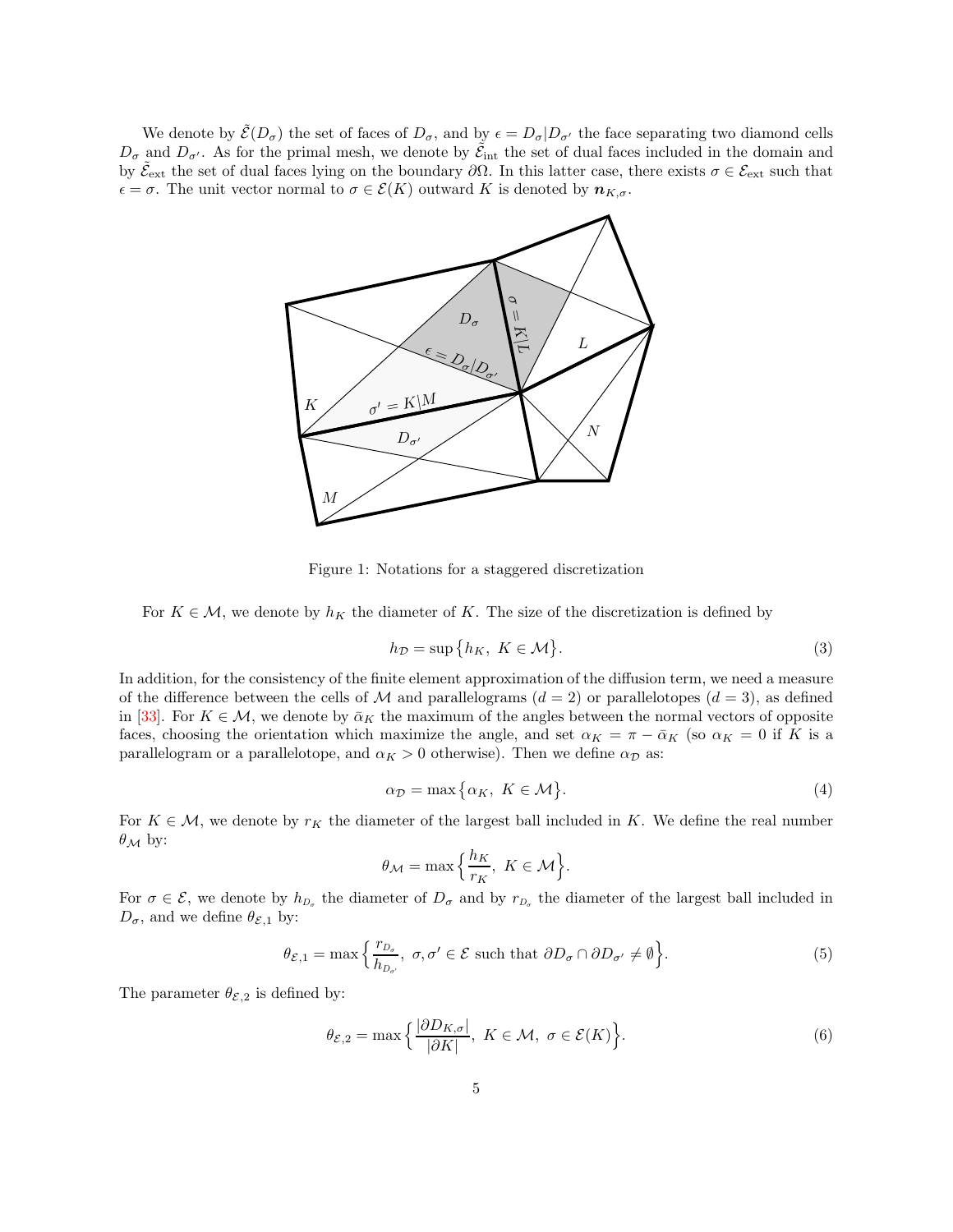We denote by $\tilde{\mathcal{E}}(D_\sigma)$ the set of faces of $D_\sigma$, and by $\epsilon = D_\sigma|D_{\sigma'}$ the face separating two diamond cells $D_\sigma$ and $D_{\sigma'}$. As for the primal mesh, we denote by $\tilde{\mathcal{E}}_{\rm int}$ the set of dual faces included in the domain and by $\tilde{\mathcal{E}}_{\rm ext}$ the set of dual faces lying on the boundary $\partial\Omega$. In this latter case, there exists $\sigma \in \mathcal{E}_{\rm ext}$ such that $\epsilon = \sigma$. The unit vector normal to $\sigma \in \mathcal{E}(K)$ outward $K$ is denoted by $\boldsymbol{n}_{K,\sigma}$.

Figure 1: Notations for a staggered discretization

For $K \in \mathcal{M}$, we denote by $h_K$ the diameter of $K$. The size of the discretization is defined by

$$h_{\mathcal{D}} = \sup\big\{h_K,\ K \in \mathcal{M}\big\}. \tag{3}$$

In addition, for the consistency of the finite element approximation of the diffusion term, we need a measure of the difference between the cells of $\mathcal{M}$ and parallelograms ($d = 2$) or parallelotopes ($d = 3$), as defined in [33]. For $K \in \mathcal{M}$, we denote by $\bar{\alpha}_K$ the maximum of the angles between the normal vectors of opposite faces, choosing the orientation which maximize the angle, and set $\alpha_K = \pi - \bar{\alpha}_K$ (so $\alpha_K = 0$ if $K$ is a parallelogram or a parallelotope, and $\alpha_K > 0$ otherwise). Then we define $\alpha_{\mathcal{D}}$ as:

$$\alpha_{\mathcal{D}} = \max\big\{\alpha_K,\ K \in \mathcal{M}\big\}. \tag{4}$$

For $K \in \mathcal{M}$, we denote by $r_K$ the diameter of the largest ball included in $K$. We define the real number $\theta_{\mathcal{M}}$ by:

$$\theta_{\mathcal{M}} = \max\Big\{\frac{h_K}{r_K},\ K \in \mathcal{M}\Big\}.$$

For $\sigma \in \mathcal{E}$, we denote by $h_{D_\sigma}$ the diameter of $D_\sigma$ and by $r_{D_\sigma}$ the diameter of the largest ball included in $D_\sigma$, and we define $\theta_{\mathcal{E},1}$ by:

$$\theta_{\mathcal{E},1} = \max\Big\{\frac{r_{D_\sigma}}{h_{D_{\sigma'}}},\ \sigma, \sigma' \in \mathcal{E} \text{ such that } \partial D_\sigma \cap \partial D_{\sigma'} \neq \emptyset\Big\}. \tag{5}$$

The parameter $\theta_{\mathcal{E},2}$ is defined by:

$$\theta_{\mathcal{E},2} = \max\Big\{\frac{|\partial D_{K,\sigma}|}{|\partial K|},\ K \in \mathcal{M},\ \sigma \in \mathcal{E}(K)\Big\}. \tag{6}$$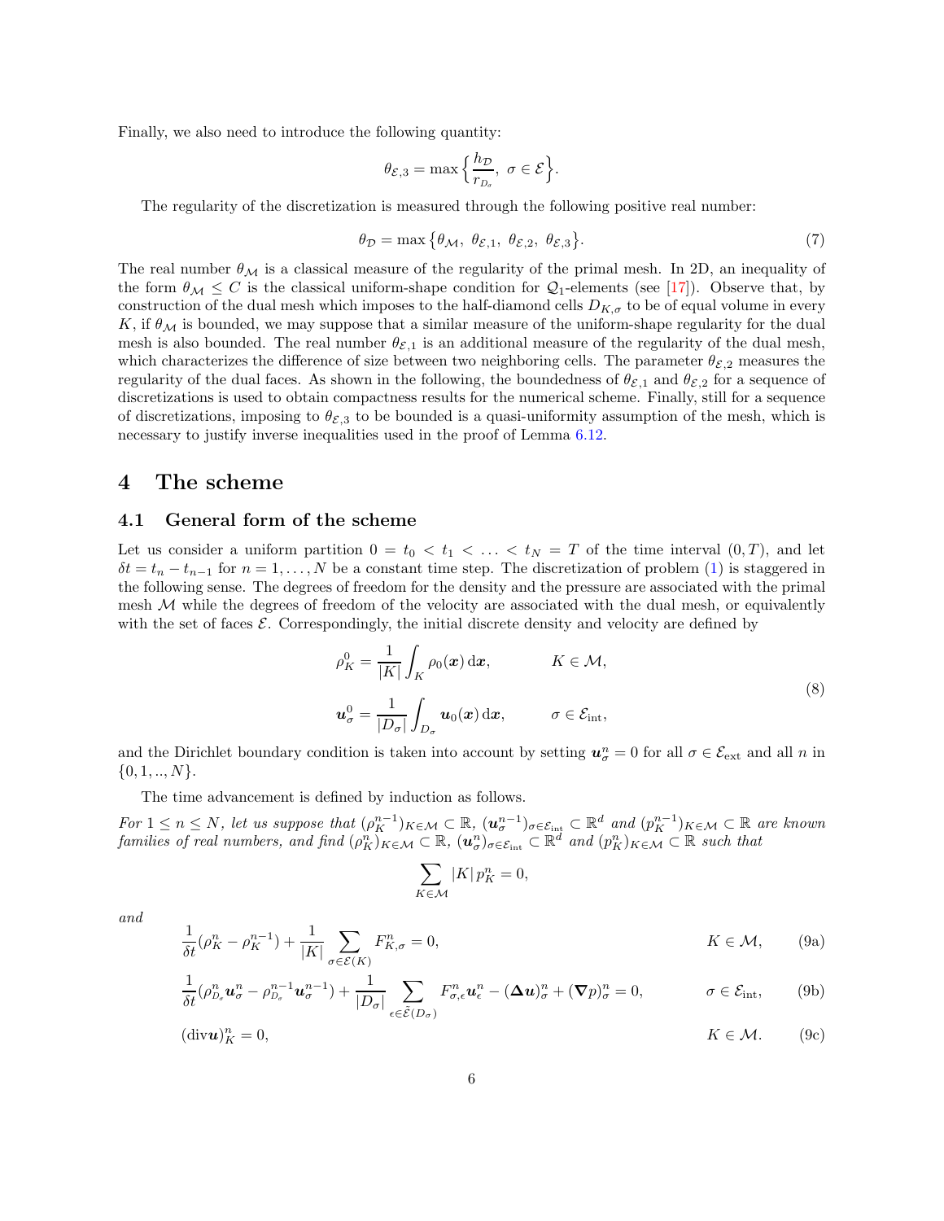Finally, we also need to introduce the following quantity:

$$\theta_{\mathcal{E},3} = \max\Big\{\frac{h_{\mathcal{D}}}{r_{D_\sigma}},\ \sigma \in \mathcal{E}\Big\}.$$

The regularity of the discretization is measured through the following positive real number:

$$\theta_{\mathcal{D}} = \max\big\{\theta_{\mathcal{M}},\ \theta_{\mathcal{E},1},\ \theta_{\mathcal{E},2},\ \theta_{\mathcal{E},3}\big\}. \tag{7}$$

The real number $\theta_{\mathcal{M}}$ is a classical measure of the regularity of the primal mesh. In 2D, an inequality of the form $\theta_{\mathcal{M}} \leq C$ is the classical uniform-shape condition for $\mathcal{Q}_1$-elements (see [17]). Observe that, by construction of the dual mesh which imposes to the half-diamond cells $D_{K,\sigma}$ to be of equal volume in every $K$, if $\theta_{\mathcal{M}}$ is bounded, we may suppose that a similar measure of the uniform-shape regularity for the dual mesh is also bounded. The real number $\theta_{\mathcal{E},1}$ is an additional measure of the regularity of the dual mesh, which characterizes the difference of size between two neighboring cells. The parameter $\theta_{\mathcal{E},2}$ measures the regularity of the dual faces. As shown in the following, the boundedness of $\theta_{\mathcal{E},1}$ and $\theta_{\mathcal{E},2}$ for a sequence of discretizations is used to obtain compactness results for the numerical scheme. Finally, still for a sequence of discretizations, imposing to $\theta_{\mathcal{E},3}$ to be bounded is a quasi-uniformity assumption of the mesh, which is necessary to justify inverse inequalities used in the proof of Lemma 6.12.

# 4 The scheme

## 4.1 General form of the scheme

Let us consider a uniform partition $0 = t_0 < t_1 < \ldots < t_N = T$ of the time interval $(0, T)$, and let $\delta t = t_n - t_{n-1}$ for $n = 1, \ldots, N$ be a constant time step. The discretization of problem (1) is staggered in the following sense. The degrees of freedom for the density and the pressure are associated with the primal mesh $\mathcal{M}$ while the degrees of freedom of the velocity are associated with the dual mesh, or equivalently with the set of faces $\mathcal{E}$. Correspondingly, the initial discrete density and velocity are defined by

$$\begin{aligned}
&\rho_K^0 = \frac{1}{|K|}\int_K \rho_0(\boldsymbol{x})\,\mathrm{d}\boldsymbol{x}, && K \in \mathcal{M},\\
&\boldsymbol{u}_\sigma^0 = \frac{1}{|D_\sigma|}\int_{D_\sigma} \boldsymbol{u}_0(\boldsymbol{x})\,\mathrm{d}\boldsymbol{x}, && \sigma \in \mathcal{E}_{\mathrm{int}},
\end{aligned} \tag{8}$$

and the Dirichlet boundary condition is taken into account by setting $\boldsymbol{u}_\sigma^n = 0$ for all $\sigma \in \mathcal{E}_{\mathrm{ext}}$ and all $n$ in $\{0, 1, .., N\}$.

The time advancement is defined by induction as follows.

*For $1 \leq n \leq N$, let us suppose that $(\rho_K^{n-1})_{K\in\mathcal{M}} \subset \mathbb{R}$, $(\boldsymbol{u}_\sigma^{n-1})_{\sigma\in\mathcal{E}_{\mathrm{int}}} \subset \mathbb{R}^d$ and $(p_K^{n-1})_{K\in\mathcal{M}} \subset \mathbb{R}$ are known families of real numbers, and find $(\rho_K^n)_{K\in\mathcal{M}} \subset \mathbb{R}$, $(\boldsymbol{u}_\sigma^n)_{\sigma\in\mathcal{E}_{\mathrm{int}}} \subset \mathbb{R}^d$ and $(p_K^n)_{K\in\mathcal{M}} \subset \mathbb{R}$ such that*

$$\sum_{K\in\mathcal{M}} |K|\, p_K^n = 0,$$

*and*

$$\frac{1}{\delta t}(\rho_K^n - \rho_K^{n-1}) + \frac{1}{|K|}\sum_{\sigma\in\mathcal{E}(K)} F_{K,\sigma}^n = 0, \qquad K \in \mathcal{M}, \tag{9a}$$

$$\frac{1}{\delta t}(\rho_{D_\sigma}^n \boldsymbol{u}_\sigma^n - \rho_{D_\sigma}^{n-1}\boldsymbol{u}_\sigma^{n-1}) + \frac{1}{|D_\sigma|}\sum_{\epsilon\in\tilde{\mathcal{E}}(D_\sigma)} F_{\sigma,\epsilon}^n \boldsymbol{u}_\epsilon^n - (\boldsymbol{\Delta u})_\sigma^n + (\boldsymbol{\nabla} p)_\sigma^n = 0, \qquad \sigma \in \mathcal{E}_{\mathrm{int}}, \tag{9b}$$

$$(\mathrm{div}\boldsymbol{u})_K^n = 0, \qquad K \in \mathcal{M}. \tag{9c}$$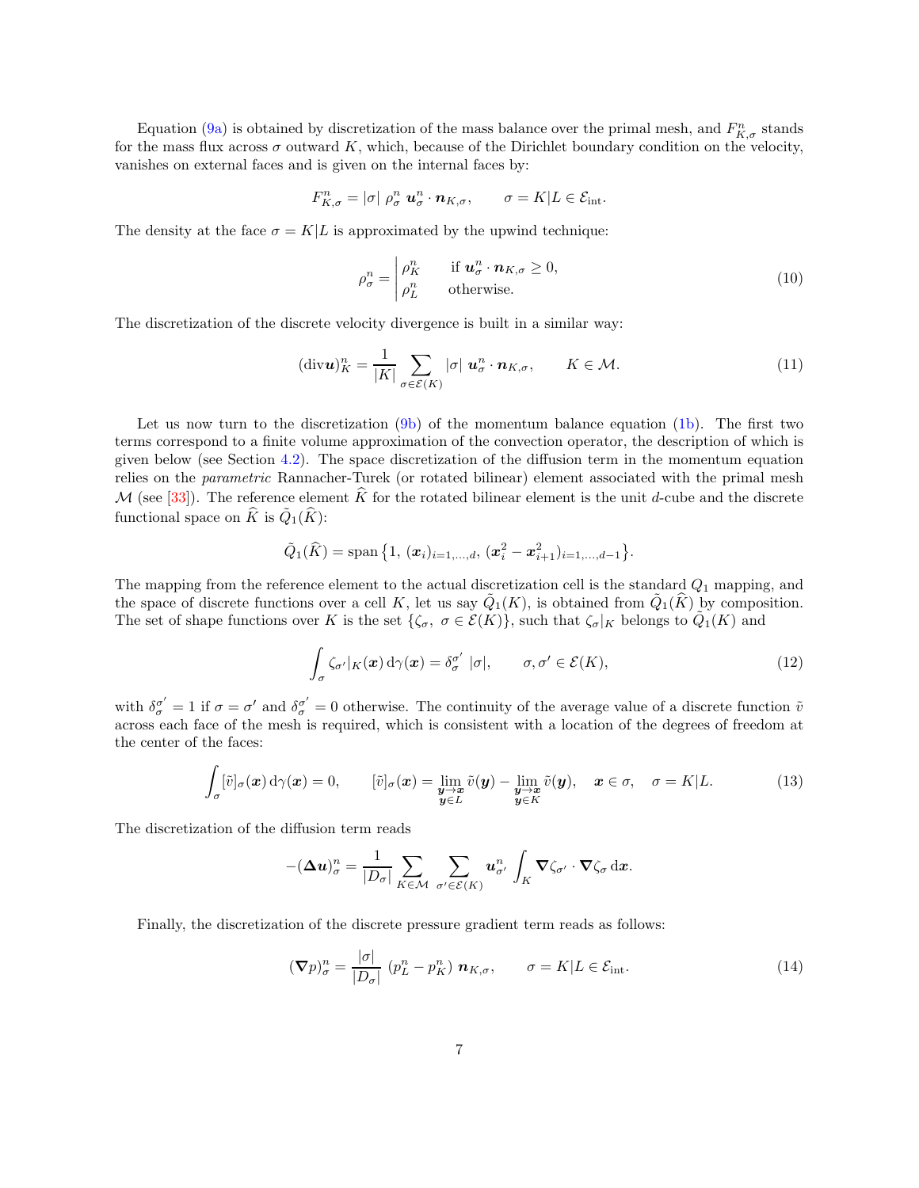Equation (9a) is obtained by discretization of the mass balance over the primal mesh, and $F^n_{K,\sigma}$ stands for the mass flux across $\sigma$ outward $K$, which, because of the Dirichlet boundary condition on the velocity, vanishes on external faces and is given on the internal faces by:

$$F^n_{K,\sigma} = |\sigma| \ \rho^n_\sigma \ \boldsymbol{u}^n_\sigma \cdot \boldsymbol{n}_{K,\sigma}, \qquad \sigma = K|L \in \mathcal{E}_{\rm int}.$$

The density at the face $\sigma = K|L$ is approximated by the upwind technique:

$$\rho^n_\sigma = \left| \begin{array}{ll} \rho^n_K & \quad \text{if } \boldsymbol{u}^n_\sigma \cdot \boldsymbol{n}_{K,\sigma} \geq 0, \\ \rho^n_L & \quad \text{otherwise.} \end{array} \right. \tag{10}$$

The discretization of the discrete velocity divergence is built in a similar way:

$$(\mathrm{div} \boldsymbol{u})^n_K = \frac{1}{|K|} \sum_{\sigma \in \mathcal{E}(K)} |\sigma| \ \boldsymbol{u}^n_\sigma \cdot \boldsymbol{n}_{K,\sigma}, \qquad K \in \mathcal{M}. \tag{11}$$

Let us now turn to the discretization (9b) of the momentum balance equation (1b). The first two terms correspond to a finite volume approximation of the convection operator, the description of which is given below (see Section 4.2). The space discretization of the diffusion term in the momentum equation relies on the *parametric* Rannacher-Turek (or rotated bilinear) element associated with the primal mesh $\mathcal{M}$ (see [33]). The reference element $\widehat{K}$ for the rotated bilinear element is the unit $d$-cube and the discrete functional space on $\widehat{K}$ is $\tilde{Q}_1(\widehat{K})$:

$$\tilde{Q}_1(\widehat{K}) = \operatorname{span}\big\{1, \ (\boldsymbol{x}_i)_{i=1,\ldots,d}, \ (\boldsymbol{x}_i^2 - \boldsymbol{x}_{i+1}^2)_{i=1,\ldots,d-1}\big\}.$$

The mapping from the reference element to the actual discretization cell is the standard $Q_1$ mapping, and the space of discrete functions over a cell $K$, let us say $\tilde{Q}_1(K)$, is obtained from $\tilde{Q}_1(\widehat{K})$ by composition. The set of shape functions over $K$ is the set $\{\zeta_\sigma, \ \sigma \in \mathcal{E}(K)\}$, such that $\zeta_\sigma|_K$ belongs to $\tilde{Q}_1(K)$ and

$$\int_\sigma \zeta_{\sigma'}|_K(\boldsymbol{x}) \, \mathrm{d}\gamma(\boldsymbol{x}) = \delta_\sigma^{\sigma'} \ |\sigma|, \qquad \sigma, \sigma' \in \mathcal{E}(K), \tag{12}$$

with $\delta_\sigma^{\sigma'} = 1$ if $\sigma = \sigma'$ and $\delta_\sigma^{\sigma'} = 0$ otherwise. The continuity of the average value of a discrete function $\tilde{v}$ across each face of the mesh is required, which is consistent with a location of the degrees of freedom at the center of the faces:

$$\int_\sigma [\tilde{v}]_\sigma(\boldsymbol{x}) \, \mathrm{d}\gamma(\boldsymbol{x}) = 0, \qquad [\tilde{v}]_\sigma(\boldsymbol{x}) = \lim_{\substack{\boldsymbol{y} \to \boldsymbol{x} \\ \boldsymbol{y} \in L}} \tilde{v}(\boldsymbol{y}) - \lim_{\substack{\boldsymbol{y} \to \boldsymbol{x} \\ \boldsymbol{y} \in K}} \tilde{v}(\boldsymbol{y}), \quad \boldsymbol{x} \in \sigma, \quad \sigma = K|L. \tag{13}$$

The discretization of the diffusion term reads

$$-(\boldsymbol{\Delta u})^n_\sigma = \frac{1}{|D_\sigma|} \sum_{K \in \mathcal{M}} \ \sum_{\sigma' \in \mathcal{E}(K)} \boldsymbol{u}^n_{\sigma'} \int_K \boldsymbol{\nabla} \zeta_{\sigma'} \cdot \boldsymbol{\nabla} \zeta_\sigma \, \mathrm{d}\boldsymbol{x}.$$

Finally, the discretization of the discrete pressure gradient term reads as follows:

$$(\boldsymbol{\nabla} p)^n_\sigma = \frac{|\sigma|}{|D_\sigma|} \ (p^n_L - p^n_K) \ \boldsymbol{n}_{K,\sigma}, \qquad \sigma = K|L \in \mathcal{E}_{\rm int}. \tag{14}$$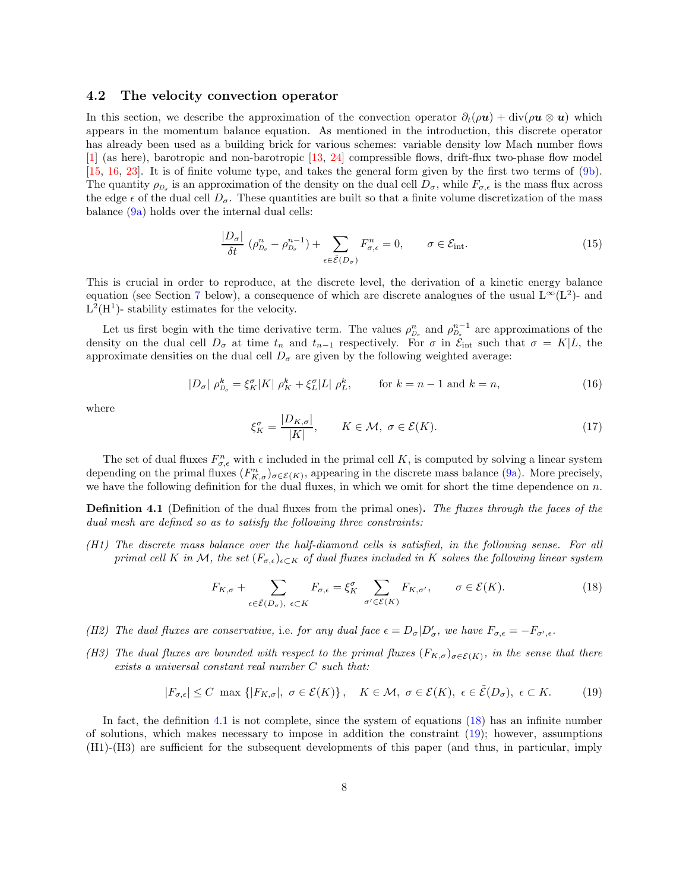### 4.2 The velocity convection operator

In this section, we describe the approximation of the convection operator $\partial_t(\rho \boldsymbol{u}) + \mathrm{div}(\rho \boldsymbol{u} \otimes \boldsymbol{u})$ which appears in the momentum balance equation. As mentioned in the introduction, this discrete operator has already been used as a building brick for various schemes: variable density low Mach number flows [1] (as here), barotropic and non-barotropic [13, 24] compressible flows, drift-flux two-phase flow model [15, 16, 23]. It is of finite volume type, and takes the general form given by the first two terms of (9b). The quantity $\rho_{D_\sigma}$ is an approximation of the density on the dual cell $D_\sigma$, while $F_{\sigma,\epsilon}$ is the mass flux across the edge $\epsilon$ of the dual cell $D_\sigma$. These quantities are built so that a finite volume discretization of the mass balance (9a) holds over the internal dual cells:

$$\frac{|D_\sigma|}{\delta t}\,(\rho^n_{D_\sigma} - \rho^{n-1}_{D_\sigma}) + \sum_{\epsilon \in \tilde{\mathcal{E}}(D_\sigma)} F^n_{\sigma,\epsilon} = 0, \qquad \sigma \in \mathcal{E}_{\mathrm{int}}. \tag{15}$$

This is crucial in order to reproduce, at the discrete level, the derivation of a kinetic energy balance equation (see Section 7 below), a consequence of which are discrete analogues of the usual $\mathrm{L}^\infty(\mathrm{L}^2)$- and $\mathrm{L}^2(\mathrm{H}^1)$- stability estimates for the velocity.

Let us first begin with the time derivative term. The values $\rho^n_{D_\sigma}$ and $\rho^{n-1}_{D_\sigma}$ are approximations of the density on the dual cell $D_\sigma$ at time $t_n$ and $t_{n-1}$ respectively. For $\sigma$ in $\mathcal{E}_{\mathrm{int}}$ such that $\sigma = K|L$, the approximate densities on the dual cell $D_\sigma$ are given by the following weighted average:

$$|D_\sigma|\ \rho^k_{D_\sigma} = \xi^\sigma_K |K|\ \rho^k_K + \xi^\sigma_L |L|\ \rho^k_L, \qquad \text{for } k = n-1 \text{ and } k = n, \tag{16}$$

where

$$\xi^\sigma_K = \frac{|D_{K,\sigma}|}{|K|}, \qquad K \in \mathcal{M},\ \sigma \in \mathcal{E}(K). \tag{17}$$

The set of dual fluxes $F^n_{\sigma,\epsilon}$ with $\epsilon$ included in the primal cell $K$, is computed by solving a linear system depending on the primal fluxes $(F^n_{K,\sigma})_{\sigma \in \mathcal{E}(K)}$, appearing in the discrete mass balance (9a). More precisely, we have the following definition for the dual fluxes, in which we omit for short the time dependence on $n$.

**Definition 4.1** (Definition of the dual fluxes from the primal ones)**.** *The fluxes through the faces of the dual mesh are defined so as to satisfy the following three constraints:*

*(H1) The discrete mass balance over the half-diamond cells is satisfied, in the following sense. For all primal cell $K$ in $\mathcal{M}$, the set $(F_{\sigma,\epsilon})_{\epsilon \subset K}$ of dual fluxes included in $K$ solves the following linear system*

$$F_{K,\sigma} + \sum_{\epsilon \in \tilde{\mathcal{E}}(D_\sigma),\ \epsilon \subset K} F_{\sigma,\epsilon} = \xi^\sigma_K \sum_{\sigma' \in \mathcal{E}(K)} F_{K,\sigma'}, \qquad \sigma \in \mathcal{E}(K). \tag{18}$$

*(H2) The dual fluxes are conservative,* i.e. *for any dual face $\epsilon = D_\sigma|D'_\sigma$, we have $F_{\sigma,\epsilon} = -F_{\sigma',\epsilon}$.*

*(H3) The dual fluxes are bounded with respect to the primal fluxes $(F_{K,\sigma})_{\sigma \in \mathcal{E}(K)}$, in the sense that there exists a universal constant real number $C$ such that:*

$$|F_{\sigma,\epsilon}| \leq C\ \max\left\{|F_{K,\sigma}|,\ \sigma \in \mathcal{E}(K)\right\}, \quad K \in \mathcal{M},\ \sigma \in \mathcal{E}(K),\ \epsilon \in \tilde{\mathcal{E}}(D_\sigma),\ \epsilon \subset K. \tag{19}$$

In fact, the definition 4.1 is not complete, since the system of equations (18) has an infinite number of solutions, which makes necessary to impose in addition the constraint (19); however, assumptions (H1)-(H3) are sufficient for the subsequent developments of this paper (and thus, in particular, imply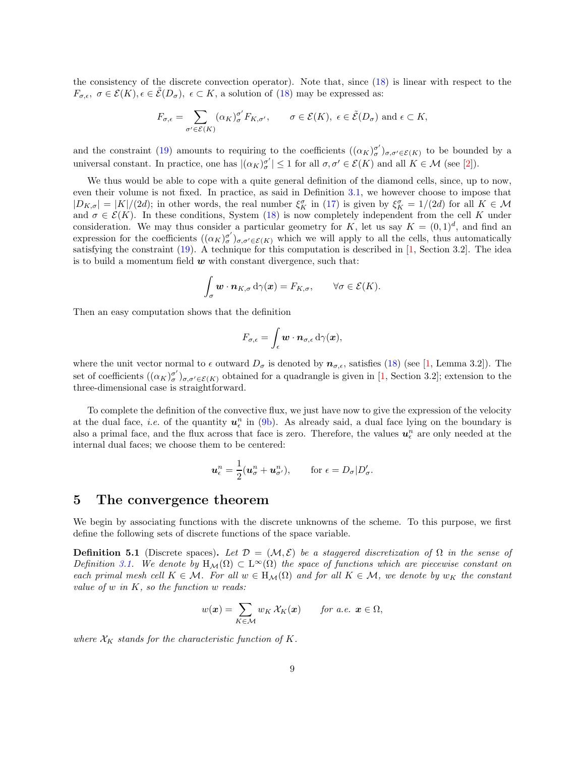the consistency of the discrete convection operator). Note that, since (18) is linear with respect to the $F_{\sigma,\epsilon},\ \sigma \in \mathcal{E}(K), \epsilon \in \tilde{\mathcal{E}}(D_\sigma),\ \epsilon \subset K$, a solution of (18) may be expressed as:

$$F_{\sigma,\epsilon} = \sum_{\sigma' \in \mathcal{E}(K)} (\alpha_K)_\sigma^{\sigma'} F_{K,\sigma'}, \qquad \sigma \in \mathcal{E}(K),\ \epsilon \in \tilde{\mathcal{E}}(D_\sigma) \text{ and } \epsilon \subset K,$$

and the constraint (19) amounts to requiring to the coefficients $((\alpha_K)_\sigma^{\sigma'})_{\sigma,\sigma' \in \mathcal{E}(K)}$ to be bounded by a universal constant. In practice, one has $|(\alpha_K)_\sigma^{\sigma'}| \leq 1$ for all $\sigma, \sigma' \in \mathcal{E}(K)$ and all $K \in \mathcal{M}$ (see [2]).

We thus would be able to cope with a quite general definition of the diamond cells, since, up to now, even their volume is not fixed. In practice, as said in Definition 3.1, we however choose to impose that $|D_{K,\sigma}| = |K|/(2d)$; in other words, the real number $\xi_K^\sigma$ in (17) is given by $\xi_K^\sigma = 1/(2d)$ for all $K \in \mathcal{M}$ and $\sigma \in \mathcal{E}(K)$. In these conditions, System (18) is now completely independent from the cell $K$ under consideration. We may thus consider a particular geometry for $K$, let us say $K = (0,1)^d$, and find an expression for the coefficients $((\alpha_K)_\sigma^{\sigma'})_{\sigma,\sigma' \in \mathcal{E}(K)}$ which we will apply to all the cells, thus automatically satisfying the constraint (19). A technique for this computation is described in [1, Section 3.2]. The idea is to build a momentum field $\boldsymbol{w}$ with constant divergence, such that:

$$\int_\sigma \boldsymbol{w} \cdot \boldsymbol{n}_{K,\sigma} \,\mathrm{d}\gamma(\boldsymbol{x}) = F_{K,\sigma}, \qquad \forall \sigma \in \mathcal{E}(K).$$

Then an easy computation shows that the definition

$$F_{\sigma,\epsilon} = \int_\epsilon \boldsymbol{w} \cdot \boldsymbol{n}_{\sigma,\epsilon} \,\mathrm{d}\gamma(\boldsymbol{x}),$$

where the unit vector normal to $\epsilon$ outward $D_\sigma$ is denoted by $\boldsymbol{n}_{\sigma,\epsilon}$, satisfies (18) (see [1, Lemma 3.2]). The set of coefficients $((\alpha_K)_\sigma^{\sigma'})_{\sigma,\sigma' \in \mathcal{E}(K)}$ obtained for a quadrangle is given in [1, Section 3.2]; extension to the three-dimensional case is straightforward.

To complete the definition of the convective flux, we just have now to give the expression of the velocity at the dual face, *i.e.* of the quantity $\boldsymbol{u}_\epsilon^n$ in (9b). As already said, a dual face lying on the boundary is also a primal face, and the flux across that face is zero. Therefore, the values $\boldsymbol{u}_\epsilon^n$ are only needed at the internal dual faces; we choose them to be centered:

$$\boldsymbol{u}_\epsilon^n = \frac{1}{2}(\boldsymbol{u}_\sigma^n + \boldsymbol{u}_{\sigma'}^n), \qquad \text{for } \epsilon = D_\sigma | D'_\sigma.$$

## 5 The convergence theorem

We begin by associating functions with the discrete unknowns of the scheme. To this purpose, we first define the following sets of discrete functions of the space variable.

**Definition 5.1** (Discrete spaces). *Let $\mathcal{D} = (\mathcal{M}, \mathcal{E})$ be a staggered discretization of $\Omega$ in the sense of Definition 3.1. We denote by $\mathrm{H}_\mathcal{M}(\Omega) \subset \mathrm{L}^\infty(\Omega)$ the space of functions which are piecewise constant on each primal mesh cell $K \in \mathcal{M}$. For all $w \in \mathrm{H}_\mathcal{M}(\Omega)$ and for all $K \in \mathcal{M}$, we denote by $w_K$ the constant value of $w$ in $K$, so the function $w$ reads:*

$$w(\boldsymbol{x}) = \sum_{K \in \mathcal{M}} w_K \, \mathcal{X}_K(\boldsymbol{x}) \qquad \textit{for a.e. } \boldsymbol{x} \in \Omega,$$

*where $\mathcal{X}_K$ stands for the characteristic function of $K$.*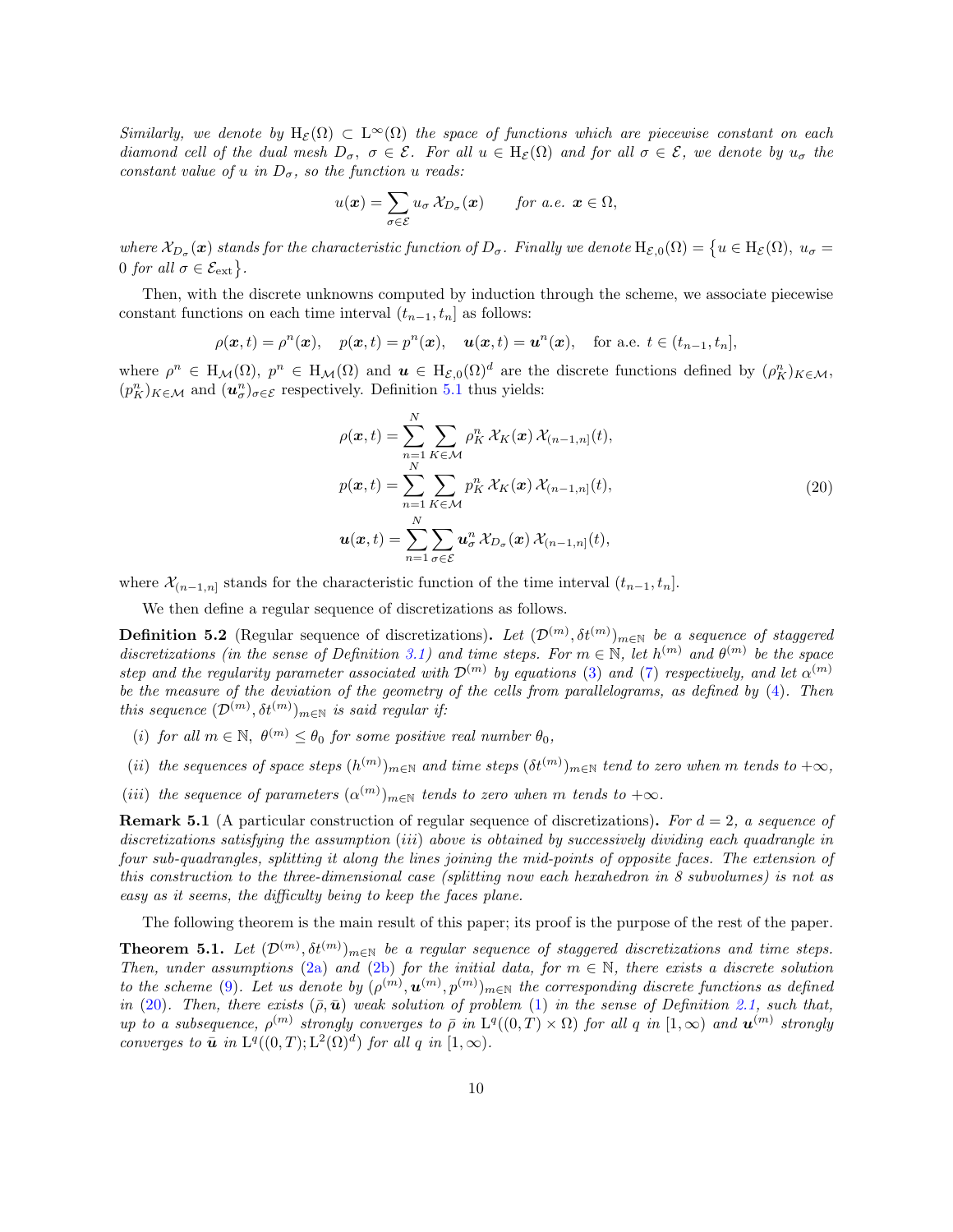*Similarly, we denote by* $\mathrm{H}_{\mathcal{E}}(\Omega) \subset \mathrm{L}^\infty(\Omega)$ *the space of functions which are piecewise constant on each diamond cell of the dual mesh* $D_\sigma$, $\sigma \in \mathcal{E}$. *For all* $u \in \mathrm{H}_{\mathcal{E}}(\Omega)$ *and for all* $\sigma \in \mathcal{E}$, *we denote by* $u_\sigma$ *the constant value of* $u$ *in* $D_\sigma$, *so the function* $u$ *reads:*

$$u(\boldsymbol{x}) = \sum_{\sigma \in \mathcal{E}} u_\sigma \, \mathcal{X}_{D_\sigma}(\boldsymbol{x}) \qquad \text{for a.e. } \boldsymbol{x} \in \Omega,$$

*where* $\mathcal{X}_{D_\sigma}(\boldsymbol{x})$ *stands for the characteristic function of* $D_\sigma$. *Finally we denote* $\mathrm{H}_{\mathcal{E},0}(\Omega) = \big\{u \in \mathrm{H}_{\mathcal{E}}(\Omega),\ u_\sigma = 0 \text{ for all } \sigma \in \mathcal{E}_{\rm ext}\big\}$.

Then, with the discrete unknowns computed by induction through the scheme, we associate piecewise constant functions on each time interval $(t_{n-1}, t_n]$ as follows:

$$\rho(\boldsymbol{x},t) = \rho^n(\boldsymbol{x}), \quad p(\boldsymbol{x},t) = p^n(\boldsymbol{x}), \quad \boldsymbol{u}(\boldsymbol{x},t) = \boldsymbol{u}^n(\boldsymbol{x}), \quad \text{for a.e. } t \in (t_{n-1}, t_n],$$

where $\rho^n \in \mathrm{H}_{\mathcal{M}}(\Omega)$, $p^n \in \mathrm{H}_{\mathcal{M}}(\Omega)$ and $\boldsymbol{u} \in \mathrm{H}_{\mathcal{E},0}(\Omega)^d$ are the discrete functions defined by $(\rho_K^n)_{K\in\mathcal{M}}$, $(p_K^n)_{K\in\mathcal{M}}$ and $(\boldsymbol{u}_\sigma^n)_{\sigma\in\mathcal{E}}$ respectively. Definition 5.1 thus yields:

$$\begin{aligned}
\rho(\boldsymbol{x},t) &= \sum_{n=1}^{N} \sum_{K\in\mathcal{M}} \rho_K^n \, \mathcal{X}_K(\boldsymbol{x}) \, \mathcal{X}_{(n-1,n]}(t), \\
p(\boldsymbol{x},t) &= \sum_{n=1}^{N} \sum_{K\in\mathcal{M}} p_K^n \, \mathcal{X}_K(\boldsymbol{x}) \, \mathcal{X}_{(n-1,n]}(t), \\
\boldsymbol{u}(\boldsymbol{x},t) &= \sum_{n=1}^{N} \sum_{\sigma\in\mathcal{E}} \boldsymbol{u}_\sigma^n \, \mathcal{X}_{D_\sigma}(\boldsymbol{x}) \, \mathcal{X}_{(n-1,n]}(t),
\end{aligned} \tag{20}$$

where $\mathcal{X}_{(n-1,n]}$ stands for the characteristic function of the time interval $(t_{n-1}, t_n]$.

We then define a regular sequence of discretizations as follows.

**Definition 5.2** (Regular sequence of discretizations)**.** *Let* $(\mathcal{D}^{(m)}, \delta t^{(m)})_{m\in\mathbb{N}}$ *be a sequence of staggered discretizations (in the sense of Definition 3.1) and time steps. For* $m \in \mathbb{N}$, *let* $h^{(m)}$ *and* $\theta^{(m)}$ *be the space step and the regularity parameter associated with* $\mathcal{D}^{(m)}$ *by equations* (3) *and* (7) *respectively, and let* $\alpha^{(m)}$ *be the measure of the deviation of the geometry of the cells from parallelograms, as defined by* (4). *Then this sequence* $(\mathcal{D}^{(m)}, \delta t^{(m)})_{m\in\mathbb{N}}$ *is said regular if:*

- *(i) for all* $m \in \mathbb{N}$, $\theta^{(m)} \leq \theta_0$ *for some positive real number* $\theta_0$,
- *(ii) the sequences of space steps* $(h^{(m)})_{m\in\mathbb{N}}$ *and time steps* $(\delta t^{(m)})_{m\in\mathbb{N}}$ *tend to zero when* $m$ *tends to* $+\infty$,
- *(iii) the sequence of parameters* $(\alpha^{(m)})_{m\in\mathbb{N}}$ *tends to zero when* $m$ *tends to* $+\infty$.

**Remark 5.1** (A particular construction of regular sequence of discretizations)**.** *For* $d = 2$, *a sequence of discretizations satisfying the assumption (iii) above is obtained by successively dividing each quadrangle in four sub-quadrangles, splitting it along the lines joining the mid-points of opposite faces. The extension of this construction to the three-dimensional case (splitting now each hexahedron in 8 subvolumes) is not as easy as it seems, the difficulty being to keep the faces plane.*

The following theorem is the main result of this paper; its proof is the purpose of the rest of the paper.

**Theorem 5.1.** *Let* $(\mathcal{D}^{(m)}, \delta t^{(m)})_{m\in\mathbb{N}}$ *be a regular sequence of staggered discretizations and time steps. Then, under assumptions* (2a) *and* (2b) *for the initial data, for* $m \in \mathbb{N}$, *there exists a discrete solution to the scheme* (9). *Let us denote by* $(\rho^{(m)}, \boldsymbol{u}^{(m)}, p^{(m)})_{m\in\mathbb{N}}$ *the corresponding discrete functions as defined in* (20). *Then, there exists* $(\bar\rho, \bar{\boldsymbol{u}})$ *weak solution of problem* (1) *in the sense of Definition 2.1, such that, up to a subsequence,* $\rho^{(m)}$ *strongly converges to* $\bar\rho$ *in* $\mathrm{L}^q((0,T)\times\Omega)$ *for all* $q$ *in* $[1,\infty)$ *and* $\boldsymbol{u}^{(m)}$ *strongly converges to* $\bar{\boldsymbol{u}}$ *in* $\mathrm{L}^q((0,T);\mathrm{L}^2(\Omega)^d)$ *for all* $q$ *in* $[1,\infty)$.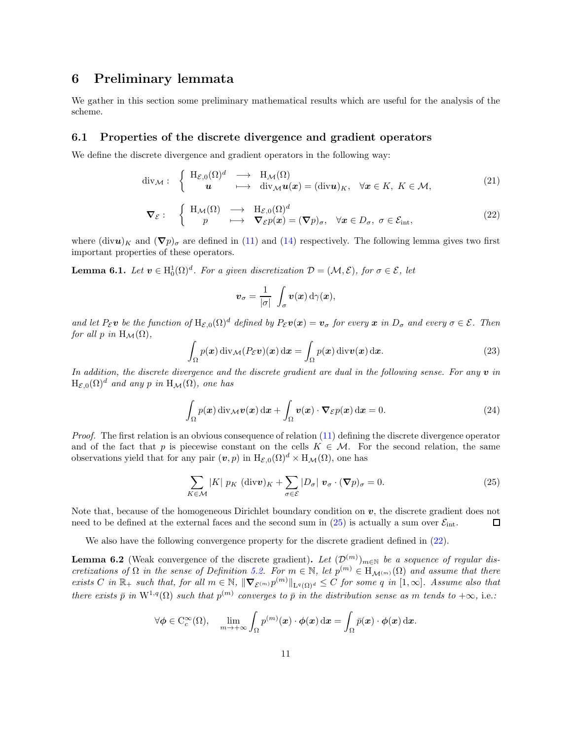# 6 Preliminary lemmata

We gather in this section some preliminary mathematical results which are useful for the analysis of the scheme.

## 6.1 Properties of the discrete divergence and gradient operators

We define the discrete divergence and gradient operators in the following way:

$$\mathrm{div}_{\mathcal{M}} : \left\{ \begin{array}{ccl} \mathrm{H}_{\mathcal{E},0}(\Omega)^d & \longrightarrow & \mathrm{H}_{\mathcal{M}}(\Omega) \\ \boldsymbol{u} & \longmapsto & \mathrm{div}_{\mathcal{M}} \boldsymbol{u}(\boldsymbol{x}) = (\mathrm{div} \boldsymbol{u})_K, \quad \forall \boldsymbol{x} \in K,\ K \in \mathcal{M}, \end{array} \right. \tag{21}$$

$$\boldsymbol{\nabla}_{\mathcal{E}} : \left\{ \begin{array}{ccl} \mathrm{H}_{\mathcal{M}}(\Omega) & \longrightarrow & \mathrm{H}_{\mathcal{E},0}(\Omega)^d \\ p & \longmapsto & \boldsymbol{\nabla}_{\mathcal{E}} p(\boldsymbol{x}) = (\boldsymbol{\nabla} p)_\sigma, \quad \forall \boldsymbol{x} \in D_\sigma,\ \sigma \in \mathcal{E}_{\mathrm{int}}, \end{array} \right. \tag{22}$$

where $(\mathrm{div} \boldsymbol{u})_K$ and $(\boldsymbol{\nabla} p)_\sigma$ are defined in (11) and (14) respectively. The following lemma gives two first important properties of these operators.

**Lemma 6.1.** *Let $\boldsymbol{v} \in \mathrm{H}^1_0(\Omega)^d$. For a given discretization $\mathcal{D} = (\mathcal{M}, \mathcal{E})$, for $\sigma \in \mathcal{E}$, let*

$$\boldsymbol{v}_\sigma = \frac{1}{|\sigma|} \int_\sigma \boldsymbol{v}(\boldsymbol{x}) \,\mathrm{d}\gamma(\boldsymbol{x}),$$

*and let $P_{\mathcal{E}} \boldsymbol{v}$ be the function of $\mathrm{H}_{\mathcal{E},0}(\Omega)^d$ defined by $P_{\mathcal{E}} \boldsymbol{v}(\boldsymbol{x}) = \boldsymbol{v}_\sigma$ for every $\boldsymbol{x}$ in $D_\sigma$ and every $\sigma \in \mathcal{E}$. Then for all $p$ in $\mathrm{H}_{\mathcal{M}}(\Omega)$,*

$$\int_\Omega p(\boldsymbol{x}) \,\mathrm{div}_{\mathcal{M}}(P_{\mathcal{E}} \boldsymbol{v})(\boldsymbol{x}) \,\mathrm{d}\boldsymbol{x} = \int_\Omega p(\boldsymbol{x}) \,\mathrm{div} \boldsymbol{v}(\boldsymbol{x}) \,\mathrm{d}\boldsymbol{x}. \tag{23}$$

*In addition, the discrete divergence and the discrete gradient are dual in the following sense. For any $\boldsymbol{v}$ in $\mathrm{H}_{\mathcal{E},0}(\Omega)^d$ and any $p$ in $\mathrm{H}_{\mathcal{M}}(\Omega)$, one has*

$$\int_\Omega p(\boldsymbol{x}) \,\mathrm{div}_{\mathcal{M}} \boldsymbol{v}(\boldsymbol{x}) \,\mathrm{d}\boldsymbol{x} + \int_\Omega \boldsymbol{v}(\boldsymbol{x}) \cdot \boldsymbol{\nabla}_{\mathcal{E}} p(\boldsymbol{x}) \,\mathrm{d}\boldsymbol{x} = 0. \tag{24}$$

*Proof.* The first relation is an obvious consequence of relation (11) defining the discrete divergence operator and of the fact that $p$ is piecewise constant on the cells $K \in \mathcal{M}$. For the second relation, the same observations yield that for any pair $(\boldsymbol{v}, p)$ in $\mathrm{H}_{\mathcal{E},0}(\Omega)^d \times \mathrm{H}_{\mathcal{M}}(\Omega)$, one has

$$\sum_{K \in \mathcal{M}} |K| \ p_K \ (\mathrm{div} \boldsymbol{v})_K + \sum_{\sigma \in \mathcal{E}} |D_\sigma| \ \boldsymbol{v}_\sigma \cdot (\boldsymbol{\nabla} p)_\sigma = 0. \tag{25}$$

Note that, because of the homogeneous Dirichlet boundary condition on $\boldsymbol{v}$, the discrete gradient does not need to be defined at the external faces and the second sum in (25) is actually a sum over $\mathcal{E}_{\mathrm{int}}$. ◻

We also have the following convergence property for the discrete gradient defined in (22).

**Lemma 6.2** (Weak convergence of the discrete gradient)**.** *Let $(\mathcal{D}^{(m)})_{m \in \mathbb{N}}$ be a sequence of regular discretizations of $\Omega$ in the sense of Definition 5.2. For $m \in \mathbb{N}$, let $p^{(m)} \in \mathrm{H}_{\mathcal{M}^{(m)}}(\Omega)$ and assume that there exists $C$ in $\mathbb{R}_+$ such that, for all $m \in \mathbb{N}$, $\|\boldsymbol{\nabla}_{\mathcal{E}^{(m)}} p^{(m)}\|_{\mathrm{L}^q(\Omega)^d} \leq C$ for some $q$ in $[1, \infty]$. Assume also that there exists $\bar{p}$ in $\mathrm{W}^{1,q}(\Omega)$ such that $p^{(m)}$ converges to $\bar{p}$ in the distribution sense as $m$ tends to $+\infty$,* i.e.*:*

$$\forall \boldsymbol{\phi} \in \mathrm{C}^\infty_c(\Omega), \quad \lim_{m \to +\infty} \int_\Omega p^{(m)}(\boldsymbol{x}) \cdot \boldsymbol{\phi}(\boldsymbol{x}) \,\mathrm{d}\boldsymbol{x} = \int_\Omega \bar{p}(\boldsymbol{x}) \cdot \boldsymbol{\phi}(\boldsymbol{x}) \,\mathrm{d}\boldsymbol{x}.$$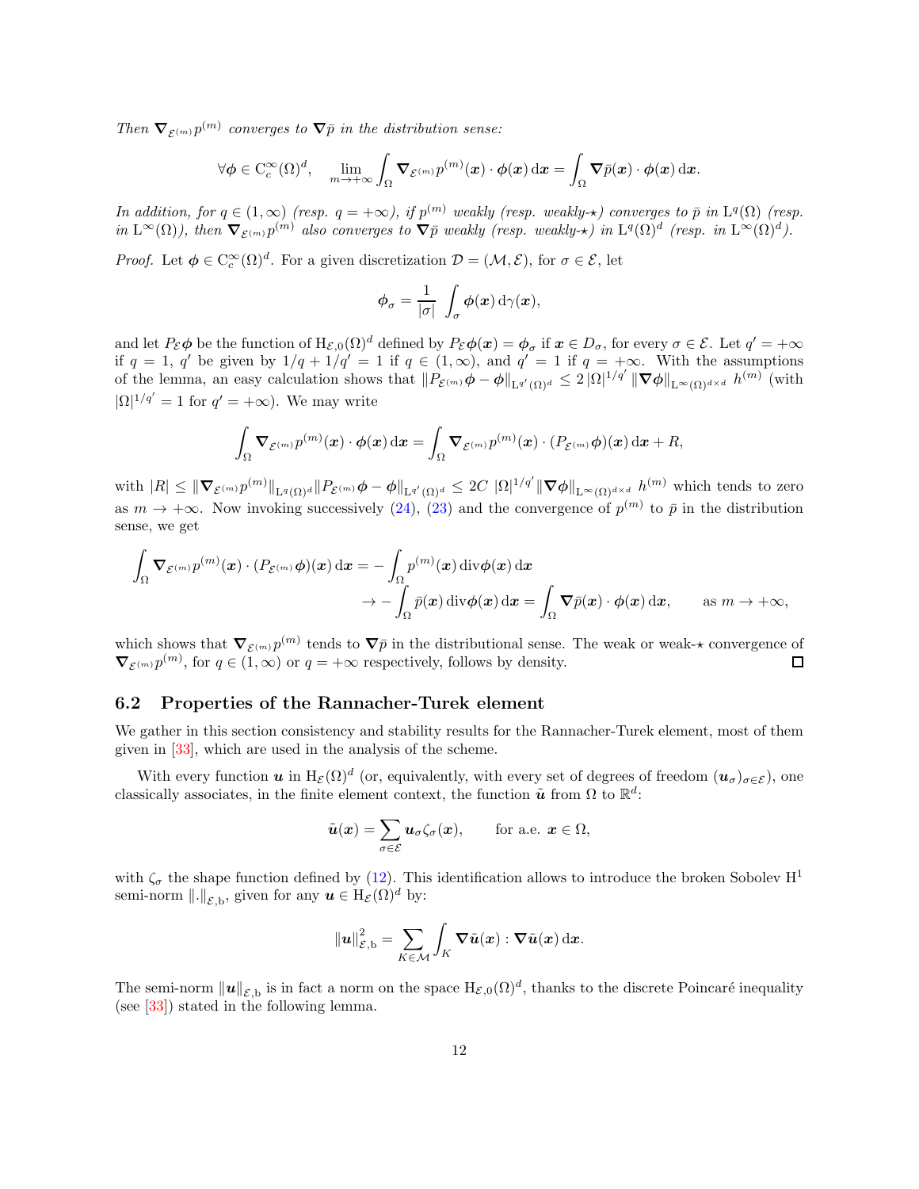*Then $\boldsymbol{\nabla}_{\mathcal{E}^{(m)}} p^{(m)}$ converges to $\boldsymbol{\nabla} \bar{p}$ in the distribution sense:*

$$\forall \boldsymbol{\phi} \in \mathrm{C}_c^\infty(\Omega)^d, \quad \lim_{m \to +\infty} \int_\Omega \boldsymbol{\nabla}_{\mathcal{E}^{(m)}} p^{(m)}(\boldsymbol{x}) \cdot \boldsymbol{\phi}(\boldsymbol{x}) \,\mathrm{d}\boldsymbol{x} = \int_\Omega \boldsymbol{\nabla} \bar{p}(\boldsymbol{x}) \cdot \boldsymbol{\phi}(\boldsymbol{x}) \,\mathrm{d}\boldsymbol{x}.$$

*In addition, for $q \in (1, \infty)$ (resp. $q = +\infty$), if $p^{(m)}$ weakly (resp. weakly-$\star$) converges to $\bar{p}$ in $\mathrm{L}^q(\Omega)$ (resp. in $\mathrm{L}^\infty(\Omega)$), then $\boldsymbol{\nabla}_{\mathcal{E}^{(m)}} p^{(m)}$ also converges to $\boldsymbol{\nabla} \bar{p}$ weakly (resp. weakly-$\star$) in $\mathrm{L}^q(\Omega)^d$ (resp. in $\mathrm{L}^\infty(\Omega)^d$).*

*Proof.* Let $\boldsymbol{\phi} \in \mathrm{C}_c^\infty(\Omega)^d$. For a given discretization $\mathcal{D} = (\mathcal{M}, \mathcal{E})$, for $\sigma \in \mathcal{E}$, let

$$\boldsymbol{\phi}_\sigma = \frac{1}{|\sigma|} \int_\sigma \boldsymbol{\phi}(\boldsymbol{x}) \,\mathrm{d}\gamma(\boldsymbol{x}),$$

and let $P_\mathcal{E} \boldsymbol{\phi}$ be the function of $\mathrm{H}_{\mathcal{E},0}(\Omega)^d$ defined by $P_\mathcal{E} \boldsymbol{\phi}(\boldsymbol{x}) = \boldsymbol{\phi}_\sigma$ if $\boldsymbol{x} \in D_\sigma$, for every $\sigma \in \mathcal{E}$. Let $q' = +\infty$ if $q = 1$, $q'$ be given by $1/q + 1/q' = 1$ if $q \in (1, \infty)$, and $q' = 1$ if $q = +\infty$. With the assumptions of the lemma, an easy calculation shows that $\|P_{\mathcal{E}^{(m)}} \boldsymbol{\phi} - \boldsymbol{\phi}\|_{\mathrm{L}^{q'}(\Omega)^d} \leq 2\,|\Omega|^{1/q'}\, \|\boldsymbol{\nabla} \boldsymbol{\phi}\|_{\mathrm{L}^\infty(\Omega)^{d\times d}}\; h^{(m)}$ (with $|\Omega|^{1/q'} = 1$ for $q' = +\infty$). We may write

$$\int_\Omega \boldsymbol{\nabla}_{\mathcal{E}^{(m)}} p^{(m)}(\boldsymbol{x}) \cdot \boldsymbol{\phi}(\boldsymbol{x}) \,\mathrm{d}\boldsymbol{x} = \int_\Omega \boldsymbol{\nabla}_{\mathcal{E}^{(m)}} p^{(m)}(\boldsymbol{x}) \cdot (P_{\mathcal{E}^{(m)}} \boldsymbol{\phi})(\boldsymbol{x}) \,\mathrm{d}\boldsymbol{x} + R,$$

with $|R| \leq \|\boldsymbol{\nabla}_{\mathcal{E}^{(m)}} p^{(m)}\|_{\mathrm{L}^q(\Omega)^d} \|P_{\mathcal{E}^{(m)}} \boldsymbol{\phi} - \boldsymbol{\phi}\|_{\mathrm{L}^{q'}(\Omega)^d} \leq 2C\; |\Omega|^{1/q'} \|\boldsymbol{\nabla} \boldsymbol{\phi}\|_{\mathrm{L}^\infty(\Omega)^{d\times d}}\; h^{(m)}$ which tends to zero as $m \to +\infty$. Now invoking successively (24), (23) and the convergence of $p^{(m)}$ to $\bar{p}$ in the distribution sense, we get

$$\begin{aligned}
\int_\Omega \boldsymbol{\nabla}_{\mathcal{E}^{(m)}} p^{(m)}(\boldsymbol{x}) \cdot (P_{\mathcal{E}^{(m)}} \boldsymbol{\phi})(\boldsymbol{x}) \,\mathrm{d}\boldsymbol{x} &= - \int_\Omega p^{(m)}(\boldsymbol{x}) \,\mathrm{div} \boldsymbol{\phi}(\boldsymbol{x}) \,\mathrm{d}\boldsymbol{x} \\
&\to - \int_\Omega \bar{p}(\boldsymbol{x}) \,\mathrm{div} \boldsymbol{\phi}(\boldsymbol{x}) \,\mathrm{d}\boldsymbol{x} = \int_\Omega \boldsymbol{\nabla} \bar{p}(\boldsymbol{x}) \cdot \boldsymbol{\phi}(\boldsymbol{x}) \,\mathrm{d}\boldsymbol{x}, \qquad \text{as } m \to +\infty,
\end{aligned}$$

which shows that $\boldsymbol{\nabla}_{\mathcal{E}^{(m)}} p^{(m)}$ tends to $\boldsymbol{\nabla} \bar{p}$ in the distributional sense. The weak or weak-$\star$ convergence of $\boldsymbol{\nabla}_{\mathcal{E}^{(m)}} p^{(m)}$, for $q \in (1, \infty)$ or $q = +\infty$ respectively, follows by density. □

## 6.2 Properties of the Rannacher-Turek element

We gather in this section consistency and stability results for the Rannacher-Turek element, most of them given in [33], which are used in the analysis of the scheme.

With every function $\boldsymbol{u}$ in $\mathrm{H}_\mathcal{E}(\Omega)^d$ (or, equivalently, with every set of degrees of freedom $(\boldsymbol{u}_\sigma)_{\sigma \in \mathcal{E}}$), one classically associates, in the finite element context, the function $\tilde{\boldsymbol{u}}$ from $\Omega$ to $\mathbb{R}^d$:

$$\tilde{\boldsymbol{u}}(\boldsymbol{x}) = \sum_{\sigma \in \mathcal{E}} \boldsymbol{u}_\sigma \zeta_\sigma(\boldsymbol{x}), \qquad \text{for a.e. } \boldsymbol{x} \in \Omega,$$

with $\zeta_\sigma$ the shape function defined by (12). This identification allows to introduce the broken Sobolev $\mathrm{H}^1$ semi-norm $\|.\|_{\mathcal{E},\mathrm{b}}$, given for any $\boldsymbol{u} \in \mathrm{H}_\mathcal{E}(\Omega)^d$ by:

$$\|\boldsymbol{u}\|_{\mathcal{E},\mathrm{b}}^2 = \sum_{K \in \mathcal{M}} \int_K \boldsymbol{\nabla} \tilde{\boldsymbol{u}}(\boldsymbol{x}) : \boldsymbol{\nabla} \tilde{\boldsymbol{u}}(\boldsymbol{x}) \,\mathrm{d}\boldsymbol{x}.$$

The semi-norm $\|\boldsymbol{u}\|_{\mathcal{E},\mathrm{b}}$ is in fact a norm on the space $\mathrm{H}_{\mathcal{E},0}(\Omega)^d$, thanks to the discrete Poincaré inequality (see [33]) stated in the following lemma.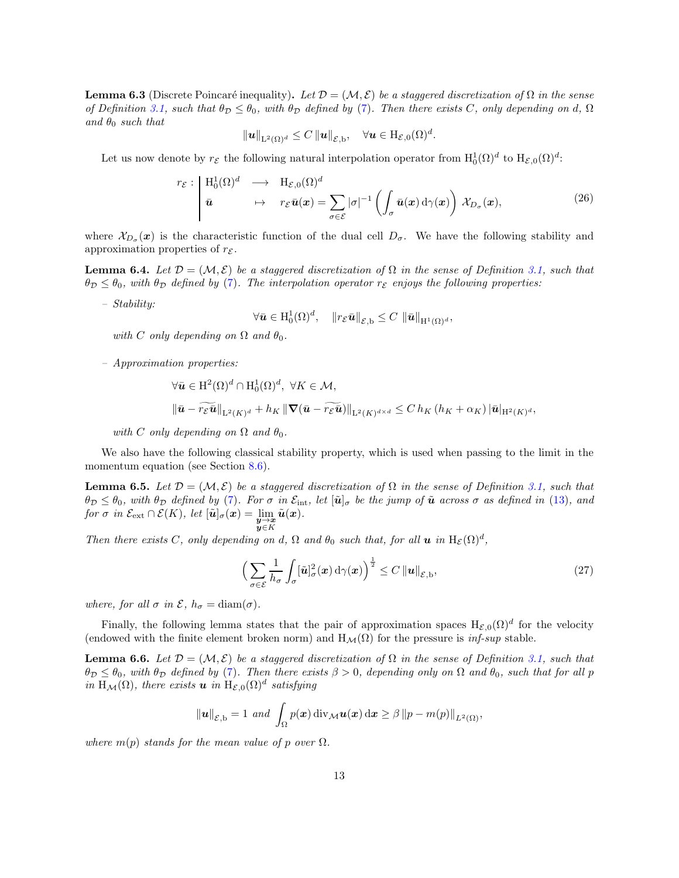**Lemma 6.3** (Discrete Poincaré inequality)**.** *Let $\mathcal{D} = (\mathcal{M}, \mathcal{E})$ be a staggered discretization of $\Omega$ in the sense of Definition 3.1, such that $\theta_{\mathcal{D}} \leq \theta_0$, with $\theta_{\mathcal{D}}$ defined by (7). Then there exists $C$, only depending on $d$, $\Omega$ and $\theta_0$ such that*

$$\|\boldsymbol{u}\|_{\mathrm{L}^2(\Omega)^d} \leq C \, \|\boldsymbol{u}\|_{\mathcal{E},\mathrm{b}}, \quad \forall \boldsymbol{u} \in \mathrm{H}_{\mathcal{E},0}(\Omega)^d.$$

Let us now denote by $r_{\mathcal{E}}$ the following natural interpolation operator from $\mathrm{H}^1_0(\Omega)^d$ to $\mathrm{H}_{\mathcal{E},0}(\Omega)^d$:

$$r_{\mathcal{E}} : \left| \begin{array}{lcl} \mathrm{H}^1_0(\Omega)^d & \longrightarrow & \mathrm{H}_{\mathcal{E},0}(\Omega)^d \\ \bar{\boldsymbol{u}} & \mapsto & r_{\mathcal{E}}\bar{\boldsymbol{u}}(\boldsymbol{x}) = \displaystyle\sum_{\sigma \in \mathcal{E}} |\sigma|^{-1} \left( \int_\sigma \bar{\boldsymbol{u}}(\boldsymbol{x}) \,\mathrm{d}\gamma(\boldsymbol{x}) \right) \mathcal{X}_{D_\sigma}(\boldsymbol{x}), \end{array} \right. \tag{26}$$

where $\mathcal{X}_{D_\sigma}(\boldsymbol{x})$ is the characteristic function of the dual cell $D_\sigma$. We have the following stability and approximation properties of $r_{\mathcal{E}}$.

**Lemma 6.4.** *Let $\mathcal{D} = (\mathcal{M}, \mathcal{E})$ be a staggered discretization of $\Omega$ in the sense of Definition 3.1, such that $\theta_{\mathcal{D}} \leq \theta_0$, with $\theta_{\mathcal{D}}$ defined by (7). The interpolation operator $r_{\mathcal{E}}$ enjoys the following properties:*

– *Stability:*

$$\forall \bar{\boldsymbol{u}} \in \mathrm{H}^1_0(\Omega)^d, \quad \|r_{\mathcal{E}}\bar{\boldsymbol{u}}\|_{\mathcal{E},\mathrm{b}} \leq C \, \|\bar{\boldsymbol{u}}\|_{\mathrm{H}^1(\Omega)^d},$$

*with $C$ only depending on $\Omega$ and $\theta_0$.*

– *Approximation properties:*

$$\forall \bar{\boldsymbol{u}} \in \mathrm{H}^2(\Omega)^d \cap \mathrm{H}^1_0(\Omega)^d, \ \forall K \in \mathcal{M},$$

$$\|\bar{\boldsymbol{u}} - \widetilde{r_{\mathcal{E}}\bar{\boldsymbol{u}}}\|_{\mathrm{L}^2(K)^d} + h_K \, \|\boldsymbol{\nabla}(\bar{\boldsymbol{u}} - \widetilde{r_{\mathcal{E}}\bar{\boldsymbol{u}}})\|_{\mathrm{L}^2(K)^{d\times d}} \leq C \, h_K \, (h_K + \alpha_K) \, |\bar{\boldsymbol{u}}|_{\mathrm{H}^2(K)^d},$$

*with $C$ only depending on $\Omega$ and $\theta_0$.*

We also have the following classical stability property, which is used when passing to the limit in the momentum equation (see Section 8.6).

**Lemma 6.5.** *Let $\mathcal{D} = (\mathcal{M}, \mathcal{E})$ be a staggered discretization of $\Omega$ in the sense of Definition 3.1, such that $\theta_{\mathcal{D}} \leq \theta_0$, with $\theta_{\mathcal{D}}$ defined by (7). For $\sigma$ in $\mathcal{E}_{\mathrm{int}}$, let $[\tilde{\boldsymbol{u}}]_\sigma$ be the jump of $\tilde{\boldsymbol{u}}$ across $\sigma$ as defined in (13), and for $\sigma$ in $\mathcal{E}_{\mathrm{ext}} \cap \mathcal{E}(K)$, let $[\tilde{\boldsymbol{u}}]_\sigma(\boldsymbol{x}) = \displaystyle\lim_{\substack{\boldsymbol{y}\to\boldsymbol{x} \\ \boldsymbol{y}\in K}} \tilde{\boldsymbol{u}}(\boldsymbol{x})$.*
*Then there exists $C$, only depending on $d$, $\Omega$ and $\theta_0$ such that, for all $\boldsymbol{u}$ in $\mathrm{H}_{\mathcal{E}}(\Omega)^d$,*

$$\Big( \sum_{\sigma \in \mathcal{E}} \frac{1}{h_\sigma} \int_\sigma [\tilde{\boldsymbol{u}}]^2_\sigma(\boldsymbol{x}) \,\mathrm{d}\gamma(\boldsymbol{x}) \Big)^{\frac{1}{2}} \leq C \, \|\boldsymbol{u}\|_{\mathcal{E},\mathrm{b}}, \tag{27}$$

*where, for all $\sigma$ in $\mathcal{E}$, $h_\sigma = \mathrm{diam}(\sigma)$.*

Finally, the following lemma states that the pair of approximation spaces $\mathrm{H}_{\mathcal{E},0}(\Omega)^d$ for the velocity (endowed with the finite element broken norm) and $\mathrm{H}_{\mathcal{M}}(\Omega)$ for the pressure is *inf-sup* stable.

**Lemma 6.6.** *Let $\mathcal{D} = (\mathcal{M}, \mathcal{E})$ be a staggered discretization of $\Omega$ in the sense of Definition 3.1, such that $\theta_{\mathcal{D}} \leq \theta_0$, with $\theta_{\mathcal{D}}$ defined by (7). Then there exists $\beta > 0$, depending only on $\Omega$ and $\theta_0$, such that for all $p$ in $\mathrm{H}_{\mathcal{M}}(\Omega)$, there exists $\boldsymbol{u}$ in $\mathrm{H}_{\mathcal{E},0}(\Omega)^d$ satisfying*

$$\|\boldsymbol{u}\|_{\mathcal{E},\mathrm{b}} = 1 \ \text{and} \ \int_\Omega p(\boldsymbol{x}) \, \mathrm{div}_{\mathcal{M}}\boldsymbol{u}(\boldsymbol{x}) \,\mathrm{d}\boldsymbol{x} \geq \beta \, \|p - m(p)\|_{L^2(\Omega)},$$

*where $m(p)$ stands for the mean value of $p$ over $\Omega$.*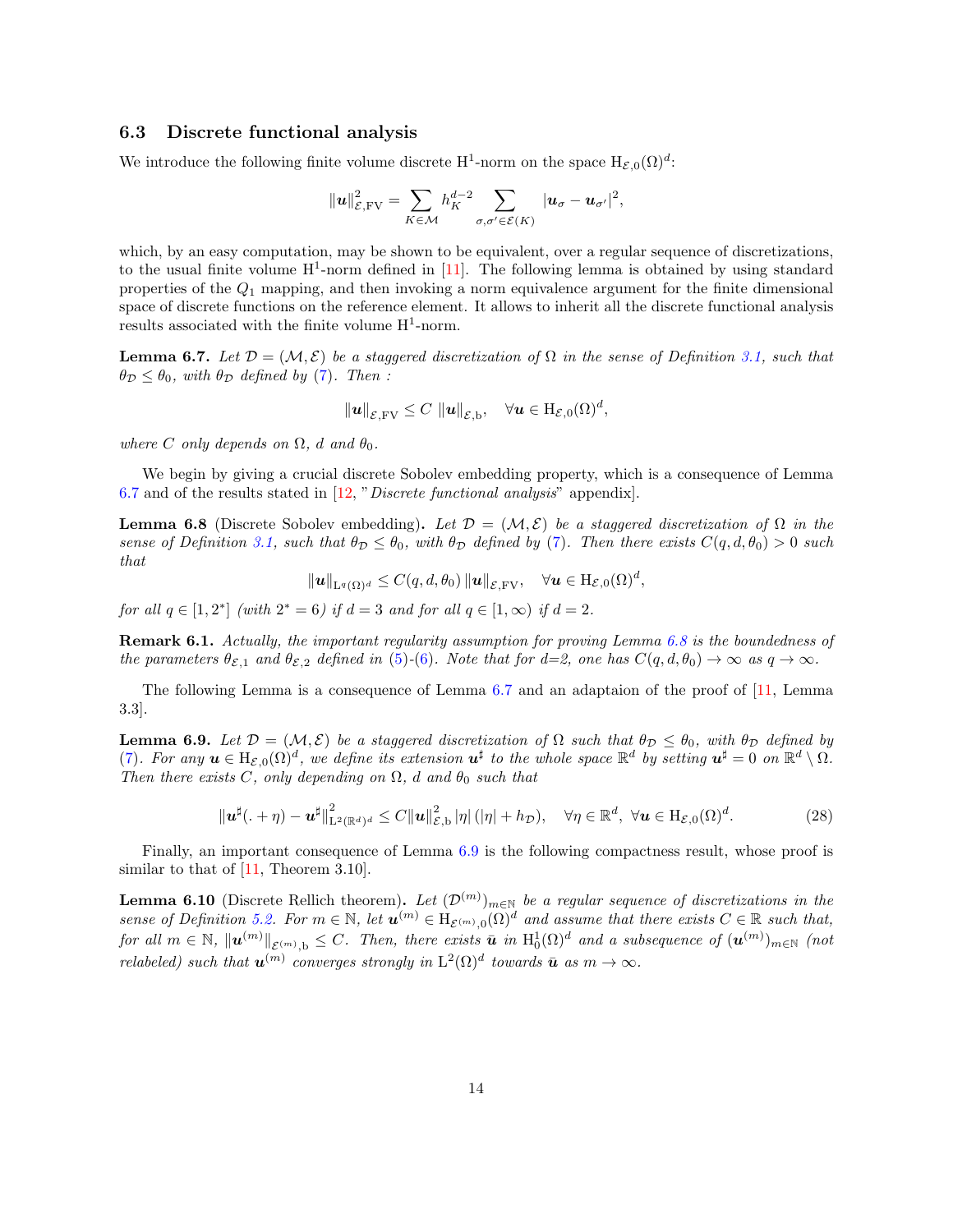### 6.3 Discrete functional analysis

We introduce the following finite volume discrete $\mathrm{H}^1$-norm on the space $\mathrm{H}_{\mathcal{E},0}(\Omega)^d$:

$$\|\boldsymbol{u}\|_{\mathcal{E},\mathrm{FV}}^2 = \sum_{K\in\mathcal{M}} h_K^{d-2} \sum_{\sigma,\sigma'\in\mathcal{E}(K)} |\boldsymbol{u}_\sigma - \boldsymbol{u}_{\sigma'}|^2,$$

which, by an easy computation, may be shown to be equivalent, over a regular sequence of discretizations, to the usual finite volume $\mathrm{H}^1$-norm defined in [11]. The following lemma is obtained by using standard properties of the $Q_1$ mapping, and then invoking a norm equivalence argument for the finite dimensional space of discrete functions on the reference element. It allows to inherit all the discrete functional analysis results associated with the finite volume $\mathrm{H}^1$-norm.

**Lemma 6.7.** *Let $\mathcal{D} = (\mathcal{M}, \mathcal{E})$ be a staggered discretization of $\Omega$ in the sense of Definition 3.1, such that $\theta_\mathcal{D} \le \theta_0$, with $\theta_\mathcal{D}$ defined by (7). Then :*

$$\|\boldsymbol{u}\|_{\mathcal{E},\mathrm{FV}} \le C\ \|\boldsymbol{u}\|_{\mathcal{E},\mathrm{b}}, \quad \forall \boldsymbol{u} \in \mathrm{H}_{\mathcal{E},0}(\Omega)^d,$$

*where $C$ only depends on $\Omega$, $d$ and $\theta_0$.*

We begin by giving a crucial discrete Sobolev embedding property, which is a consequence of Lemma 6.7 and of the results stated in [12, "*Discrete functional analysis*" appendix].

**Lemma 6.8** (Discrete Sobolev embedding)**.** *Let $\mathcal{D} = (\mathcal{M}, \mathcal{E})$ be a staggered discretization of $\Omega$ in the sense of Definition 3.1, such that $\theta_\mathcal{D} \le \theta_0$, with $\theta_\mathcal{D}$ defined by (7). Then there exists $C(q, d, \theta_0) > 0$ such that*

$$\|\boldsymbol{u}\|_{\mathrm{L}^q(\Omega)^d} \le C(q, d, \theta_0)\, \|\boldsymbol{u}\|_{\mathcal{E},\mathrm{FV}}, \quad \forall \boldsymbol{u} \in \mathrm{H}_{\mathcal{E},0}(\Omega)^d,$$

*for all $q \in [1, 2^*]$ (with $2^* = 6$) if $d = 3$ and for all $q \in [1, \infty)$ if $d = 2$.*

**Remark 6.1.** *Actually, the important regularity assumption for proving Lemma 6.8 is the boundedness of the parameters $\theta_{\mathcal{E},1}$ and $\theta_{\mathcal{E},2}$ defined in (5)-(6). Note that for d=2, one has $C(q, d, \theta_0) \to \infty$ as $q \to \infty$.*

The following Lemma is a consequence of Lemma 6.7 and an adaptaion of the proof of [11, Lemma 3.3].

**Lemma 6.9.** *Let $\mathcal{D} = (\mathcal{M}, \mathcal{E})$ be a staggered discretization of $\Omega$ such that $\theta_\mathcal{D} \le \theta_0$, with $\theta_\mathcal{D}$ defined by (7). For any $\boldsymbol{u} \in \mathrm{H}_{\mathcal{E},0}(\Omega)^d$, we define its extension $\boldsymbol{u}^\sharp$ to the whole space $\mathbb{R}^d$ by setting $\boldsymbol{u}^\sharp = 0$ on $\mathbb{R}^d \setminus \Omega$. Then there exists $C$, only depending on $\Omega$, $d$ and $\theta_0$ such that*

$$\|\boldsymbol{u}^\sharp(.+\eta) - \boldsymbol{u}^\sharp\|_{\mathrm{L}^2(\mathbb{R}^d)^d}^2 \le C \|\boldsymbol{u}\|_{\mathcal{E},\mathrm{b}}^2\, |\eta|\, (|\eta| + h_\mathcal{D}), \quad \forall \eta \in \mathbb{R}^d,\ \forall \boldsymbol{u} \in \mathrm{H}_{\mathcal{E},0}(\Omega)^d. \tag{28}$$

Finally, an important consequence of Lemma 6.9 is the following compactness result, whose proof is similar to that of [11, Theorem 3.10].

**Lemma 6.10** (Discrete Rellich theorem)**.** *Let $(\mathcal{D}^{(m)})_{m\in\mathbb{N}}$ be a regular sequence of discretizations in the sense of Definition 5.2. For $m \in \mathbb{N}$, let $\boldsymbol{u}^{(m)} \in \mathrm{H}_{\mathcal{E}^{(m)},0}(\Omega)^d$ and assume that there exists $C \in \mathbb{R}$ such that, for all $m \in \mathbb{N}$, $\|\boldsymbol{u}^{(m)}\|_{\mathcal{E}^{(m)},\mathrm{b}} \le C$. Then, there exists $\bar{\boldsymbol{u}}$ in $\mathrm{H}_0^1(\Omega)^d$ and a subsequence of $(\boldsymbol{u}^{(m)})_{m\in\mathbb{N}}$ (not relabeled) such that $\boldsymbol{u}^{(m)}$ converges strongly in $\mathrm{L}^2(\Omega)^d$ towards $\bar{\boldsymbol{u}}$ as $m \to \infty$.*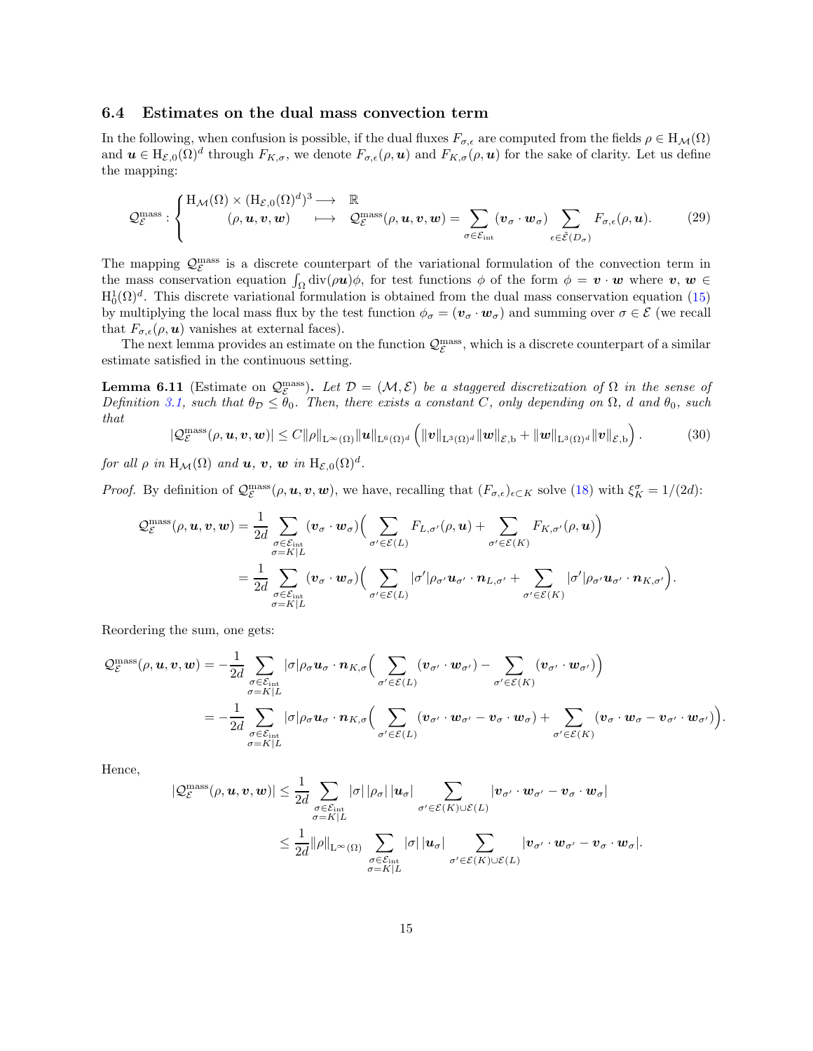### 6.4 Estimates on the dual mass convection term

In the following, when confusion is possible, if the dual fluxes $F_{\sigma,\epsilon}$ are computed from the fields $\rho \in \mathrm{H}_{\mathcal{M}}(\Omega)$ and $\boldsymbol{u} \in \mathrm{H}_{\mathcal{E},0}(\Omega)^d$ through $F_{K,\sigma}$, we denote $F_{\sigma,\epsilon}(\rho,\boldsymbol{u})$ and $F_{K,\sigma}(\rho,\boldsymbol{u})$ for the sake of clarity. Let us define the mapping:

$$
\mathcal{Q}_{\mathcal{E}}^{\mathrm{mass}} : \begin{cases} \mathrm{H}_{\mathcal{M}}(\Omega) \times (\mathrm{H}_{\mathcal{E},0}(\Omega)^d)^3 \longrightarrow & \mathbb{R} \\ \qquad (\rho, \boldsymbol{u}, \boldsymbol{v}, \boldsymbol{w}) \quad \longmapsto & \mathcal{Q}_{\mathcal{E}}^{\mathrm{mass}}(\rho, \boldsymbol{u}, \boldsymbol{v}, \boldsymbol{w}) = \displaystyle\sum_{\sigma \in \mathcal{E}_{\mathrm{int}}} (\boldsymbol{v}_\sigma \cdot \boldsymbol{w}_\sigma) \sum_{\epsilon \in \tilde{\mathcal{E}}(D_\sigma)} F_{\sigma,\epsilon}(\rho, \boldsymbol{u}). \end{cases} \tag{29}
$$

The mapping $\mathcal{Q}_{\mathcal{E}}^{\mathrm{mass}}$ is a discrete counterpart of the variational formulation of the convection term in the mass conservation equation $\int_\Omega \mathrm{div}(\rho \boldsymbol{u})\phi$, for test functions $\phi$ of the form $\phi = \boldsymbol{v} \cdot \boldsymbol{w}$ where $\boldsymbol{v}, \boldsymbol{w} \in \mathrm{H}^1_0(\Omega)^d$. This discrete variational formulation is obtained from the dual mass conservation equation (15) by multiplying the local mass flux by the test function $\phi_\sigma = (\boldsymbol{v}_\sigma \cdot \boldsymbol{w}_\sigma)$ and summing over $\sigma \in \mathcal{E}$ (we recall that $F_{\sigma,\epsilon}(\rho,\boldsymbol{u})$ vanishes at external faces).

The next lemma provides an estimate on the function $\mathcal{Q}_{\mathcal{E}}^{\mathrm{mass}}$, which is a discrete counterpart of a similar estimate satisfied in the continuous setting.

**Lemma 6.11** (Estimate on $\mathcal{Q}_{\mathcal{E}}^{\mathrm{mass}}$)**.** *Let $\mathcal{D} = (\mathcal{M}, \mathcal{E})$ be a staggered discretization of $\Omega$ in the sense of Definition 3.1, such that $\theta_{\mathcal{D}} \leq \theta_0$. Then, there exists a constant $C$, only depending on $\Omega$, $d$ and $\theta_0$, such that*

$$
|\mathcal{Q}_{\mathcal{E}}^{\mathrm{mass}}(\rho, \boldsymbol{u}, \boldsymbol{v}, \boldsymbol{w})| \leq C \|\rho\|_{\mathrm{L}^\infty(\Omega)} \|\boldsymbol{u}\|_{\mathrm{L}^6(\Omega)^d} \Big( \|\boldsymbol{v}\|_{\mathrm{L}^3(\Omega)^d} \|\boldsymbol{w}\|_{\mathcal{E},\mathrm{b}} + \|\boldsymbol{w}\|_{\mathrm{L}^3(\Omega)^d} \|\boldsymbol{v}\|_{\mathcal{E},\mathrm{b}} \Big). \tag{30}
$$

*for all $\rho$ in $\mathrm{H}_{\mathcal{M}}(\Omega)$ and $\boldsymbol{u}$, $\boldsymbol{v}$, $\boldsymbol{w}$ in $\mathrm{H}_{\mathcal{E},0}(\Omega)^d$.*

*Proof.* By definition of $\mathcal{Q}_{\mathcal{E}}^{\mathrm{mass}}(\rho, \boldsymbol{u}, \boldsymbol{v}, \boldsymbol{w})$, we have, recalling that $(F_{\sigma,\epsilon})_{\epsilon \subset K}$ solve (18) with $\xi_K^\sigma = 1/(2d)$:

$$
\begin{aligned}
\mathcal{Q}_{\mathcal{E}}^{\mathrm{mass}}(\rho, \boldsymbol{u}, \boldsymbol{v}, \boldsymbol{w}) &= \frac{1}{2d} \sum_{\substack{\sigma \in \mathcal{E}_{\mathrm{int}} \\ \sigma = K|L}} (\boldsymbol{v}_\sigma \cdot \boldsymbol{w}_\sigma) \Big( \sum_{\sigma' \in \mathcal{E}(L)} F_{L,\sigma'}(\rho, \boldsymbol{u}) + \sum_{\sigma' \in \mathcal{E}(K)} F_{K,\sigma'}(\rho, \boldsymbol{u}) \Big) \\
&= \frac{1}{2d} \sum_{\substack{\sigma \in \mathcal{E}_{\mathrm{int}} \\ \sigma = K|L}} (\boldsymbol{v}_\sigma \cdot \boldsymbol{w}_\sigma) \Big( \sum_{\sigma' \in \mathcal{E}(L)} |\sigma'| \rho_{\sigma'} \boldsymbol{u}_{\sigma'} \cdot \boldsymbol{n}_{L,\sigma'} + \sum_{\sigma' \in \mathcal{E}(K)} |\sigma'| \rho_{\sigma'} \boldsymbol{u}_{\sigma'} \cdot \boldsymbol{n}_{K,\sigma'} \Big).
\end{aligned}
$$

Reordering the sum, one gets:

$$
\begin{aligned}
\mathcal{Q}_{\mathcal{E}}^{\mathrm{mass}}(\rho, \boldsymbol{u}, \boldsymbol{v}, \boldsymbol{w}) &= -\frac{1}{2d} \sum_{\substack{\sigma \in \mathcal{E}_{\mathrm{int}} \\ \sigma = K|L}} |\sigma| \rho_\sigma \boldsymbol{u}_\sigma \cdot \boldsymbol{n}_{K,\sigma} \Big( \sum_{\sigma' \in \mathcal{E}(L)} (\boldsymbol{v}_{\sigma'} \cdot \boldsymbol{w}_{\sigma'}) - \sum_{\sigma' \in \mathcal{E}(K)} (\boldsymbol{v}_{\sigma'} \cdot \boldsymbol{w}_{\sigma'}) \Big) \\
&= -\frac{1}{2d} \sum_{\substack{\sigma \in \mathcal{E}_{\mathrm{int}} \\ \sigma = K|L}} |\sigma| \rho_\sigma \boldsymbol{u}_\sigma \cdot \boldsymbol{n}_{K,\sigma} \Big( \sum_{\sigma' \in \mathcal{E}(L)} (\boldsymbol{v}_{\sigma'} \cdot \boldsymbol{w}_{\sigma'} - \boldsymbol{v}_\sigma \cdot \boldsymbol{w}_\sigma) + \sum_{\sigma' \in \mathcal{E}(K)} (\boldsymbol{v}_\sigma \cdot \boldsymbol{w}_\sigma - \boldsymbol{v}_{\sigma'} \cdot \boldsymbol{w}_{\sigma'}) \Big).
\end{aligned}
$$

Hence,

$$
\begin{aligned}
|\mathcal{Q}_{\mathcal{E}}^{\mathrm{mass}}(\rho, \boldsymbol{u}, \boldsymbol{v}, \boldsymbol{w})| &\leq \frac{1}{2d} \sum_{\substack{\sigma \in \mathcal{E}_{\mathrm{int}} \\ \sigma = K|L}} |\sigma| \, |\rho_\sigma| \, |\boldsymbol{u}_\sigma| \sum_{\sigma' \in \mathcal{E}(K) \cup \mathcal{E}(L)} |\boldsymbol{v}_{\sigma'} \cdot \boldsymbol{w}_{\sigma'} - \boldsymbol{v}_\sigma \cdot \boldsymbol{w}_\sigma| \\
&\leq \frac{1}{2d} \|\rho\|_{\mathrm{L}^\infty(\Omega)} \sum_{\substack{\sigma \in \mathcal{E}_{\mathrm{int}} \\ \sigma = K|L}} |\sigma| \, |\boldsymbol{u}_\sigma| \sum_{\sigma' \in \mathcal{E}(K) \cup \mathcal{E}(L)} |\boldsymbol{v}_{\sigma'} \cdot \boldsymbol{w}_{\sigma'} - \boldsymbol{v}_\sigma \cdot \boldsymbol{w}_\sigma|.
\end{aligned}
$$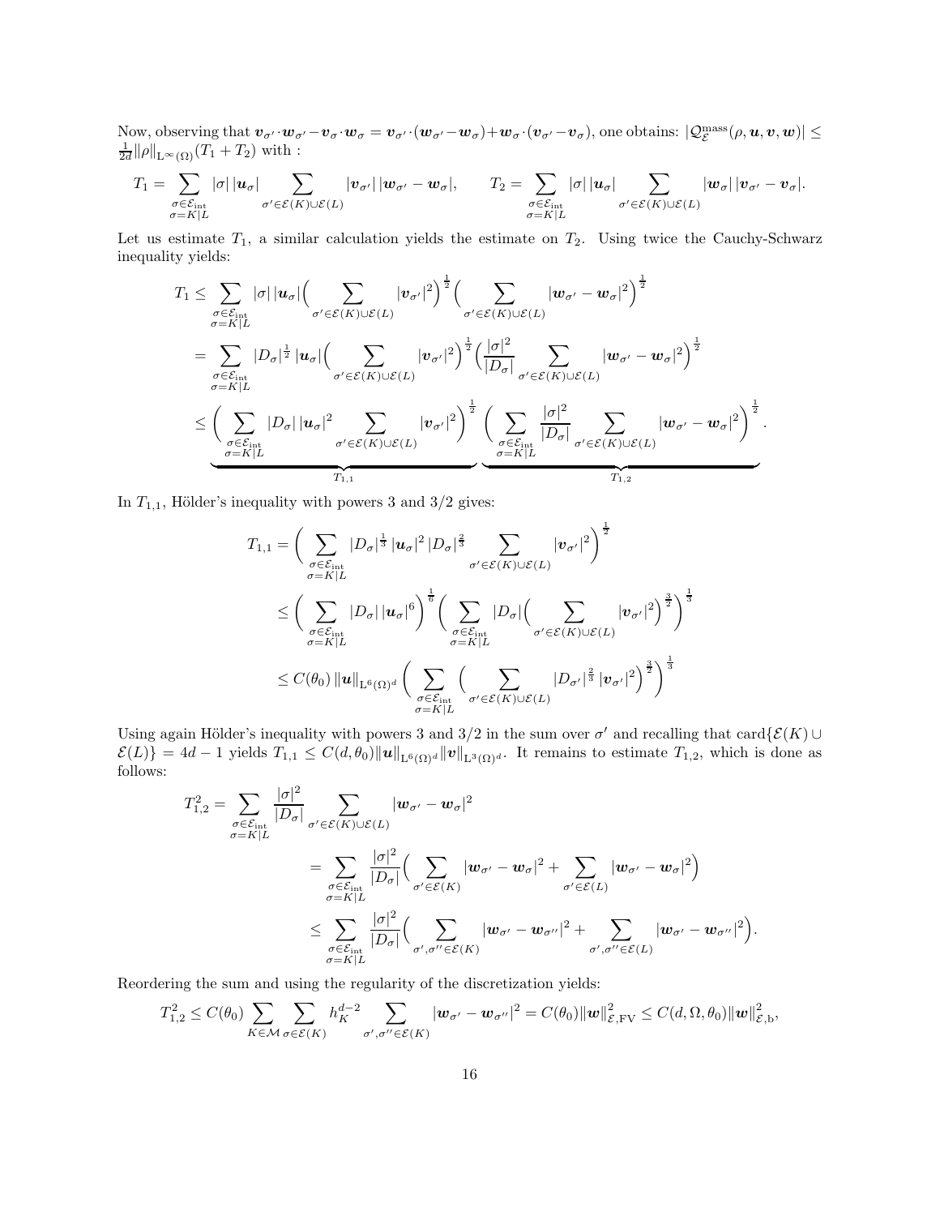Now, observing that $\boldsymbol{v}_{\sigma'}\cdot\boldsymbol{w}_{\sigma'}-\boldsymbol{v}_\sigma\cdot\boldsymbol{w}_\sigma = \boldsymbol{v}_{\sigma'}\cdot(\boldsymbol{w}_{\sigma'}-\boldsymbol{w}_\sigma)+\boldsymbol{w}_\sigma\cdot(\boldsymbol{v}_{\sigma'}-\boldsymbol{v}_\sigma)$, one obtains: $|\mathcal{Q}_{\mathcal{E}}^{\rm mass}(\rho,\boldsymbol{u},\boldsymbol{v},\boldsymbol{w})| \leq \frac{1}{2d}\|\rho\|_{{\rm L}^\infty(\Omega)}(T_1+T_2)$ with :

$$T_1 = \sum_{\substack{\sigma\in\mathcal{E}_{\rm int}\\ \sigma=K|L}} |\sigma|\,|\boldsymbol{u}_\sigma| \sum_{\sigma'\in\mathcal{E}(K)\cup\mathcal{E}(L)} |\boldsymbol{v}_{\sigma'}|\,|\boldsymbol{w}_{\sigma'}-\boldsymbol{w}_\sigma|, \qquad T_2 = \sum_{\substack{\sigma\in\mathcal{E}_{\rm int}\\ \sigma=K|L}} |\sigma|\,|\boldsymbol{u}_\sigma| \sum_{\sigma'\in\mathcal{E}(K)\cup\mathcal{E}(L)} |\boldsymbol{w}_{\sigma}|\,|\boldsymbol{v}_{\sigma'}-\boldsymbol{v}_\sigma|.$$

Let us estimate $T_1$, a similar calculation yields the estimate on $T_2$. Using twice the Cauchy-Schwarz inequality yields:

$$\begin{aligned}
T_1 &\leq \sum_{\substack{\sigma\in\mathcal{E}_{\rm int}\\ \sigma=K|L}} |\sigma|\,|\boldsymbol{u}_\sigma| \Big(\sum_{\sigma'\in\mathcal{E}(K)\cup\mathcal{E}(L)} |\boldsymbol{v}_{\sigma'}|^2\Big)^{\frac12} \Big(\sum_{\sigma'\in\mathcal{E}(K)\cup\mathcal{E}(L)} |\boldsymbol{w}_{\sigma'}-\boldsymbol{w}_\sigma|^2\Big)^{\frac12} \\
&= \sum_{\substack{\sigma\in\mathcal{E}_{\rm int}\\ \sigma=K|L}} |D_\sigma|^{\frac12}\,|\boldsymbol{u}_\sigma| \Big(\sum_{\sigma'\in\mathcal{E}(K)\cup\mathcal{E}(L)} |\boldsymbol{v}_{\sigma'}|^2\Big)^{\frac12} \Big(\frac{|\sigma|^2}{|D_\sigma|}\sum_{\sigma'\in\mathcal{E}(K)\cup\mathcal{E}(L)} |\boldsymbol{w}_{\sigma'}-\boldsymbol{w}_\sigma|^2\Big)^{\frac12} \\
&\leq \underbrace{\Big(\sum_{\substack{\sigma\in\mathcal{E}_{\rm int}\\ \sigma=K|L}} |D_\sigma|\,|\boldsymbol{u}_\sigma|^2 \sum_{\sigma'\in\mathcal{E}(K)\cup\mathcal{E}(L)} |\boldsymbol{v}_{\sigma'}|^2\Big)^{\frac12}}_{T_{1,1}} \underbrace{\Big(\sum_{\substack{\sigma\in\mathcal{E}_{\rm int}\\ \sigma=K|L}} \frac{|\sigma|^2}{|D_\sigma|}\sum_{\sigma'\in\mathcal{E}(K)\cup\mathcal{E}(L)} |\boldsymbol{w}_{\sigma'}-\boldsymbol{w}_\sigma|^2\Big)^{\frac12}}_{T_{1,2}}.
\end{aligned}$$

In $T_{1,1}$, Hölder's inequality with powers 3 and 3/2 gives:

$$\begin{aligned}
T_{1,1} &= \Big(\sum_{\substack{\sigma\in\mathcal{E}_{\rm int}\\ \sigma=K|L}} |D_\sigma|^{\frac13}\,|\boldsymbol{u}_\sigma|^2\,|D_\sigma|^{\frac23} \sum_{\sigma'\in\mathcal{E}(K)\cup\mathcal{E}(L)} |\boldsymbol{v}_{\sigma'}|^2\Big)^{\frac12} \\
&\leq \Big(\sum_{\substack{\sigma\in\mathcal{E}_{\rm int}\\ \sigma=K|L}} |D_\sigma|\,|\boldsymbol{u}_\sigma|^6\Big)^{\frac16} \Big(\sum_{\substack{\sigma\in\mathcal{E}_{\rm int}\\ \sigma=K|L}} |D_\sigma|\Big(\sum_{\sigma'\in\mathcal{E}(K)\cup\mathcal{E}(L)} |\boldsymbol{v}_{\sigma'}|^2\Big)^{\frac32}\Big)^{\frac13} \\
&\leq C(\theta_0)\,\|\boldsymbol{u}\|_{{\rm L}^6(\Omega)^d} \Big(\sum_{\substack{\sigma\in\mathcal{E}_{\rm int}\\ \sigma=K|L}} \Big(\sum_{\sigma'\in\mathcal{E}(K)\cup\mathcal{E}(L)} |D_{\sigma'}|^{\frac23}\,|\boldsymbol{v}_{\sigma'}|^2\Big)^{\frac32}\Big)^{\frac13}
\end{aligned}$$

Using again Hölder's inequality with powers 3 and 3/2 in the sum over $\sigma'$ and recalling that ${\rm card}\{\mathcal{E}(K)\cup\mathcal{E}(L)\} = 4d-1$ yields $T_{1,1} \leq C(d,\theta_0)\|\boldsymbol{u}\|_{{\rm L}^6(\Omega)^d}\|\boldsymbol{v}\|_{{\rm L}^3(\Omega)^d}$. It remains to estimate $T_{1,2}$, which is done as follows:

$$\begin{aligned}
T_{1,2}^2 &= \sum_{\substack{\sigma\in\mathcal{E}_{\rm int}\\ \sigma=K|L}} \frac{|\sigma|^2}{|D_\sigma|} \sum_{\sigma'\in\mathcal{E}(K)\cup\mathcal{E}(L)} |\boldsymbol{w}_{\sigma'}-\boldsymbol{w}_\sigma|^2 \\
&= \sum_{\substack{\sigma\in\mathcal{E}_{\rm int}\\ \sigma=K|L}} \frac{|\sigma|^2}{|D_\sigma|}\Big(\sum_{\sigma'\in\mathcal{E}(K)} |\boldsymbol{w}_{\sigma'}-\boldsymbol{w}_\sigma|^2 + \sum_{\sigma'\in\mathcal{E}(L)} |\boldsymbol{w}_{\sigma'}-\boldsymbol{w}_\sigma|^2\Big) \\
&\leq \sum_{\substack{\sigma\in\mathcal{E}_{\rm int}\\ \sigma=K|L}} \frac{|\sigma|^2}{|D_\sigma|}\Big(\sum_{\sigma',\sigma''\in\mathcal{E}(K)} |\boldsymbol{w}_{\sigma'}-\boldsymbol{w}_{\sigma''}|^2 + \sum_{\sigma',\sigma''\in\mathcal{E}(L)} |\boldsymbol{w}_{\sigma'}-\boldsymbol{w}_{\sigma''}|^2\Big).
\end{aligned}$$

Reordering the sum and using the regularity of the discretization yields:

$$T_{1,2}^2 \leq C(\theta_0) \sum_{K\in\mathcal{M}} \sum_{\sigma\in\mathcal{E}(K)} h_K^{d-2} \sum_{\sigma',\sigma''\in\mathcal{E}(K)} |\boldsymbol{w}_{\sigma'}-\boldsymbol{w}_{\sigma''}|^2 = C(\theta_0)\|\boldsymbol{w}\|_{\mathcal{E},{\rm FV}}^2 \leq C(d,\Omega,\theta_0)\|\boldsymbol{w}\|_{\mathcal{E},{\rm b}}^2,$$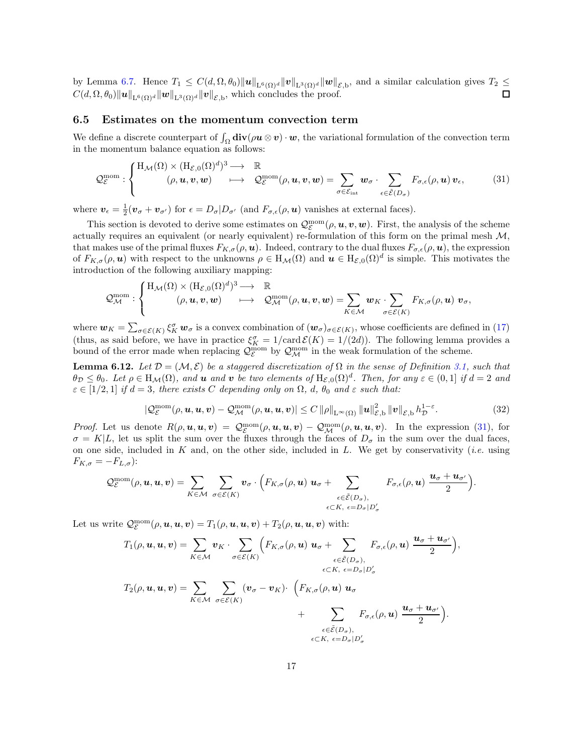by Lemma 6.7. Hence $T_1 \leq C(d, \Omega, \theta_0) \|\boldsymbol{u}\|_{\mathrm{L}^6(\Omega)^d} \|\boldsymbol{v}\|_{\mathrm{L}^3(\Omega)^d} \|\boldsymbol{w}\|_{\mathcal{E},\mathrm{b}}$, and a similar calculation gives $T_2 \leq C(d, \Omega, \theta_0) \|\boldsymbol{u}\|_{\mathrm{L}^6(\Omega)^d} \|\boldsymbol{w}\|_{\mathrm{L}^3(\Omega)^d} \|\boldsymbol{v}\|_{\mathcal{E},\mathrm{b}}$, which concludes the proof. □

### 6.5 Estimates on the momentum convection term

We define a discrete counterpart of $\int_\Omega \mathbf{div}(\rho \boldsymbol{u} \otimes \boldsymbol{v}) \cdot \boldsymbol{w}$, the variational formulation of the convection term in the momentum balance equation as follows:

$$\mathcal{Q}_{\mathcal{E}}^{\mathrm{mom}} : \begin{cases} \mathrm{H}_{\mathcal{M}}(\Omega) \times (\mathrm{H}_{\mathcal{E},0}(\Omega)^d)^3 \longrightarrow \mathbb{R} \\ \qquad (\rho, \boldsymbol{u}, \boldsymbol{v}, \boldsymbol{w}) \quad \longmapsto \quad \mathcal{Q}_{\mathcal{E}}^{\mathrm{mom}}(\rho, \boldsymbol{u}, \boldsymbol{v}, \boldsymbol{w}) = \displaystyle\sum_{\sigma \in \mathcal{E}_{\mathrm{int}}} \boldsymbol{w}_\sigma \cdot \sum_{\epsilon \in \tilde{\mathcal{E}}(D_\sigma)} F_{\sigma,\epsilon}(\rho, \boldsymbol{u})\, \boldsymbol{v}_\epsilon, \end{cases} \tag{31}$$

where $\boldsymbol{v}_\epsilon = \frac{1}{2}(\boldsymbol{v}_\sigma + \boldsymbol{v}_{\sigma'})$ for $\epsilon = D_\sigma | D_{\sigma'}$ (and $F_{\sigma,\epsilon}(\rho, \boldsymbol{u})$ vanishes at external faces).

This section is devoted to derive some estimates on $\mathcal{Q}_{\mathcal{E}}^{\mathrm{mom}}(\rho, \boldsymbol{u}, \boldsymbol{v}, \boldsymbol{w})$. First, the analysis of the scheme actually requires an equivalent (or nearly equivalent) re-formulation of this form on the primal mesh $\mathcal{M}$, that makes use of the primal fluxes $F_{K,\sigma}(\rho, \boldsymbol{u})$. Indeed, contrary to the dual fluxes $F_{\sigma,\epsilon}(\rho, \boldsymbol{u})$, the expression of $F_{K,\sigma}(\rho, \boldsymbol{u})$ with respect to the unknowns $\rho \in \mathrm{H}_{\mathcal{M}}(\Omega)$ and $\boldsymbol{u} \in \mathrm{H}_{\mathcal{E},0}(\Omega)^d$ is simple. This motivates the introduction of the following auxiliary mapping:

$$\mathcal{Q}_{\mathcal{M}}^{\mathrm{mom}} : \begin{cases} \mathrm{H}_{\mathcal{M}}(\Omega) \times (\mathrm{H}_{\mathcal{E},0}(\Omega)^d)^3 \longrightarrow \mathbb{R} \\ \qquad (\rho, \boldsymbol{u}, \boldsymbol{v}, \boldsymbol{w}) \quad \longmapsto \quad \mathcal{Q}_{\mathcal{M}}^{\mathrm{mom}}(\rho, \boldsymbol{u}, \boldsymbol{v}, \boldsymbol{w}) = \displaystyle\sum_{K \in \mathcal{M}} \boldsymbol{w}_K \cdot \sum_{\sigma \in \mathcal{E}(K)} F_{K,\sigma}(\rho, \boldsymbol{u})\ \boldsymbol{v}_\sigma, \end{cases}$$

where $\boldsymbol{w}_K = \sum_{\sigma \in \mathcal{E}(K)} \xi_K^\sigma \, \boldsymbol{w}_\sigma$ is a convex combination of $(\boldsymbol{w}_\sigma)_{\sigma \in \mathcal{E}(K)}$, whose coefficients are defined in (17) (thus, as said before, we have in practice $\xi_K^\sigma = 1/\mathrm{card}\, \mathcal{E}(K) = 1/(2d)$). The following lemma provides a bound of the error made when replacing $\mathcal{Q}_{\mathcal{E}}^{\mathrm{mom}}$ by $\mathcal{Q}_{\mathcal{M}}^{\mathrm{mom}}$ in the weak formulation of the scheme.

**Lemma 6.12.** *Let $\mathcal{D} = (\mathcal{M}, \mathcal{E})$ be a staggered discretization of $\Omega$ in the sense of Definition 3.1, such that $\theta_{\mathcal{D}} \leq \theta_0$. Let $\rho \in \mathrm{H}_{\mathcal{M}}(\Omega)$, and $\boldsymbol{u}$ and $\boldsymbol{v}$ be two elements of $\mathrm{H}_{\mathcal{E},0}(\Omega)^d$. Then, for any $\varepsilon \in (0,1]$ if $d = 2$ and $\varepsilon \in [1/2, 1]$ if $d = 3$, there exists $C$ depending only on $\Omega$, $d$, $\theta_0$ and $\varepsilon$ such that:*

$$|\mathcal{Q}_{\mathcal{E}}^{\mathrm{mom}}(\rho, \boldsymbol{u}, \boldsymbol{u}, \boldsymbol{v}) - \mathcal{Q}_{\mathcal{M}}^{\mathrm{mom}}(\rho, \boldsymbol{u}, \boldsymbol{u}, \boldsymbol{v})| \leq C \, \|\rho\|_{\mathrm{L}^\infty(\Omega)} \, \|\boldsymbol{u}\|_{\mathcal{E},\mathrm{b}}^2 \, \|\boldsymbol{v}\|_{\mathcal{E},\mathrm{b}} \, h_{\mathcal{D}}^{1-\varepsilon}. \tag{32}$$

*Proof.* Let us denote $R(\rho, \boldsymbol{u}, \boldsymbol{u}, \boldsymbol{v}) = \mathcal{Q}_{\mathcal{E}}^{\mathrm{mom}}(\rho, \boldsymbol{u}, \boldsymbol{u}, \boldsymbol{v}) - \mathcal{Q}_{\mathcal{M}}^{\mathrm{mom}}(\rho, \boldsymbol{u}, \boldsymbol{u}, \boldsymbol{v})$. In the expression (31), for $\sigma = K|L$, let us split the sum over the fluxes through the faces of $D_\sigma$ in the sum over the dual faces, on one side, included in $K$ and, on the other side, included in $L$. We get by conservativity (*i.e.* using $F_{K,\sigma} = -F_{L,\sigma}$):

$$\mathcal{Q}_{\mathcal{E}}^{\mathrm{mom}}(\rho, \boldsymbol{u}, \boldsymbol{u}, \boldsymbol{v}) = \sum_{K \in \mathcal{M}} \sum_{\sigma \in \mathcal{E}(K)} \boldsymbol{v}_\sigma \cdot \Big( F_{K,\sigma}(\rho, \boldsymbol{u})\ \boldsymbol{u}_\sigma + \sum_{\substack{\epsilon \in \tilde{\mathcal{E}}(D_\sigma), \\ \epsilon \subset K,\ \epsilon = D_\sigma | D'_\sigma}} F_{\sigma,\epsilon}(\rho, \boldsymbol{u})\ \frac{\boldsymbol{u}_\sigma + \boldsymbol{u}_{\sigma'}}{2} \Big).$$

Let us write $\mathcal{Q}_{\mathcal{E}}^{\mathrm{mom}}(\rho, \boldsymbol{u}, \boldsymbol{u}, \boldsymbol{v}) = T_1(\rho, \boldsymbol{u}, \boldsymbol{u}, \boldsymbol{v}) + T_2(\rho, \boldsymbol{u}, \boldsymbol{u}, \boldsymbol{v})$ with:

$$T_1(\rho, \boldsymbol{u}, \boldsymbol{u}, \boldsymbol{v}) = \sum_{K \in \mathcal{M}} \boldsymbol{v}_K \cdot \sum_{\sigma \in \mathcal{E}(K)} \Big( F_{K,\sigma}(\rho, \boldsymbol{u})\ \boldsymbol{u}_\sigma + \sum_{\substack{\epsilon \in \tilde{\mathcal{E}}(D_\sigma), \\ \epsilon \subset K,\ \epsilon = D_\sigma | D'_\sigma}} F_{\sigma,\epsilon}(\rho, \boldsymbol{u})\ \frac{\boldsymbol{u}_\sigma + \boldsymbol{u}_{\sigma'}}{2} \Big),$$

$$T_2(\rho, \boldsymbol{u}, \boldsymbol{u}, \boldsymbol{v}) = \sum_{K \in \mathcal{M}} \sum_{\sigma \in \mathcal{E}(K)} (\boldsymbol{v}_\sigma - \boldsymbol{v}_K) \cdot \ \Big( F_{K,\sigma}(\rho, \boldsymbol{u})\ \boldsymbol{u}_\sigma + \sum_{\substack{\epsilon \in \tilde{\mathcal{E}}(D_\sigma), \\ \epsilon \subset K,\ \epsilon = D_\sigma | D'_\sigma}} F_{\sigma,\epsilon}(\rho, \boldsymbol{u})\ \frac{\boldsymbol{u}_\sigma + \boldsymbol{u}_{\sigma'}}{2} \Big).$$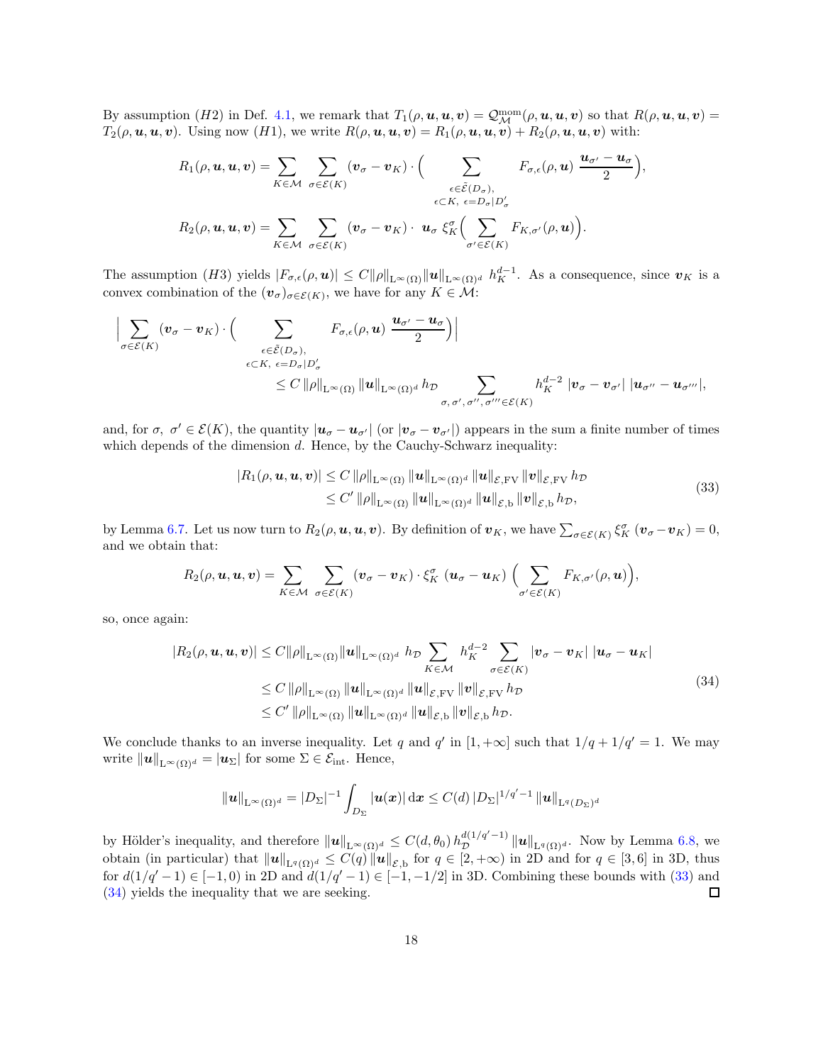By assumption $(H2)$ in Def. 4.1, we remark that $T_1(\rho,\boldsymbol{u},\boldsymbol{u},\boldsymbol{v}) = \mathcal{Q}^{\rm mom}_{\mathcal{M}}(\rho,\boldsymbol{u},\boldsymbol{u},\boldsymbol{v})$ so that $R(\rho,\boldsymbol{u},\boldsymbol{u},\boldsymbol{v}) = T_2(\rho,\boldsymbol{u},\boldsymbol{u},\boldsymbol{v})$. Using now $(H1)$, we write $R(\rho,\boldsymbol{u},\boldsymbol{u},\boldsymbol{v}) = R_1(\rho,\boldsymbol{u},\boldsymbol{u},\boldsymbol{v}) + R_2(\rho,\boldsymbol{u},\boldsymbol{u},\boldsymbol{v})$ with:

$$R_1(\rho,\boldsymbol{u},\boldsymbol{u},\boldsymbol{v}) = \sum_{K\in\mathcal{M}} \sum_{\sigma\in\mathcal{E}(K)} (\boldsymbol{v}_\sigma - \boldsymbol{v}_K)\cdot \Big( \sum_{\substack{\epsilon\in\tilde{\mathcal{E}}(D_\sigma),\\ \epsilon\subset K,\ \epsilon=D_\sigma|D'_\sigma}} F_{\sigma,\epsilon}(\rho,\boldsymbol{u})\ \frac{\boldsymbol{u}_{\sigma'}-\boldsymbol{u}_\sigma}{2}\Big),$$

$$R_2(\rho,\boldsymbol{u},\boldsymbol{u},\boldsymbol{v}) = \sum_{K\in\mathcal{M}} \sum_{\sigma\in\mathcal{E}(K)} (\boldsymbol{v}_\sigma - \boldsymbol{v}_K)\cdot\ \boldsymbol{u}_\sigma\ \xi_K^\sigma\Big( \sum_{\sigma'\in\mathcal{E}(K)} F_{K,\sigma'}(\rho,\boldsymbol{u})\Big).$$

The assumption $(H3)$ yields $|F_{\sigma,\epsilon}(\rho,\boldsymbol{u})| \le C\|\rho\|_{\mathrm{L}^\infty(\Omega)}\|\boldsymbol{u}\|_{\mathrm{L}^\infty(\Omega)^d}\ h_K^{d-1}$. As a consequence, since $\boldsymbol{v}_K$ is a convex combination of the $(\boldsymbol{v}_\sigma)_{\sigma\in\mathcal{E}(K)}$, we have for any $K\in\mathcal{M}$:

$$\Big|\sum_{\sigma\in\mathcal{E}(K)} (\boldsymbol{v}_\sigma - \boldsymbol{v}_K)\cdot \Big( \sum_{\substack{\epsilon\in\tilde{\mathcal{E}}(D_\sigma),\\ \epsilon\subset K,\ \epsilon=D_\sigma|D'_\sigma}} F_{\sigma,\epsilon}(\rho,\boldsymbol{u})\ \frac{\boldsymbol{u}_{\sigma'}-\boldsymbol{u}_\sigma}{2}\Big)\Big|$$
$$\le C\,\|\rho\|_{\mathrm{L}^\infty(\Omega)}\,\|\boldsymbol{u}\|_{\mathrm{L}^\infty(\Omega)^d}\,h_{\mathcal{D}} \sum_{\sigma,\,\sigma',\,\sigma'',\,\sigma'''\in\mathcal{E}(K)} h_K^{d-2}\ |\boldsymbol{v}_\sigma-\boldsymbol{v}_{\sigma'}|\ |\boldsymbol{u}_{\sigma''}-\boldsymbol{u}_{\sigma'''}|,$$

and, for $\sigma,\ \sigma'\in\mathcal{E}(K)$, the quantity $|\boldsymbol{u}_\sigma-\boldsymbol{u}_{\sigma'}|$ (or $|\boldsymbol{v}_\sigma-\boldsymbol{v}_{\sigma'}|$) appears in the sum a finite number of times which depends of the dimension $d$. Hence, by the Cauchy-Schwarz inequality:

$$\begin{aligned}|R_1(\rho,\boldsymbol{u},\boldsymbol{u},\boldsymbol{v})| &\le C\,\|\rho\|_{\mathrm{L}^\infty(\Omega)}\,\|\boldsymbol{u}\|_{\mathrm{L}^\infty(\Omega)^d}\,\|\boldsymbol{u}\|_{\mathcal{E},\mathrm{FV}}\,\|\boldsymbol{v}\|_{\mathcal{E},\mathrm{FV}}\,h_{\mathcal{D}}\\ &\le C'\,\|\rho\|_{\mathrm{L}^\infty(\Omega)}\,\|\boldsymbol{u}\|_{\mathrm{L}^\infty(\Omega)^d}\,\|\boldsymbol{u}\|_{\mathcal{E},\mathrm{b}}\,\|\boldsymbol{v}\|_{\mathcal{E},\mathrm{b}}\,h_{\mathcal{D}},\end{aligned}\tag{33}$$

by Lemma 6.7. Let us now turn to $R_2(\rho,\boldsymbol{u},\boldsymbol{u},\boldsymbol{v})$. By definition of $\boldsymbol{v}_K$, we have $\sum_{\sigma\in\mathcal{E}(K)}\xi_K^\sigma\,(\boldsymbol{v}_\sigma-\boldsymbol{v}_K)=0$, and we obtain that:

$$R_2(\rho,\boldsymbol{u},\boldsymbol{u},\boldsymbol{v}) = \sum_{K\in\mathcal{M}} \sum_{\sigma\in\mathcal{E}(K)} (\boldsymbol{v}_\sigma - \boldsymbol{v}_K)\cdot\xi_K^\sigma\ (\boldsymbol{u}_\sigma-\boldsymbol{u}_K)\ \Big( \sum_{\sigma'\in\mathcal{E}(K)} F_{K,\sigma'}(\rho,\boldsymbol{u})\Big),$$

so, once again:

$$\begin{aligned}|R_2(\rho,\boldsymbol{u},\boldsymbol{u},\boldsymbol{v})| &\le C\|\rho\|_{\mathrm{L}^\infty(\Omega)}\|\boldsymbol{u}\|_{\mathrm{L}^\infty(\Omega)^d}\ h_{\mathcal{D}}\sum_{K\in\mathcal{M}} h_K^{d-2}\sum_{\sigma\in\mathcal{E}(K)}|\boldsymbol{v}_\sigma-\boldsymbol{v}_K|\ |\boldsymbol{u}_\sigma-\boldsymbol{u}_K|\\ &\le C\,\|\rho\|_{\mathrm{L}^\infty(\Omega)}\,\|\boldsymbol{u}\|_{\mathrm{L}^\infty(\Omega)^d}\,\|\boldsymbol{u}\|_{\mathcal{E},\mathrm{FV}}\,\|\boldsymbol{v}\|_{\mathcal{E},\mathrm{FV}}\,h_{\mathcal{D}}\\ &\le C'\,\|\rho\|_{\mathrm{L}^\infty(\Omega)}\,\|\boldsymbol{u}\|_{\mathrm{L}^\infty(\Omega)^d}\,\|\boldsymbol{u}\|_{\mathcal{E},\mathrm{b}}\,\|\boldsymbol{v}\|_{\mathcal{E},\mathrm{b}}\,h_{\mathcal{D}}.\end{aligned}\tag{34}$$

We conclude thanks to an inverse inequality. Let $q$ and $q'$ in $[1,+\infty]$ such that $1/q+1/q'=1$. We may write $\|\boldsymbol{u}\|_{\mathrm{L}^\infty(\Omega)^d}=|\boldsymbol{u}_\Sigma|$ for some $\Sigma\in\mathcal{E}_{\rm int}$. Hence,

$$\|\boldsymbol{u}\|_{\mathrm{L}^\infty(\Omega)^d} = |D_\Sigma|^{-1}\int_{D_\Sigma}|\boldsymbol{u}(\boldsymbol{x})|\,\mathrm{d}\boldsymbol{x} \le C(d)\,|D_\Sigma|^{1/q'-1}\,\|\boldsymbol{u}\|_{\mathrm{L}^q(D_\Sigma)^d}$$

by Hölder's inequality, and therefore $\|\boldsymbol{u}\|_{\mathrm{L}^\infty(\Omega)^d}\le C(d,\theta_0)\,h_{\mathcal{D}}^{d(1/q'-1)}\,\|\boldsymbol{u}\|_{\mathrm{L}^q(\Omega)^d}$. Now by Lemma 6.8, we obtain (in particular) that $\|\boldsymbol{u}\|_{\mathrm{L}^q(\Omega)^d}\le C(q)\,\|\boldsymbol{u}\|_{\mathcal{E},\mathrm{b}}$ for $q\in[2,+\infty)$ in 2D and for $q\in[3,6]$ in 3D, thus for $d(1/q'-1)\in[-1,0)$ in 2D and $d(1/q'-1)\in[-1,-1/2]$ in 3D. Combining these bounds with (33) and (34) yields the inequality that we are seeking. $\square$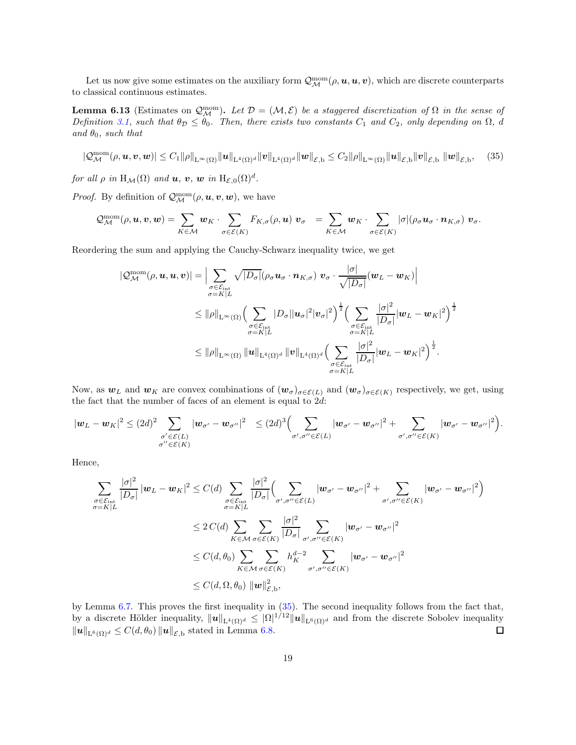Let us now give some estimates on the auxiliary form $\mathcal{Q}_{\mathcal{M}}^{\rm mom}(\rho, \boldsymbol{u}, \boldsymbol{u}, \boldsymbol{v})$, which are discrete counterparts to classical continuous estimates.

**Lemma 6.13** (Estimates on $\mathcal{Q}_{\mathcal{M}}^{\rm mom}$)**.** *Let $\mathcal{D} = (\mathcal{M}, \mathcal{E})$ be a staggered discretization of $\Omega$ in the sense of Definition 3.1, such that $\theta_{\mathcal{D}} \leq \theta_0$. Then, there exists two constants $C_1$ and $C_2$, only depending on $\Omega$, $d$ and $\theta_0$, such that*

$$|\mathcal{Q}_{\mathcal{M}}^{\rm mom}(\rho, \boldsymbol{u}, \boldsymbol{v}, \boldsymbol{w})| \leq C_1 \|\rho\|_{\mathrm{L}^\infty(\Omega)} \|\boldsymbol{u}\|_{\mathrm{L}^4(\Omega)^d} \|\boldsymbol{v}\|_{\mathrm{L}^4(\Omega)^d} \|\boldsymbol{w}\|_{\mathcal{E},\mathrm{b}} \leq C_2 \|\rho\|_{\mathrm{L}^\infty(\Omega)} \|\boldsymbol{u}\|_{\mathcal{E},\mathrm{b}} \|\boldsymbol{v}\|_{\mathcal{E},\mathrm{b}} \ \|\boldsymbol{w}\|_{\mathcal{E},\mathrm{b}}, \tag{35}$$

*for all $\rho$ in $\mathrm{H}_{\mathcal{M}}(\Omega)$ and $\boldsymbol{u}$, $\boldsymbol{v}$, $\boldsymbol{w}$ in $\mathrm{H}_{\mathcal{E},0}(\Omega)^d$.*

*Proof.* By definition of $\mathcal{Q}_{\mathcal{M}}^{\rm mom}(\rho, \boldsymbol{u}, \boldsymbol{v}, \boldsymbol{w})$, we have

$$\mathcal{Q}_{\mathcal{M}}^{\rm mom}(\rho, \boldsymbol{u}, \boldsymbol{v}, \boldsymbol{w}) = \sum_{K \in \mathcal{M}} \boldsymbol{w}_K \cdot \sum_{\sigma \in \mathcal{E}(K)} F_{K,\sigma}(\rho, \boldsymbol{u}) \ \boldsymbol{v}_\sigma \quad = \sum_{K \in \mathcal{M}} \boldsymbol{w}_K \cdot \sum_{\sigma \in \mathcal{E}(K)} |\sigma| (\rho_\sigma \boldsymbol{u}_\sigma \cdot \boldsymbol{n}_{K,\sigma}) \ \boldsymbol{v}_\sigma.$$

Reordering the sum and applying the Cauchy-Schwarz inequality twice, we get

$$\begin{aligned}
|\mathcal{Q}_{\mathcal{M}}^{\rm mom}(\rho, \boldsymbol{u}, \boldsymbol{u}, \boldsymbol{v})| &= \Big| \sum_{\substack{\sigma \in \mathcal{E}_{\rm int} \\ \sigma = K|L}} \sqrt{|D_\sigma|} (\rho_\sigma \boldsymbol{u}_\sigma \cdot \boldsymbol{n}_{K,\sigma}) \ \boldsymbol{v}_\sigma \cdot \frac{|\sigma|}{\sqrt{|D_\sigma|}} (\boldsymbol{w}_L - \boldsymbol{w}_K) \Big| \\
&\leq \|\rho\|_{\mathrm{L}^\infty(\Omega)} \Big( \sum_{\substack{\sigma \in \mathcal{E}_{\rm int} \\ \sigma = K|L}} |D_\sigma| |\boldsymbol{u}_\sigma|^2 |\boldsymbol{v}_\sigma|^2 \Big)^{\frac{1}{2}} \Big( \sum_{\substack{\sigma \in \mathcal{E}_{\rm int} \\ \sigma = K|L}} \frac{|\sigma|^2}{|D_\sigma|} |\boldsymbol{w}_L - \boldsymbol{w}_K|^2 \Big)^{\frac{1}{2}} \\
&\leq \|\rho\|_{\mathrm{L}^\infty(\Omega)} \ \|\boldsymbol{u}\|_{\mathrm{L}^4(\Omega)^d} \ \|\boldsymbol{v}\|_{\mathrm{L}^4(\Omega)^d} \Big( \sum_{\substack{\sigma \in \mathcal{E}_{\rm int} \\ \sigma = K|L}} \frac{|\sigma|^2}{|D_\sigma|} |\boldsymbol{w}_L - \boldsymbol{w}_K|^2 \Big)^{\frac{1}{2}}.
\end{aligned}$$

Now, as $\boldsymbol{w}_L$ and $\boldsymbol{w}_K$ are convex combinations of $(\boldsymbol{w}_\sigma)_{\sigma \in \mathcal{E}(L)}$ and $(\boldsymbol{w}_\sigma)_{\sigma \in \mathcal{E}(K)}$ respectively, we get, using the fact that the number of faces of an element is equal to $2d$:

$$|\boldsymbol{w}_L - \boldsymbol{w}_K|^2 \leq (2d)^2 \sum_{\substack{\sigma' \in \mathcal{E}(L) \\ \sigma'' \in \mathcal{E}(K)}} |\boldsymbol{w}_{\sigma'} - \boldsymbol{w}_{\sigma''}|^2 \quad \leq (2d)^3 \Big( \sum_{\sigma', \sigma'' \in \mathcal{E}(L)} |\boldsymbol{w}_{\sigma'} - \boldsymbol{w}_{\sigma''}|^2 + \sum_{\sigma', \sigma'' \in \mathcal{E}(K)} |\boldsymbol{w}_{\sigma'} - \boldsymbol{w}_{\sigma''}|^2 \Big).$$

Hence,

$$\begin{aligned}
\sum_{\substack{\sigma \in \mathcal{E}_{\rm int} \\ \sigma = K|L}} \frac{|\sigma|^2}{|D_\sigma|} |\boldsymbol{w}_L - \boldsymbol{w}_K|^2 &\leq C(d) \sum_{\substack{\sigma \in \mathcal{E}_{\rm int} \\ \sigma = K|L}} \frac{|\sigma|^2}{|D_\sigma|} \Big( \sum_{\sigma', \sigma'' \in \mathcal{E}(L)} |\boldsymbol{w}_{\sigma'} - \boldsymbol{w}_{\sigma''}|^2 + \sum_{\sigma', \sigma'' \in \mathcal{E}(K)} |\boldsymbol{w}_{\sigma'} - \boldsymbol{w}_{\sigma''}|^2 \Big) \\
&\leq 2\, C(d) \sum_{K \in \mathcal{M}} \sum_{\sigma \in \mathcal{E}(K)} \frac{|\sigma|^2}{|D_\sigma|} \sum_{\sigma', \sigma'' \in \mathcal{E}(K)} |\boldsymbol{w}_{\sigma'} - \boldsymbol{w}_{\sigma''}|^2 \\
&\leq C(d, \theta_0) \sum_{K \in \mathcal{M}} \sum_{\sigma \in \mathcal{E}(K)} h_K^{d-2} \sum_{\sigma', \sigma'' \in \mathcal{E}(K)} |\boldsymbol{w}_{\sigma'} - \boldsymbol{w}_{\sigma''}|^2 \\
&\leq C(d, \Omega, \theta_0) \ \|\boldsymbol{w}\|_{\mathcal{E},\mathrm{b}}^2,
\end{aligned}$$

by Lemma 6.7. This proves the first inequality in (35). The second inequality follows from the fact that, by a discrete Hölder inequality, $\|\boldsymbol{u}\|_{\mathrm{L}^4(\Omega)^d} \leq |\Omega|^{1/12} \|\boldsymbol{u}\|_{\mathrm{L}^6(\Omega)^d}$ and from the discrete Sobolev inequality $\|\boldsymbol{u}\|_{\mathrm{L}^6(\Omega)^d} \leq C(d, \theta_0) \|\boldsymbol{u}\|_{\mathcal{E},\mathrm{b}}$ stated in Lemma 6.8. ◻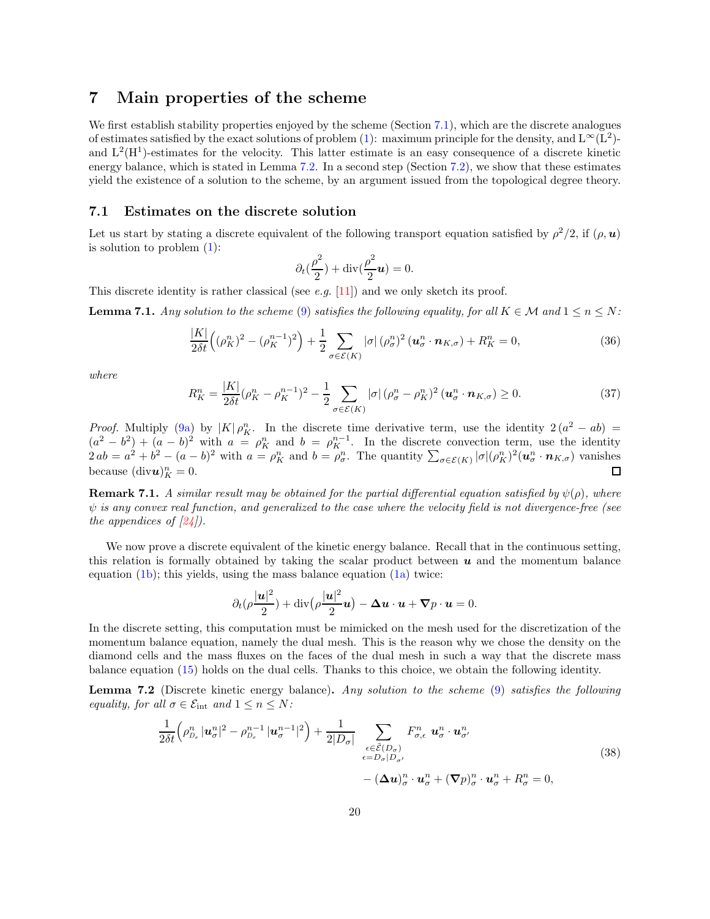# 7 Main properties of the scheme

We first establish stability properties enjoyed by the scheme (Section 7.1), which are the discrete analogues of estimates satisfied by the exact solutions of problem (1): maximum principle for the density, and $\mathrm{L}^\infty(\mathrm{L}^2)$- and $\mathrm{L}^2(\mathrm{H}^1)$-estimates for the velocity. This latter estimate is an easy consequence of a discrete kinetic energy balance, which is stated in Lemma 7.2. In a second step (Section 7.2), we show that these estimates yield the existence of a solution to the scheme, by an argument issued from the topological degree theory.

## 7.1 Estimates on the discrete solution

Let us start by stating a discrete equivalent of the following transport equation satisfied by $\rho^2/2$, if $(\rho, \boldsymbol{u})$ is solution to problem (1):

$$\partial_t(\frac{\rho^2}{2}) + \mathrm{div}(\frac{\rho^2}{2}\boldsymbol{u}) = 0.$$

This discrete identity is rather classical (see *e.g.* [11]) and we only sketch its proof.

**Lemma 7.1.** *Any solution to the scheme (9) satisfies the following equality, for all $K \in \mathcal{M}$ and $1 \le n \le N$:*

$$\frac{|K|}{2\delta t}\Big((\rho_K^n)^2 - (\rho_K^{n-1})^2\Big) + \frac{1}{2}\sum_{\sigma\in\mathcal{E}(K)} |\sigma|\,(\rho_\sigma^n)^2\,(\boldsymbol{u}_\sigma^n\cdot\boldsymbol{n}_{K,\sigma}) + R_K^n = 0, \tag{36}$$

*where*

$$R_K^n = \frac{|K|}{2\delta t}(\rho_K^n - \rho_K^{n-1})^2 - \frac{1}{2}\sum_{\sigma\in\mathcal{E}(K)} |\sigma|\,(\rho_\sigma^n - \rho_K^n)^2\,(\boldsymbol{u}_\sigma^n\cdot\boldsymbol{n}_{K,\sigma}) \ge 0. \tag{37}$$

*Proof.* Multiply (9a) by $|K|\,\rho_K^n$. In the discrete time derivative term, use the identity $2\,(a^2 - ab) = (a^2 - b^2) + (a - b)^2$ with $a = \rho_K^n$ and $b = \rho_K^{n-1}$. In the discrete convection term, use the identity $2\,ab = a^2 + b^2 - (a - b)^2$ with $a = \rho_K^n$ and $b = \rho_\sigma^n$. The quantity $\sum_{\sigma\in\mathcal{E}(K)} |\sigma|(\rho_K^n)^2(\boldsymbol{u}_\sigma^n\cdot\boldsymbol{n}_{K,\sigma})$ vanishes because $(\mathrm{div}\boldsymbol{u})_K^n = 0$. ◻

**Remark 7.1.** *A similar result may be obtained for the partial differential equation satisfied by $\psi(\rho)$, where $\psi$ is any convex real function, and generalized to the case where the velocity field is not divergence-free (see the appendices of [24]).*

We now prove a discrete equivalent of the kinetic energy balance. Recall that in the continuous setting, this relation is formally obtained by taking the scalar product between $\boldsymbol{u}$ and the momentum balance equation (1b); this yields, using the mass balance equation (1a) twice:

$$\partial_t(\rho\frac{|\boldsymbol{u}|^2}{2}) + \mathrm{div}\big(\rho\frac{|\boldsymbol{u}|^2}{2}\boldsymbol{u}\big) - \boldsymbol{\Delta}\boldsymbol{u}\cdot\boldsymbol{u} + \boldsymbol{\nabla}p\cdot\boldsymbol{u} = 0.$$

In the discrete setting, this computation must be mimicked on the mesh used for the discretization of the momentum balance equation, namely the dual mesh. This is the reason why we chose the density on the diamond cells and the mass fluxes on the faces of the dual mesh in such a way that the discrete mass balance equation (15) holds on the dual cells. Thanks to this choice, we obtain the following identity.

**Lemma 7.2** (Discrete kinetic energy balance)**.** *Any solution to the scheme (9) satisfies the following equality, for all $\sigma \in \mathcal{E}_{\mathrm{int}}$ and $1 \le n \le N$:*

$$\begin{aligned} \frac{1}{2\delta t}\Big(\rho_{D_\sigma}^n\,|\boldsymbol{u}_\sigma^n|^2 - \rho_{D_\sigma}^{n-1}\,|\boldsymbol{u}_\sigma^{n-1}|^2\Big) + \frac{1}{2|D_\sigma|}\sum_{\substack{\epsilon\in\tilde{\mathcal{E}}(D_\sigma)\\ \epsilon=D_\sigma|D_{\sigma'}}} F_{\sigma,\epsilon}^n\ \boldsymbol{u}_\sigma^n\cdot\boldsymbol{u}_{\sigma'}^n \\ - (\boldsymbol{\Delta}\boldsymbol{u})_\sigma^n\cdot\boldsymbol{u}_\sigma^n + (\boldsymbol{\nabla}p)_\sigma^n\cdot\boldsymbol{u}_\sigma^n + R_\sigma^n = 0, \end{aligned} \tag{38}$$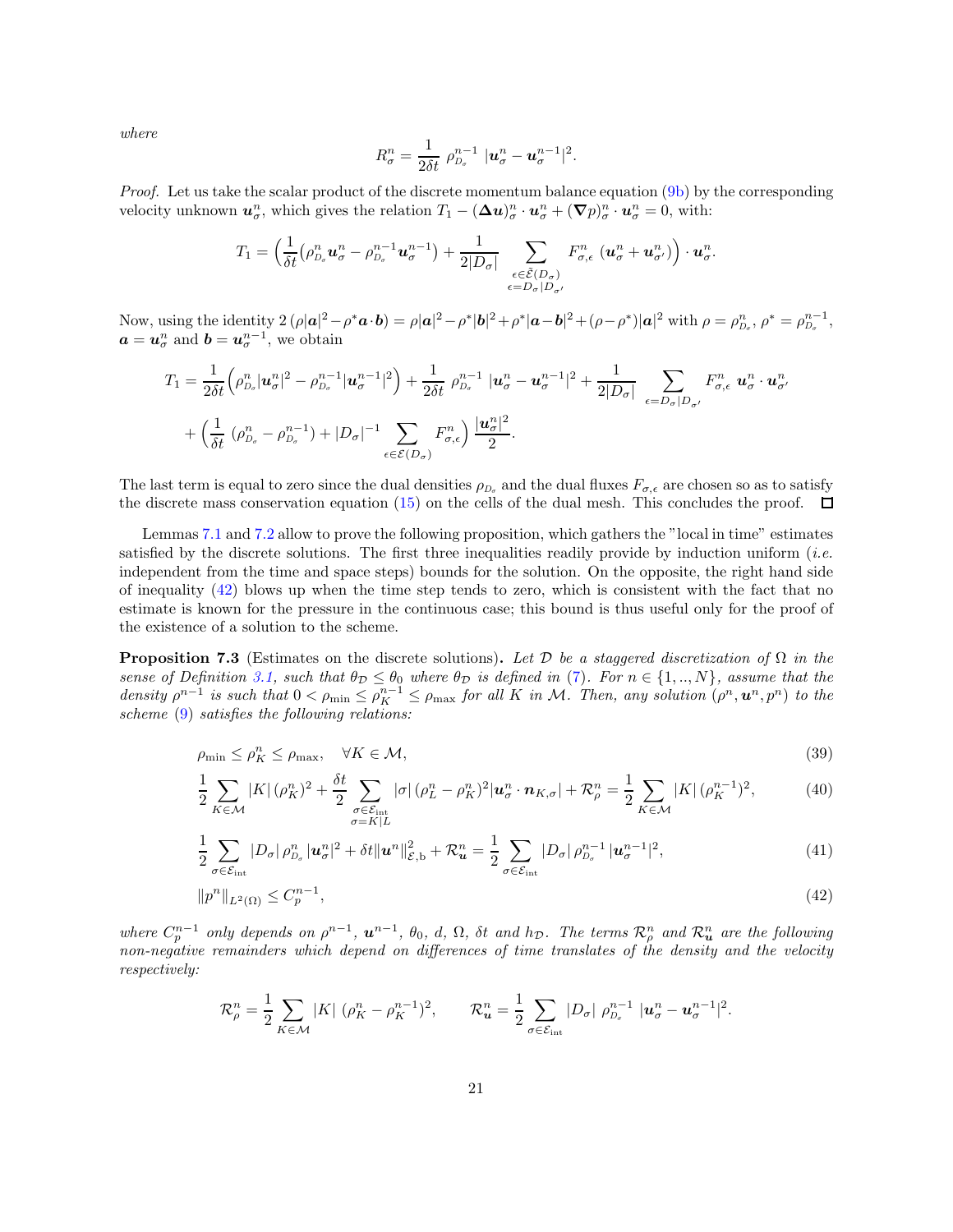*where*

$$R_\sigma^n = \frac{1}{2\delta t}\ \rho_{D_\sigma}^{n-1}\ |\boldsymbol{u}_\sigma^n - \boldsymbol{u}_\sigma^{n-1}|^2.$$

*Proof.* Let us take the scalar product of the discrete momentum balance equation (9b) by the corresponding velocity unknown $\boldsymbol{u}_\sigma^n$, which gives the relation $T_1 - (\boldsymbol{\Delta u})_\sigma^n \cdot \boldsymbol{u}_\sigma^n + (\boldsymbol{\nabla} p)_\sigma^n \cdot \boldsymbol{u}_\sigma^n = 0$, with:

$$T_1 = \Big(\frac{1}{\delta t}\big(\rho_{D_\sigma}^n \boldsymbol{u}_\sigma^n - \rho_{D_\sigma}^{n-1} \boldsymbol{u}_\sigma^{n-1}\big) + \frac{1}{2|D_\sigma|} \sum_{\substack{\epsilon \in \tilde{\mathcal{E}}(D_\sigma) \\ \epsilon = D_\sigma | D_{\sigma'}}} F_{\sigma,\epsilon}^n\ (\boldsymbol{u}_\sigma^n + \boldsymbol{u}_{\sigma'}^n)\Big) \cdot \boldsymbol{u}_\sigma^n.$$

Now, using the identity $2\,(\rho|\boldsymbol{a}|^2 - \rho^* \boldsymbol{a}\cdot\boldsymbol{b}) = \rho|\boldsymbol{a}|^2 - \rho^*|\boldsymbol{b}|^2 + \rho^*|\boldsymbol{a}-\boldsymbol{b}|^2 + (\rho-\rho^*)|\boldsymbol{a}|^2$ with $\rho = \rho_{D_\sigma}^n$, $\rho^* = \rho_{D_\sigma}^{n-1}$, $\boldsymbol{a} = \boldsymbol{u}_\sigma^n$ and $\boldsymbol{b} = \boldsymbol{u}_\sigma^{n-1}$, we obtain

$$T_1 = \frac{1}{2\delta t}\Big(\rho_{D_\sigma}^n |\boldsymbol{u}_\sigma^n|^2 - \rho_{D_\sigma}^{n-1} |\boldsymbol{u}_\sigma^{n-1}|^2\Big) + \frac{1}{2\delta t}\ \rho_{D_\sigma}^{n-1}\ |\boldsymbol{u}_\sigma^n - \boldsymbol{u}_\sigma^{n-1}|^2 + \frac{1}{2|D_\sigma|} \sum_{\epsilon = D_\sigma | D_{\sigma'}} F_{\sigma,\epsilon}^n\ \boldsymbol{u}_\sigma^n \cdot \boldsymbol{u}_{\sigma'}^n$$
$$+ \Big(\frac{1}{\delta t}\ (\rho_{D_\sigma}^n - \rho_{D_\sigma}^{n-1}) + |D_\sigma|^{-1} \sum_{\epsilon \in \mathcal{E}(D_\sigma)} F_{\sigma,\epsilon}^n\Big)\ \frac{|\boldsymbol{u}_\sigma^n|^2}{2}.$$

The last term is equal to zero since the dual densities $\rho_{D_\sigma}$ and the dual fluxes $F_{\sigma,\epsilon}$ are chosen so as to satisfy the discrete mass conservation equation (15) on the cells of the dual mesh. This concludes the proof. ◻

Lemmas 7.1 and 7.2 allow to prove the following proposition, which gathers the "local in time" estimates satisfied by the discrete solutions. The first three inequalities readily provide by induction uniform (*i.e.* independent from the time and space steps) bounds for the solution. On the opposite, the right hand side of inequality (42) blows up when the time step tends to zero, which is consistent with the fact that no estimate is known for the pressure in the continuous case; this bound is thus useful only for the proof of the existence of a solution to the scheme.

**Proposition 7.3** (Estimates on the discrete solutions)**.** *Let $\mathcal{D}$ be a staggered discretization of $\Omega$ in the sense of Definition 3.1, such that $\theta_{\mathcal{D}} \leq \theta_0$ where $\theta_{\mathcal{D}}$ is defined in (7). For $n \in \{1,..,N\}$, assume that the density $\rho^{n-1}$ is such that $0 < \rho_{\min} \leq \rho_K^{n-1} \leq \rho_{\max}$ for all $K$ in $\mathcal{M}$. Then, any solution $(\rho^n, \boldsymbol{u}^n, p^n)$ to the scheme (9) satisfies the following relations:*

$$\rho_{\min} \leq \rho_K^n \leq \rho_{\max}, \quad \forall K \in \mathcal{M}, \tag{39}$$

$$\frac{1}{2}\sum_{K\in\mathcal{M}} |K|\,(\rho_K^n)^2 + \frac{\delta t}{2} \sum_{\substack{\sigma\in\mathcal{E}_{\rm int} \\ \sigma = K|L}} |\sigma|\,(\rho_L^n - \rho_K^n)^2 |\boldsymbol{u}_\sigma^n \cdot \boldsymbol{n}_{K,\sigma}| + \mathcal{R}_\rho^n = \frac{1}{2}\sum_{K\in\mathcal{M}} |K|\,(\rho_K^{n-1})^2, \tag{40}$$

$$\frac{1}{2}\sum_{\sigma\in\mathcal{E}_{\rm int}} |D_\sigma|\,\rho_{D_\sigma}^n\,|\boldsymbol{u}_\sigma^n|^2 + \delta t \|\boldsymbol{u}^n\|_{\mathcal{E},{\rm b}}^2 + \mathcal{R}_{\boldsymbol{u}}^n = \frac{1}{2}\sum_{\sigma\in\mathcal{E}_{\rm int}} |D_\sigma|\,\rho_{D_\sigma}^{n-1}\,|\boldsymbol{u}_\sigma^{n-1}|^2, \tag{41}$$

$$\|p^n\|_{L^2(\Omega)} \leq C_p^{n-1}, \tag{42}$$

*where $C_p^{n-1}$ only depends on $\rho^{n-1}$, $\boldsymbol{u}^{n-1}$, $\theta_0$, $d$, $\Omega$, $\delta t$ and $h_{\mathcal{D}}$. The terms $\mathcal{R}_\rho^n$ and $\mathcal{R}_{\boldsymbol{u}}^n$ are the following non-negative remainders which depend on differences of time translates of the density and the velocity respectively:*

$$\mathcal{R}_\rho^n = \frac{1}{2}\sum_{K\in\mathcal{M}} |K|\ (\rho_K^n - \rho_K^{n-1})^2, \qquad \mathcal{R}_{\boldsymbol{u}}^n = \frac{1}{2}\sum_{\sigma\in\mathcal{E}_{\rm int}} |D_\sigma|\ \rho_{D_\sigma}^{n-1}\ |\boldsymbol{u}_\sigma^n - \boldsymbol{u}_\sigma^{n-1}|^2.$$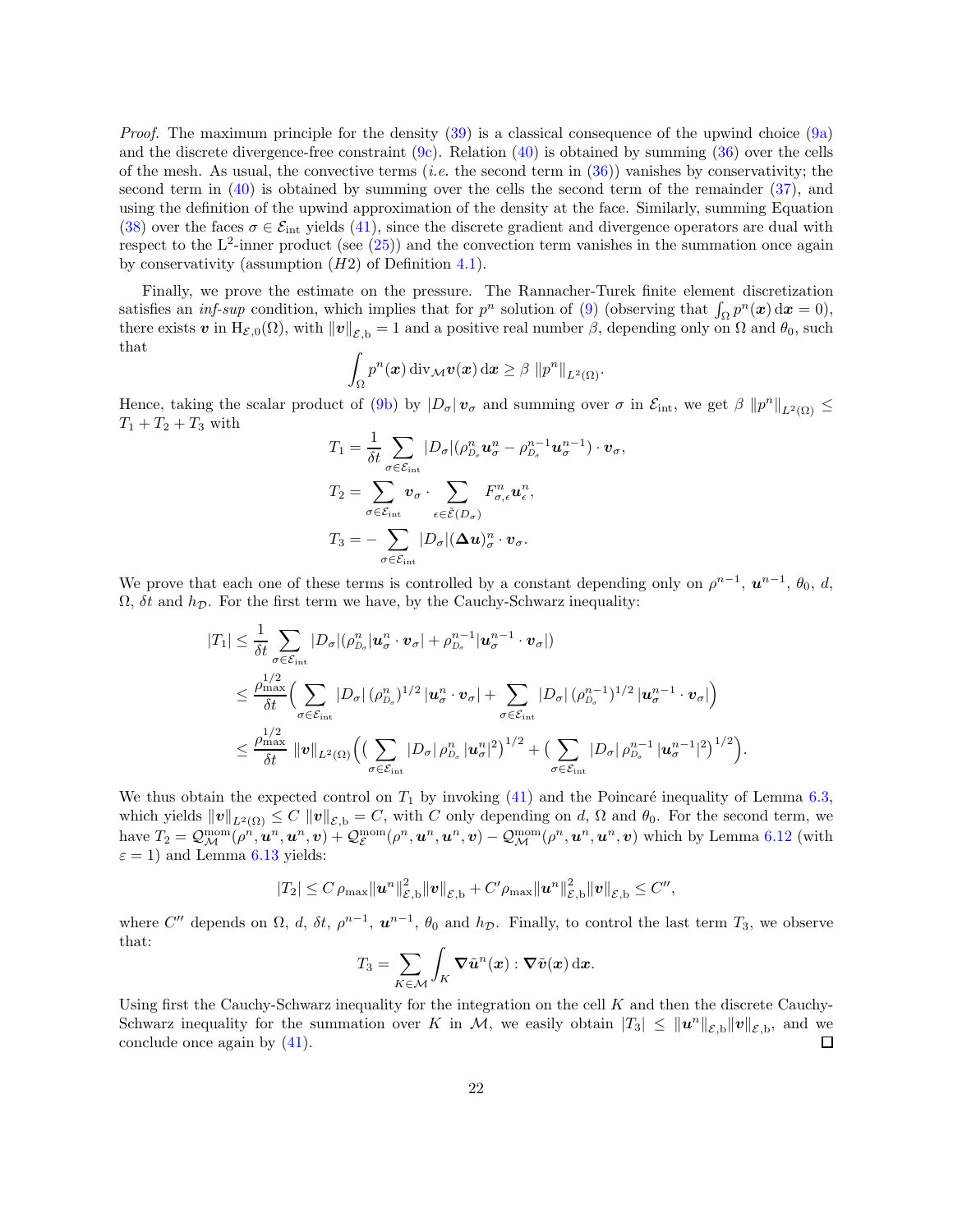*Proof.* The maximum principle for the density (39) is a classical consequence of the upwind choice (9a) and the discrete divergence-free constraint (9c). Relation (40) is obtained by summing (36) over the cells of the mesh. As usual, the convective terms (*i.e.* the second term in (36)) vanishes by conservativity; the second term in (40) is obtained by summing over the cells the second term of the remainder (37), and using the definition of the upwind approximation of the density at the face. Similarly, summing Equation (38) over the faces $\sigma \in \mathcal{E}_{\rm int}$ yields (41), since the discrete gradient and divergence operators are dual with respect to the $\mathrm{L}^2$-inner product (see (25)) and the convection term vanishes in the summation once again by conservativity (assumption $(H2)$ of Definition 4.1).

Finally, we prove the estimate on the pressure. The Rannacher-Turek finite element discretization satisfies an *inf-sup* condition, which implies that for $p^n$ solution of (9) (observing that $\int_\Omega p^n(\boldsymbol{x})\,\mathrm{d}\boldsymbol{x} = 0$), there exists $\boldsymbol{v}$ in $\mathrm{H}_{\mathcal{E},0}(\Omega)$, with $\|\boldsymbol{v}\|_{\mathcal{E},\rm b} = 1$ and a positive real number $\beta$, depending only on $\Omega$ and $\theta_0$, such that

$$\int_\Omega p^n(\boldsymbol{x})\,\mathrm{div}_{\mathcal{M}}\boldsymbol{v}(\boldsymbol{x})\,\mathrm{d}\boldsymbol{x} \geq \beta\ \|p^n\|_{L^2(\Omega)}.$$

Hence, taking the scalar product of (9b) by $|D_\sigma|\,\boldsymbol{v}_\sigma$ and summing over $\sigma$ in $\mathcal{E}_{\rm int}$, we get $\beta\ \|p^n\|_{L^2(\Omega)} \leq T_1 + T_2 + T_3$ with

$$T_1 = \frac{1}{\delta t} \sum_{\sigma\in\mathcal{E}_{\rm int}} |D_\sigma|(\rho^n_{D_\sigma}\boldsymbol{u}^n_\sigma - \rho^{n-1}_{D_\sigma}\boldsymbol{u}^{n-1}_\sigma)\cdot\boldsymbol{v}_\sigma,$$

$$T_2 = \sum_{\sigma\in\mathcal{E}_{\rm int}} \boldsymbol{v}_\sigma \cdot \sum_{\epsilon\in\tilde{\mathcal{E}}(D_\sigma)} F^n_{\sigma,\epsilon}\boldsymbol{u}^n_\epsilon,$$

$$T_3 = -\sum_{\sigma\in\mathcal{E}_{\rm int}} |D_\sigma|(\boldsymbol{\Delta u})^n_\sigma\cdot\boldsymbol{v}_\sigma.$$

We prove that each one of these terms is controlled by a constant depending only on $\rho^{n-1}$, $\boldsymbol{u}^{n-1}$, $\theta_0$, $d$, $\Omega$, $\delta t$ and $h_{\mathcal{D}}$. For the first term we have, by the Cauchy-Schwarz inequality:

$$\begin{aligned}
|T_1| &\leq \frac{1}{\delta t}\sum_{\sigma\in\mathcal{E}_{\rm int}} |D_\sigma|(\rho^n_{D_\sigma}|\boldsymbol{u}^n_\sigma\cdot\boldsymbol{v}_\sigma| + \rho^{n-1}_{D_\sigma}|\boldsymbol{u}^{n-1}_\sigma\cdot\boldsymbol{v}_\sigma|)\\
&\leq \frac{\rho_{\max}^{1/2}}{\delta t}\Big(\sum_{\sigma\in\mathcal{E}_{\rm int}} |D_\sigma|\,(\rho^n_{D_\sigma})^{1/2}\,|\boldsymbol{u}^n_\sigma\cdot\boldsymbol{v}_\sigma| + \sum_{\sigma\in\mathcal{E}_{\rm int}} |D_\sigma|\,(\rho^{n-1}_{D_\sigma})^{1/2}\,|\boldsymbol{u}^{n-1}_\sigma\cdot\boldsymbol{v}_\sigma|\Big)\\
&\leq \frac{\rho_{\max}^{1/2}}{\delta t}\ \|\boldsymbol{v}\|_{L^2(\Omega)}\Big(\big(\sum_{\sigma\in\mathcal{E}_{\rm int}} |D_\sigma|\,\rho^n_{D_\sigma}\,|\boldsymbol{u}^n_\sigma|^2\big)^{1/2} + \big(\sum_{\sigma\in\mathcal{E}_{\rm int}} |D_\sigma|\,\rho^{n-1}_{D_\sigma}\,|\boldsymbol{u}^{n-1}_\sigma|^2\big)^{1/2}\Big).
\end{aligned}$$

We thus obtain the expected control on $T_1$ by invoking (41) and the Poincaré inequality of Lemma 6.3, which yields $\|\boldsymbol{v}\|_{L^2(\Omega)} \leq C\ \|\boldsymbol{v}\|_{\mathcal{E},\rm b} = C$, with $C$ only depending on $d$, $\Omega$ and $\theta_0$. For the second term, we have $T_2 = \mathcal{Q}^{\rm mom}_{\mathcal{M}}(\rho^n,\boldsymbol{u}^n,\boldsymbol{u}^n,\boldsymbol{v}) + \mathcal{Q}^{\rm mom}_{\mathcal{E}}(\rho^n,\boldsymbol{u}^n,\boldsymbol{u}^n,\boldsymbol{v}) - \mathcal{Q}^{\rm mom}_{\mathcal{M}}(\rho^n,\boldsymbol{u}^n,\boldsymbol{u}^n,\boldsymbol{v})$ which by Lemma 6.12 (with $\varepsilon = 1$) and Lemma 6.13 yields:

$$|T_2| \leq C\,\rho_{\max}\|\boldsymbol{u}^n\|^2_{\mathcal{E},\rm b}\|\boldsymbol{v}\|_{\mathcal{E},\rm b} + C'\rho_{\max}\|\boldsymbol{u}^n\|^2_{\mathcal{E},\rm b}\|\boldsymbol{v}\|_{\mathcal{E},\rm b} \leq C'',$$

where $C''$ depends on $\Omega$, $d$, $\delta t$, $\rho^{n-1}$, $\boldsymbol{u}^{n-1}$, $\theta_0$ and $h_{\mathcal{D}}$. Finally, to control the last term $T_3$, we observe that:

$$T_3 = \sum_{K\in\mathcal{M}} \int_K \boldsymbol{\nabla}\tilde{\boldsymbol{u}}^n(\boldsymbol{x}) : \boldsymbol{\nabla}\tilde{\boldsymbol{v}}(\boldsymbol{x})\,\mathrm{d}\boldsymbol{x}.$$

Using first the Cauchy-Schwarz inequality for the integration on the cell $K$ and then the discrete Cauchy-Schwarz inequality for the summation over $K$ in $\mathcal{M}$, we easily obtain $|T_3| \leq \|\boldsymbol{u}^n\|_{\mathcal{E},\rm b}\|\boldsymbol{v}\|_{\mathcal{E},\rm b}$, and we conclude once again by (41). $\square$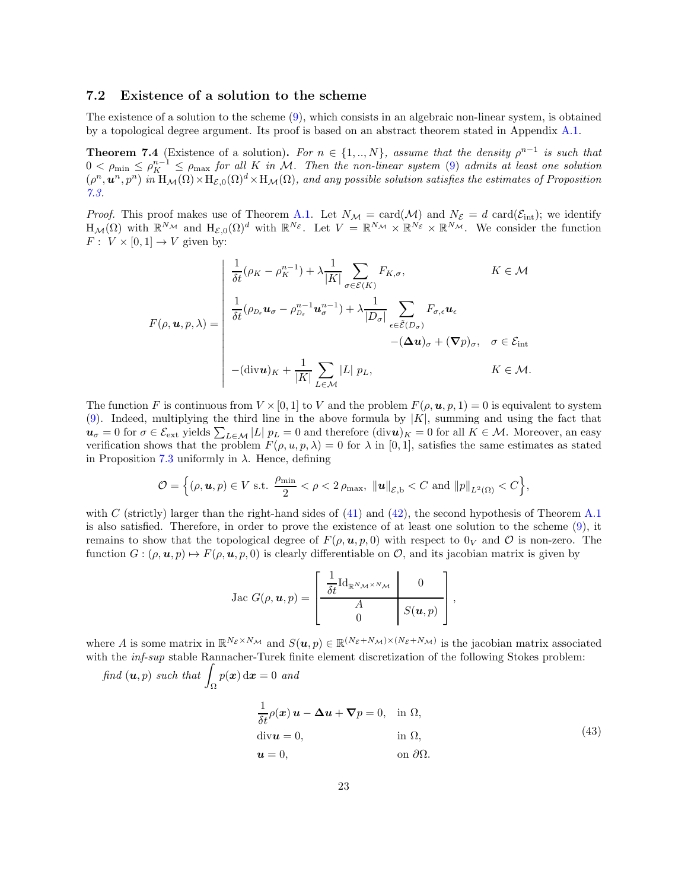### 7.2 Existence of a solution to the scheme

The existence of a solution to the scheme (9), which consists in an algebraic non-linear system, is obtained by a topological degree argument. Its proof is based on an abstract theorem stated in Appendix A.1.

**Theorem 7.4** (Existence of a solution)**.** *For $n \in \{1,..,N\}$, assume that the density $\rho^{n-1}$ is such that $0 < \rho_{\min} \le \rho_K^{n-1} \le \rho_{\max}$ for all $K$ in $\mathcal{M}$. Then the non-linear system (9) admits at least one solution $(\rho^n, \boldsymbol{u}^n, p^n)$ in $\mathrm{H}_{\mathcal{M}}(\Omega) \times \mathrm{H}_{\mathcal{E},0}(\Omega)^d \times \mathrm{H}_{\mathcal{M}}(\Omega)$, and any possible solution satisfies the estimates of Proposition 7.3.*

*Proof.* This proof makes use of Theorem A.1. Let $N_{\mathcal{M}} = \mathrm{card}(\mathcal{M})$ and $N_{\mathcal{E}} = d\ \mathrm{card}(\mathcal{E}_{\rm int})$; we identify $\mathrm{H}_{\mathcal{M}}(\Omega)$ with $\mathbb{R}^{N_{\mathcal{M}}}$ and $\mathrm{H}_{\mathcal{E},0}(\Omega)^d$ with $\mathbb{R}^{N_{\mathcal{E}}}$. Let $V = \mathbb{R}^{N_{\mathcal{M}}} \times \mathbb{R}^{N_{\mathcal{E}}} \times \mathbb{R}^{N_{\mathcal{M}}}$. We consider the function $F:\ V \times [0,1] \to V$ given by:

$$
F(\rho, \boldsymbol{u}, p, \lambda) = \left|
\begin{array}{ll}
\dfrac{1}{\delta t}(\rho_K - \rho_K^{n-1}) + \lambda \dfrac{1}{|K|} \displaystyle\sum_{\sigma \in \mathcal{E}(K)} F_{K,\sigma}, & K \in \mathcal{M} \\[3ex]
\dfrac{1}{\delta t}(\rho_{D_\sigma} \boldsymbol{u}_\sigma - \rho_{D_\sigma}^{n-1} \boldsymbol{u}_\sigma^{n-1}) + \lambda \dfrac{1}{|D_\sigma|} \displaystyle\sum_{\epsilon \in \tilde{\mathcal{E}}(D_\sigma)} F_{\sigma,\epsilon} \boldsymbol{u}_\epsilon & \\[2ex]
\qquad\qquad\qquad\qquad\qquad\qquad - (\boldsymbol{\Delta} \boldsymbol{u})_\sigma + (\boldsymbol{\nabla} p)_\sigma, & \sigma \in \mathcal{E}_{\rm int} \\[3ex]
-(\mathrm{div} \boldsymbol{u})_K + \dfrac{1}{|K|} \displaystyle\sum_{L \in \mathcal{M}} |L|\ p_L, & K \in \mathcal{M}.
\end{array}
\right.
$$

The function $F$ is continuous from $V \times [0,1]$ to $V$ and the problem $F(\rho, \boldsymbol{u}, p, 1) = 0$ is equivalent to system (9). Indeed, multiplying the third line in the above formula by $|K|$, summing and using the fact that $\boldsymbol{u}_\sigma = 0$ for $\sigma \in \mathcal{E}_{\rm ext}$ yields $\sum_{L \in \mathcal{M}} |L|\ p_L = 0$ and therefore $(\mathrm{div} \boldsymbol{u})_K = 0$ for all $K \in \mathcal{M}$. Moreover, an easy verification shows that the problem $F(\rho, u, p, \lambda) = 0$ for $\lambda$ in $[0,1]$, satisfies the same estimates as stated in Proposition 7.3 uniformly in $\lambda$. Hence, defining

$$
\mathcal{O} = \Big\{ (\rho, \boldsymbol{u}, p) \in V \text{ s.t. } \frac{\rho_{\min}}{2} < \rho < 2\, \rho_{\max},\ \|\boldsymbol{u}\|_{\mathcal{E},\rm b} < C \text{ and } \|p\|_{L^2(\Omega)} < C \Big\},
$$

with $C$ (strictly) larger than the right-hand sides of (41) and (42), the second hypothesis of Theorem A.1 is also satisfied. Therefore, in order to prove the existence of at least one solution to the scheme (9), it remains to show that the topological degree of $F(\rho, \boldsymbol{u}, p, 0)$ with respect to $0_V$ and $\mathcal{O}$ is non-zero. The function $G : (\rho, \boldsymbol{u}, p) \mapsto F(\rho, \boldsymbol{u}, p, 0)$ is clearly differentiable on $\mathcal{O}$, and its jacobian matrix is given by

$$
\mathrm{Jac}\ G(\rho, \boldsymbol{u}, p) = \left[
\begin{array}{c|c}
\dfrac{1}{\delta t} \mathrm{Id}_{\mathbb{R}^{N_{\mathcal{M}} \times N_{\mathcal{M}}}} & 0 \\
\hline
\begin{array}{c} A \\ 0 \end{array} & S(\boldsymbol{u}, p)
\end{array}
\right],
$$

where $A$ is some matrix in $\mathbb{R}^{N_{\mathcal{E}} \times N_{\mathcal{M}}}$ and $S(\boldsymbol{u}, p) \in \mathbb{R}^{(N_{\mathcal{E}} + N_{\mathcal{M}}) \times (N_{\mathcal{E}} + N_{\mathcal{M}})}$ is the jacobian matrix associated with the *inf-sup* stable Rannacher-Turek finite element discretization of the following Stokes problem:

*find $(\boldsymbol{u}, p)$ such that $\displaystyle\int_\Omega p(\boldsymbol{x})\, \mathrm{d}\boldsymbol{x} = 0$ and*

$$
\begin{aligned}
& \frac{1}{\delta t} \rho(\boldsymbol{x})\, \boldsymbol{u} - \boldsymbol{\Delta} \boldsymbol{u} + \boldsymbol{\nabla} p = 0, && \text{in } \Omega, \\
& \mathrm{div} \boldsymbol{u} = 0, && \text{in } \Omega, \\
& \boldsymbol{u} = 0, && \text{on } \partial\Omega.
\end{aligned}
\tag{43}
$$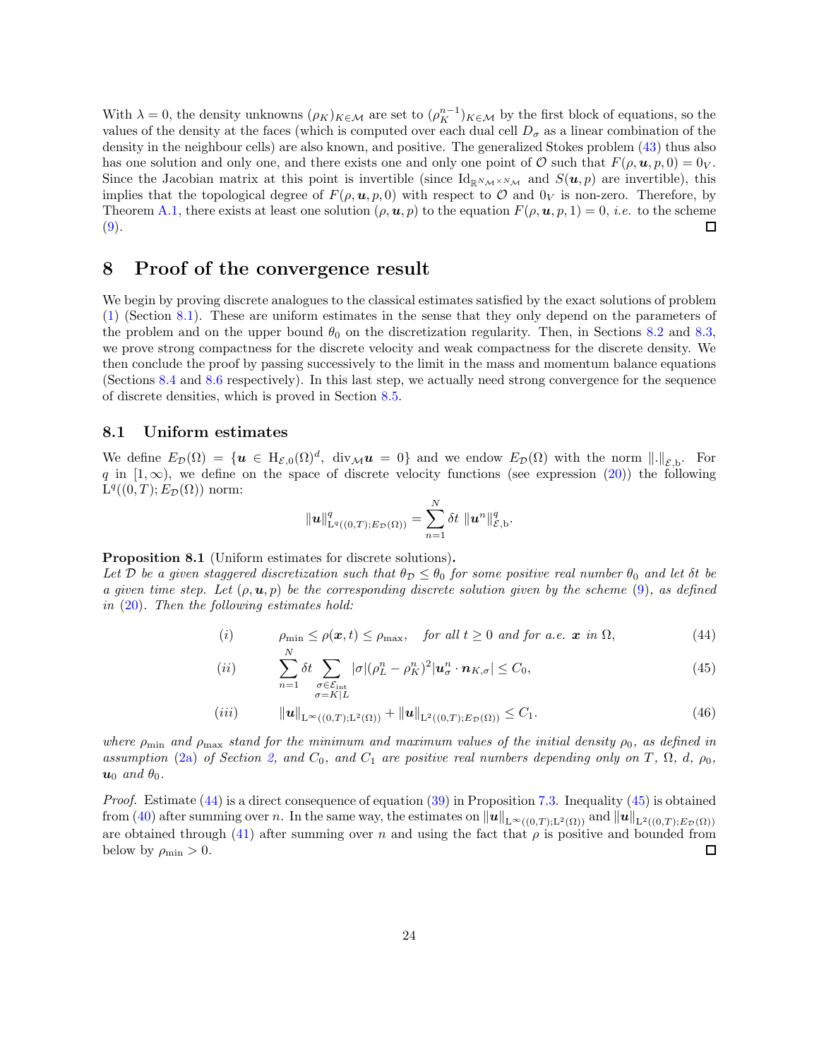With $\lambda = 0$, the density unknowns $(\rho_K)_{K\in\mathcal{M}}$ are set to $(\rho_K^{n-1})_{K\in\mathcal{M}}$ by the first block of equations, so the values of the density at the faces (which is computed over each dual cell $D_\sigma$ as a linear combination of the density in the neighbour cells) are also known, and positive. The generalized Stokes problem (43) thus also has one solution and only one, and there exists one and only one point of $\mathcal{O}$ such that $F(\rho, \boldsymbol{u}, p, 0) = 0_V$. Since the Jacobian matrix at this point is invertible (since $\mathrm{Id}_{\mathbb{R}^{N_\mathcal{M}\times N_\mathcal{M}}}$ and $S(\boldsymbol{u}, p)$ are invertible), this implies that the topological degree of $F(\rho, \boldsymbol{u}, p, 0)$ with respect to $\mathcal{O}$ and $0_V$ is non-zero. Therefore, by Theorem A.1, there exists at least one solution $(\rho, \boldsymbol{u}, p)$ to the equation $F(\rho, \boldsymbol{u}, p, 1) = 0$, *i.e.* to the scheme (9). ◻

# 8 Proof of the convergence result

We begin by proving discrete analogues to the classical estimates satisfied by the exact solutions of problem (1) (Section 8.1). These are uniform estimates in the sense that they only depend on the parameters of the problem and on the upper bound $\theta_0$ on the discretization regularity. Then, in Sections 8.2 and 8.3, we prove strong compactness for the discrete velocity and weak compactness for the discrete density. We then conclude the proof by passing successively to the limit in the mass and momentum balance equations (Sections 8.4 and 8.6 respectively). In this last step, we actually need strong convergence for the sequence of discrete densities, which is proved in Section 8.5.

## 8.1 Uniform estimates

We define $E_\mathcal{D}(\Omega) = \{\boldsymbol{u} \in \mathrm{H}_{\mathcal{E},0}(\Omega)^d,\ \mathrm{div}_\mathcal{M}\boldsymbol{u} = 0\}$ and we endow $E_\mathcal{D}(\Omega)$ with the norm $\|.\|_{\mathcal{E},\mathrm{b}}$. For $q$ in $[1, \infty)$, we define on the space of discrete velocity functions (see expression (20)) the following $\mathrm{L}^q((0,T); E_\mathcal{D}(\Omega))$ norm:

$$\|\boldsymbol{u}\|^q_{\mathrm{L}^q((0,T);E_\mathcal{D}(\Omega))} = \sum_{n=1}^{N} \delta t\ \|\boldsymbol{u}^n\|^q_{\mathcal{E},\mathrm{b}}.$$

**Proposition 8.1** (Uniform estimates for discrete solutions)**.**
*Let $\mathcal{D}$ be a given staggered discretization such that $\theta_\mathcal{D} \le \theta_0$ for some positive real number $\theta_0$ and let $\delta t$ be a given time step. Let $(\rho, \boldsymbol{u}, p)$ be the corresponding discrete solution given by the scheme (9), as defined in (20). Then the following estimates hold:*

$$(i) \qquad \rho_{\min} \le \rho(\boldsymbol{x}, t) \le \rho_{\max}, \quad \textit{for all } t \ge 0 \textit{ and for a.e. } \boldsymbol{x} \textit{ in } \Omega, \tag{44}$$

$$(ii) \qquad \sum_{n=1}^{N} \delta t \sum_{\substack{\sigma\in\mathcal{E}_{\mathrm{int}}\\ \sigma=K|L}} |\sigma| (\rho_L^n - \rho_K^n)^2 |\boldsymbol{u}_\sigma^n \cdot \boldsymbol{n}_{K,\sigma}| \le C_0, \tag{45}$$

$$(iii) \qquad \|\boldsymbol{u}\|_{\mathrm{L}^\infty((0,T);\mathrm{L}^2(\Omega))} + \|\boldsymbol{u}\|_{\mathrm{L}^2((0,T);E_\mathcal{D}(\Omega))} \le C_1. \tag{46}$$

*where $\rho_{\min}$ and $\rho_{\max}$ stand for the minimum and maximum values of the initial density $\rho_0$, as defined in assumption (2a) of Section 2, and $C_0$, and $C_1$ are positive real numbers depending only on $T$, $\Omega$, $d$, $\rho_0$, $\boldsymbol{u}_0$ and $\theta_0$.*

*Proof.* Estimate (44) is a direct consequence of equation (39) in Proposition 7.3. Inequality (45) is obtained from (40) after summing over $n$. In the same way, the estimates on $\|\boldsymbol{u}\|_{\mathrm{L}^\infty((0,T);\mathrm{L}^2(\Omega))}$ and $\|\boldsymbol{u}\|_{\mathrm{L}^2((0,T);E_\mathcal{D}(\Omega))}$ are obtained through (41) after summing over $n$ and using the fact that $\rho$ is positive and bounded from below by $\rho_{\min} > 0$. ◻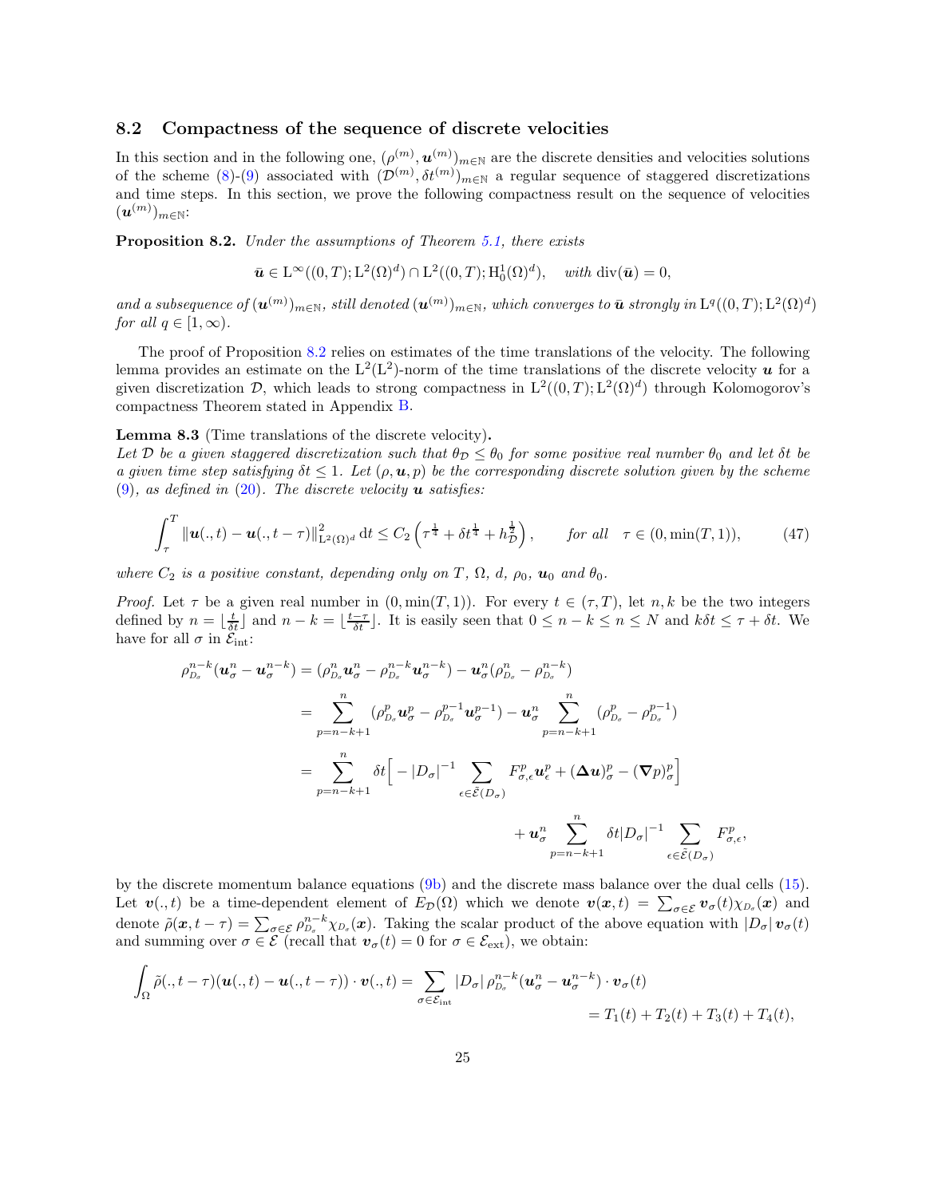## 8.2 Compactness of the sequence of discrete velocities

In this section and in the following one, $(\rho^{(m)}, \boldsymbol{u}^{(m)})_{m\in\mathbb{N}}$ are the discrete densities and velocities solutions of the scheme (8)-(9) associated with $(\mathcal{D}^{(m)}, \delta t^{(m)})_{m\in\mathbb{N}}$ a regular sequence of staggered discretizations and time steps. In this section, we prove the following compactness result on the sequence of velocities $(\boldsymbol{u}^{(m)})_{m\in\mathbb{N}}$:

**Proposition 8.2.** *Under the assumptions of Theorem 5.1, there exists*

$$\bar{\boldsymbol{u}} \in \mathrm{L}^\infty((0,T);\mathrm{L}^2(\Omega)^d) \cap \mathrm{L}^2((0,T);\mathrm{H}^1_0(\Omega)^d), \quad \textit{with } \mathrm{div}(\bar{\boldsymbol{u}}) = 0,$$

*and a subsequence of $(\boldsymbol{u}^{(m)})_{m\in\mathbb{N}}$, still denoted $(\boldsymbol{u}^{(m)})_{m\in\mathbb{N}}$, which converges to $\bar{\boldsymbol{u}}$ strongly in $\mathrm{L}^q((0,T);\mathrm{L}^2(\Omega)^d)$ for all $q \in [1,\infty)$.*

The proof of Proposition 8.2 relies on estimates of the time translations of the velocity. The following lemma provides an estimate on the $\mathrm{L}^2(\mathrm{L}^2)$-norm of the time translations of the discrete velocity $\boldsymbol{u}$ for a given discretization $\mathcal{D}$, which leads to strong compactness in $\mathrm{L}^2((0,T);\mathrm{L}^2(\Omega)^d)$ through Kolomogorov's compactness Theorem stated in Appendix B.

**Lemma 8.3** (Time translations of the discrete velocity)**.**
*Let $\mathcal{D}$ be a given staggered discretization such that $\theta_\mathcal{D} \le \theta_0$ for some positive real number $\theta_0$ and let $\delta t$ be a given time step satisfying $\delta t \le 1$. Let $(\rho, \boldsymbol{u}, p)$ be the corresponding discrete solution given by the scheme (9), as defined in (20). The discrete velocity $\boldsymbol{u}$ satisfies:*

$$\int_\tau^T \|\boldsymbol{u}(.,t) - \boldsymbol{u}(.,t-\tau)\|^2_{\mathrm{L}^2(\Omega)^d}\,\mathrm{d}t \le C_2\left(\tau^{\frac{1}{4}} + \delta t^{\frac{1}{4}} + h_\mathcal{D}^{\frac{1}{2}}\right), \qquad \textit{for all} \quad \tau \in (0, \min(T,1)), \tag{47}$$

*where $C_2$ is a positive constant, depending only on $T$, $\Omega$, $d$, $\rho_0$, $\boldsymbol{u}_0$ and $\theta_0$.*

*Proof.* Let $\tau$ be a given real number in $(0,\min(T,1))$. For every $t \in (\tau, T)$, let $n, k$ be the two integers defined by $n = \lfloor \frac{t}{\delta t} \rfloor$ and $n-k = \lfloor \frac{t-\tau}{\delta t} \rfloor$. It is easily seen that $0 \le n-k \le n \le N$ and $k\delta t \le \tau + \delta t$. We have for all $\sigma$ in $\mathcal{E}_{\mathrm{int}}$:

$$\begin{aligned}
\rho^{n-k}_{D_\sigma}(\boldsymbol{u}^n_\sigma - \boldsymbol{u}^{n-k}_\sigma) &= (\rho^n_{D_\sigma}\boldsymbol{u}^n_\sigma - \rho^{n-k}_{D_\sigma}\boldsymbol{u}^{n-k}_\sigma) - \boldsymbol{u}^n_\sigma(\rho^n_{D_\sigma} - \rho^{n-k}_{D_\sigma}) \\
&= \sum_{p=n-k+1}^{n} (\rho^p_{D_\sigma}\boldsymbol{u}^p_\sigma - \rho^{p-1}_{D_\sigma}\boldsymbol{u}^{p-1}_\sigma) - \boldsymbol{u}^n_\sigma \sum_{p=n-k+1}^{n} (\rho^p_{D_\sigma} - \rho^{p-1}_{D_\sigma}) \\
&= \sum_{p=n-k+1}^{n} \delta t\Big[ -|D_\sigma|^{-1} \sum_{\epsilon\in\tilde{\mathcal{E}}(D_\sigma)} F^p_{\sigma,\epsilon}\boldsymbol{u}^p_\epsilon + (\boldsymbol{\Delta u})^p_\sigma - (\boldsymbol{\nabla} p)^p_\sigma \Big] \\
&\qquad\qquad + \boldsymbol{u}^n_\sigma \sum_{p=n-k+1}^{n} \delta t |D_\sigma|^{-1} \sum_{\epsilon\in\tilde{\mathcal{E}}(D_\sigma)} F^p_{\sigma,\epsilon},
\end{aligned}$$

by the discrete momentum balance equations (9b) and the discrete mass balance over the dual cells (15). Let $\boldsymbol{v}(.,t)$ be a time-dependent element of $E_\mathcal{D}(\Omega)$ which we denote $\boldsymbol{v}(\boldsymbol{x},t) = \sum_{\sigma\in\mathcal{E}} \boldsymbol{v}_\sigma(t)\chi_{D_\sigma}(\boldsymbol{x})$ and denote $\tilde{\rho}(\boldsymbol{x}, t-\tau) = \sum_{\sigma\in\mathcal{E}} \rho^{n-k}_{D_\sigma}\chi_{D_\sigma}(\boldsymbol{x})$. Taking the scalar product of the above equation with $|D_\sigma|\,\boldsymbol{v}_\sigma(t)$ and summing over $\sigma \in \mathcal{E}$ (recall that $\boldsymbol{v}_\sigma(t) = 0$ for $\sigma \in \mathcal{E}_{\mathrm{ext}}$), we obtain:

$$\begin{aligned}
\int_\Omega \tilde{\rho}(.,t-\tau)(\boldsymbol{u}(.,t) - \boldsymbol{u}(.,t-\tau))\cdot\boldsymbol{v}(.,t) &= \sum_{\sigma\in\mathcal{E}_{\mathrm{int}}} |D_\sigma|\,\rho^{n-k}_{D_\sigma}(\boldsymbol{u}^n_\sigma - \boldsymbol{u}^{n-k}_\sigma)\cdot\boldsymbol{v}_\sigma(t) \\
&= T_1(t) + T_2(t) + T_3(t) + T_4(t),
\end{aligned}$$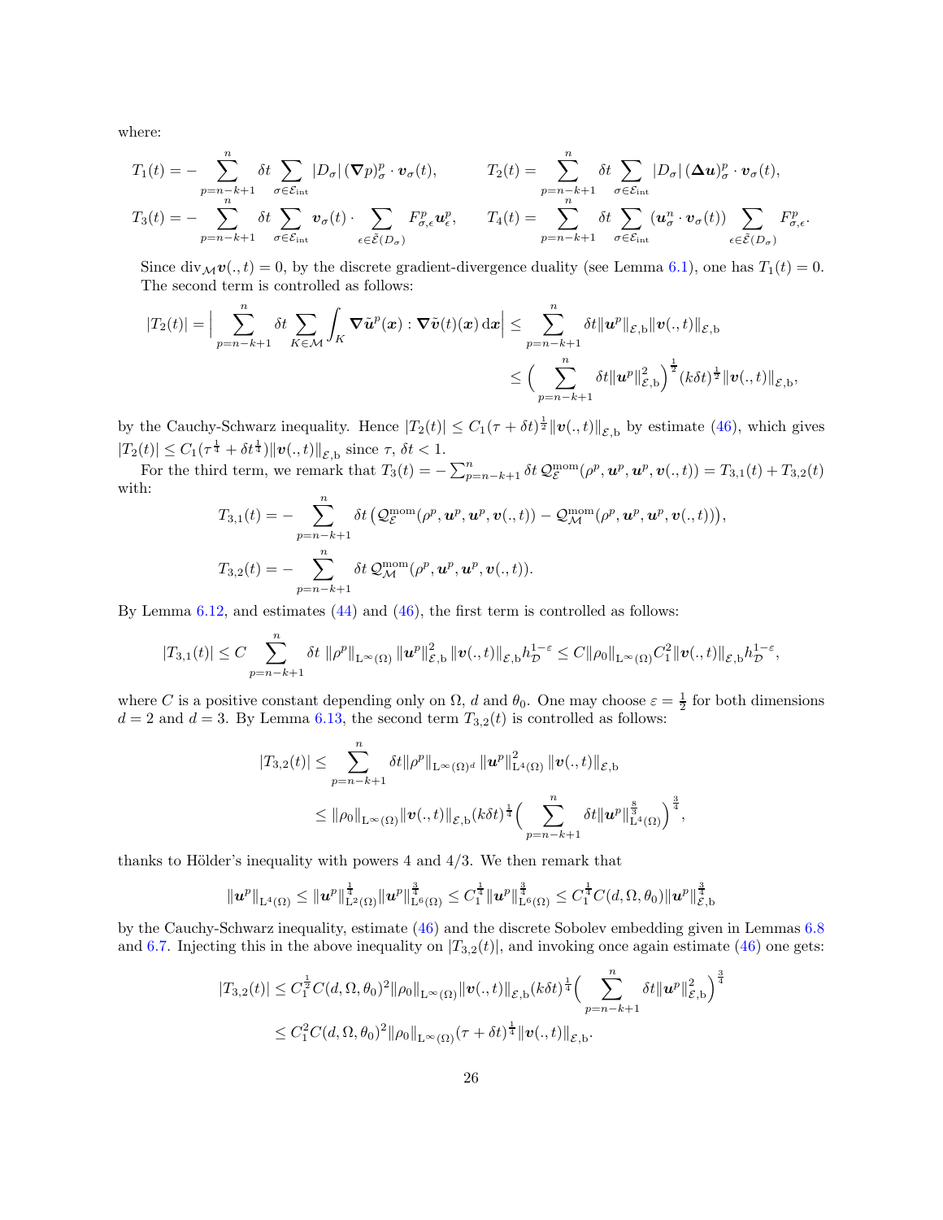where:

$$T_1(t) = -\sum_{p=n-k+1}^{n} \delta t \sum_{\sigma\in\mathcal{E}_{\rm int}} |D_\sigma|\,(\boldsymbol{\nabla} p)^p_\sigma\cdot \boldsymbol{v}_\sigma(t), \qquad T_2(t) = \sum_{p=n-k+1}^{n} \delta t \sum_{\sigma\in\mathcal{E}_{\rm int}} |D_\sigma|\,(\boldsymbol{\Delta u})^p_\sigma\cdot \boldsymbol{v}_\sigma(t),$$

$$T_3(t) = -\sum_{p=n-k+1}^{n} \delta t \sum_{\sigma\in\mathcal{E}_{\rm int}} \boldsymbol{v}_\sigma(t)\cdot \sum_{\epsilon\in\tilde{\mathcal{E}}(D_\sigma)} F^p_{\sigma,\epsilon}\boldsymbol{u}^p_\epsilon, \qquad T_4(t) = \sum_{p=n-k+1}^{n} \delta t \sum_{\sigma\in\mathcal{E}_{\rm int}} (\boldsymbol{u}^n_\sigma\cdot\boldsymbol{v}_\sigma(t)) \sum_{\epsilon\in\tilde{\mathcal{E}}(D_\sigma)} F^p_{\sigma,\epsilon}.$$

Since ${\rm div}_{\mathcal{M}}\boldsymbol{v}(.,t)=0$, by the discrete gradient-divergence duality (see Lemma 6.1), one has $T_1(t)=0$. The second term is controlled as follows:

$$\begin{aligned}|T_2(t)| = \Big|\sum_{p=n-k+1}^{n} \delta t \sum_{K\in\mathcal{M}} \int_K \boldsymbol{\nabla}\tilde{\boldsymbol{u}}^p(\boldsymbol{x}) : \boldsymbol{\nabla}\tilde{\boldsymbol{v}}(t)(\boldsymbol{x})\,{\rm d}\boldsymbol{x}\Big| &\le \sum_{p=n-k+1}^{n} \delta t \|\boldsymbol{u}^p\|_{\mathcal{E},{\rm b}}\|\boldsymbol{v}(.,t)\|_{\mathcal{E},{\rm b}} \\ &\le \Big(\sum_{p=n-k+1}^{n} \delta t\|\boldsymbol{u}^p\|^2_{\mathcal{E},{\rm b}}\Big)^{\frac12}(k\delta t)^{\frac12}\|\boldsymbol{v}(.,t)\|_{\mathcal{E},{\rm b}},\end{aligned}$$

by the Cauchy-Schwarz inequality. Hence $|T_2(t)|\le C_1(\tau+\delta t)^{\frac12}\|\boldsymbol{v}(.,t)\|_{\mathcal{E},{\rm b}}$ by estimate (46), which gives $|T_2(t)|\le C_1(\tau^{\frac14}+\delta t^{\frac14})\|\boldsymbol{v}(.,t)\|_{\mathcal{E},{\rm b}}$ since $\tau$, $\delta t<1$.

For the third term, we remark that $T_3(t) = -\sum_{p=n-k+1}^{n}\delta t\,\mathcal{Q}^{\rm mom}_{\mathcal{E}}(\rho^p,\boldsymbol{u}^p,\boldsymbol{u}^p,\boldsymbol{v}(.,t)) = T_{3,1}(t)+T_{3,2}(t)$ with:

$$T_{3,1}(t) = -\sum_{p=n-k+1}^{n}\delta t\,\big(\mathcal{Q}^{\rm mom}_{\mathcal{E}}(\rho^p,\boldsymbol{u}^p,\boldsymbol{u}^p,\boldsymbol{v}(.,t)) - \mathcal{Q}^{\rm mom}_{\mathcal{M}}(\rho^p,\boldsymbol{u}^p,\boldsymbol{u}^p,\boldsymbol{v}(.,t))\big),$$

$$T_{3,2}(t) = -\sum_{p=n-k+1}^{n}\delta t\,\mathcal{Q}^{\rm mom}_{\mathcal{M}}(\rho^p,\boldsymbol{u}^p,\boldsymbol{u}^p,\boldsymbol{v}(.,t)).$$

By Lemma 6.12, and estimates (44) and (46), the first term is controlled as follows:

$$|T_{3,1}(t)| \le C\sum_{p=n-k+1}^{n}\delta t\,\|\rho^p\|_{{\rm L}^\infty(\Omega)}\,\|\boldsymbol{u}^p\|^2_{\mathcal{E},{\rm b}}\,\|\boldsymbol{v}(.,t)\|_{\mathcal{E},{\rm b}}h_{\mathcal{D}}^{1-\varepsilon} \le C\|\rho_0\|_{{\rm L}^\infty(\Omega)}C_1^2\|\boldsymbol{v}(.,t)\|_{\mathcal{E},{\rm b}}h_{\mathcal{D}}^{1-\varepsilon},$$

where $C$ is a positive constant depending only on $\Omega$, $d$ and $\theta_0$. One may choose $\varepsilon=\frac12$ for both dimensions $d=2$ and $d=3$. By Lemma 6.13, the second term $T_{3,2}(t)$ is controlled as follows:

$$\begin{aligned}|T_{3,2}(t)| &\le \sum_{p=n-k+1}^{n}\delta t\|\rho^p\|_{{\rm L}^\infty(\Omega)^d}\,\|\boldsymbol{u}^p\|^2_{{\rm L}^4(\Omega)}\,\|\boldsymbol{v}(.,t)\|_{\mathcal{E},{\rm b}} \\ &\le \|\rho_0\|_{{\rm L}^\infty(\Omega)}\|\boldsymbol{v}(.,t)\|_{\mathcal{E},{\rm b}}(k\delta t)^{\frac14}\Big(\sum_{p=n-k+1}^{n}\delta t\|\boldsymbol{u}^p\|^{\frac83}_{{\rm L}^4(\Omega)}\Big)^{\frac34},\end{aligned}$$

thanks to Hölder's inequality with powers 4 and 4/3. We then remark that

$$\|\boldsymbol{u}^p\|_{{\rm L}^4(\Omega)} \le \|\boldsymbol{u}^p\|^{\frac14}_{{\rm L}^2(\Omega)}\|\boldsymbol{u}^p\|^{\frac34}_{{\rm L}^6(\Omega)} \le C_1^{\frac14}\|\boldsymbol{u}^p\|^{\frac34}_{{\rm L}^6(\Omega)} \le C_1^{\frac14}C(d,\Omega,\theta_0)\|\boldsymbol{u}^p\|^{\frac34}_{\mathcal{E},{\rm b}}$$

by the Cauchy-Schwarz inequality, estimate (46) and the discrete Sobolev embedding given in Lemmas 6.8 and 6.7. Injecting this in the above inequality on $|T_{3,2}(t)|$, and invoking once again estimate (46) one gets:

$$\begin{aligned}|T_{3,2}(t)| &\le C_1^{\frac12}C(d,\Omega,\theta_0)^2\|\rho_0\|_{{\rm L}^\infty(\Omega)}\|\boldsymbol{v}(.,t)\|_{\mathcal{E},{\rm b}}(k\delta t)^{\frac14}\Big(\sum_{p=n-k+1}^{n}\delta t\|\boldsymbol{u}^p\|^2_{\mathcal{E},{\rm b}}\Big)^{\frac34} \\ &\le C_1^2C(d,\Omega,\theta_0)^2\|\rho_0\|_{{\rm L}^\infty(\Omega)}(\tau+\delta t)^{\frac14}\|\boldsymbol{v}(.,t)\|_{\mathcal{E},{\rm b}}.\end{aligned}$$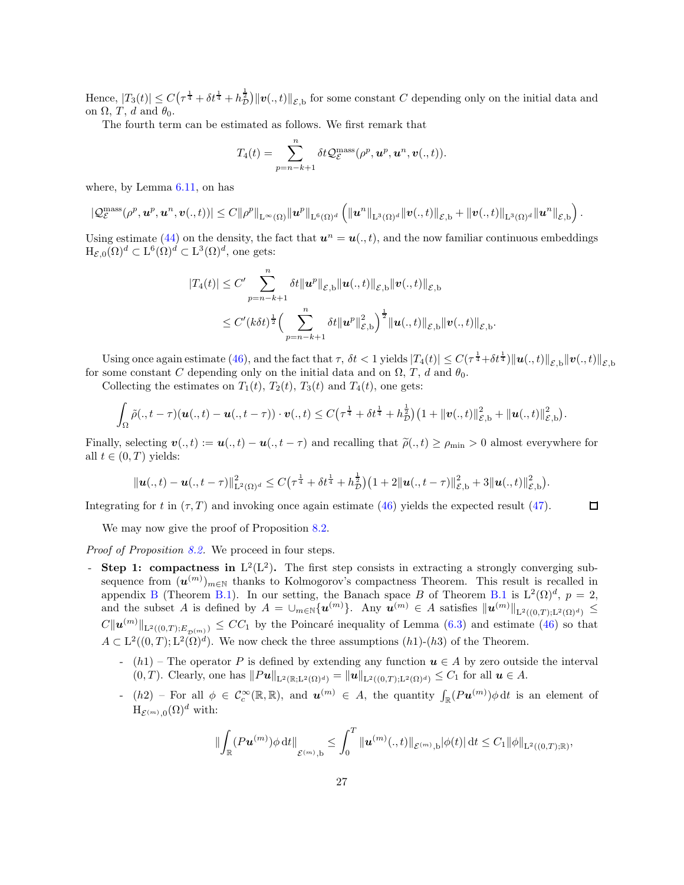Hence, $|T_3(t)| \le C\big(\tau^{\frac14} + \delta t^{\frac14} + h_{\mathcal{D}}^{\frac12}\big)\|\boldsymbol{v}(.,t)\|_{\mathcal{E},\mathrm{b}}$ for some constant $C$ depending only on the initial data and on $\Omega$, $T$, $d$ and $\theta_0$.

The fourth term can be estimated as follows. We first remark that

$$T_4(t) = \sum_{p=n-k+1}^{n} \delta t \mathcal{Q}_{\mathcal{E}}^{\mathrm{mass}}(\rho^p, \boldsymbol{u}^p, \boldsymbol{u}^n, \boldsymbol{v}(.,t)).$$

where, by Lemma 6.11, on has

$$|\mathcal{Q}_{\mathcal{E}}^{\mathrm{mass}}(\rho^p, \boldsymbol{u}^p, \boldsymbol{u}^n, \boldsymbol{v}(.,t))| \le C\|\rho^p\|_{\mathrm{L}^\infty(\Omega)}\|\boldsymbol{u}^p\|_{\mathrm{L}^6(\Omega)^d}\left(\|\boldsymbol{u}^n\|_{\mathrm{L}^3(\Omega)^d}\|\boldsymbol{v}(.,t)\|_{\mathcal{E},\mathrm{b}} + \|\boldsymbol{v}(.,t)\|_{\mathrm{L}^3(\Omega)^d}\|\boldsymbol{u}^n\|_{\mathcal{E},\mathrm{b}}\right).$$

Using estimate (44) on the density, the fact that $\boldsymbol{u}^n = \boldsymbol{u}(.,t)$, and the now familiar continuous embeddings $\mathrm{H}_{\mathcal{E},0}(\Omega)^d \subset \mathrm{L}^6(\Omega)^d \subset \mathrm{L}^3(\Omega)^d$, one gets:

$$\begin{aligned}|T_4(t)| &\le C' \sum_{p=n-k+1}^{n} \delta t\|\boldsymbol{u}^p\|_{\mathcal{E},\mathrm{b}}\|\boldsymbol{u}(.,t)\|_{\mathcal{E},\mathrm{b}}\|\boldsymbol{v}(.,t)\|_{\mathcal{E},\mathrm{b}} \\ &\le C'(k\delta t)^{\frac12}\Big(\sum_{p=n-k+1}^{n} \delta t\|\boldsymbol{u}^p\|_{\mathcal{E},\mathrm{b}}^2\Big)^{\frac12}\|\boldsymbol{u}(.,t)\|_{\mathcal{E},\mathrm{b}}\|\boldsymbol{v}(.,t)\|_{\mathcal{E},\mathrm{b}}.\end{aligned}$$

Using once again estimate (46), and the fact that $\tau$, $\delta t < 1$ yields $|T_4(t)| \le C(\tau^{\frac14}+\delta t^{\frac14})\|\boldsymbol{u}(.,t)\|_{\mathcal{E},\mathrm{b}}\|\boldsymbol{v}(.,t)\|_{\mathcal{E},\mathrm{b}}$ for some constant $C$ depending only on the initial data and on $\Omega$, $T$, $d$ and $\theta_0$.

Collecting the estimates on $T_1(t)$, $T_2(t)$, $T_3(t)$ and $T_4(t)$, one gets:

$$\int_\Omega \tilde\rho(.,t-\tau)(\boldsymbol{u}(.,t) - \boldsymbol{u}(.,t-\tau))\cdot\boldsymbol{v}(.,t) \le C\big(\tau^{\frac14} + \delta t^{\frac14} + h_{\mathcal{D}}^{\frac12}\big)\big(1 + \|\boldsymbol{v}(.,t)\|_{\mathcal{E},\mathrm{b}}^2 + \|\boldsymbol{u}(.,t)\|_{\mathcal{E},\mathrm{b}}^2\big).$$

Finally, selecting $\boldsymbol{v}(.,t) := \boldsymbol{u}(.,t) - \boldsymbol{u}(.,t-\tau)$ and recalling that $\widetilde\rho(.,t) \ge \rho_{\min} > 0$ almost everywhere for all $t \in (0,T)$ yields:

$$\|\boldsymbol{u}(.,t) - \boldsymbol{u}(.,t-\tau)\|_{\mathrm{L}^2(\Omega)^d}^2 \le C\big(\tau^{\frac14} + \delta t^{\frac14} + h_{\mathcal{D}}^{\frac12}\big)\big(1 + 2\|\boldsymbol{u}(.,t-\tau)\|_{\mathcal{E},\mathrm{b}}^2 + 3\|\boldsymbol{u}(.,t)\|_{\mathcal{E},\mathrm{b}}^2\big).$$

Integrating for $t$ in $(\tau,T)$ and invoking once again estimate (46) yields the expected result (47). ◻

We may now give the proof of Proposition 8.2.

*Proof of Proposition 8.2.* We proceed in four steps.

- **Step 1: compactness in $\mathrm{L}^2(\mathrm{L}^2)$.** The first step consists in extracting a strongly converging subsequence from $(\boldsymbol{u}^{(m)})_{m\in\mathbb{N}}$ thanks to Kolmogorov's compactness Theorem. This result is recalled in appendix B (Theorem B.1). In our setting, the Banach space $B$ of Theorem B.1 is $\mathrm{L}^2(\Omega)^d$, $p = 2$, and the subset $A$ is defined by $A = \cup_{m\in\mathbb{N}}\{\boldsymbol{u}^{(m)}\}$. Any $\boldsymbol{u}^{(m)} \in A$ satisfies $\|\boldsymbol{u}^{(m)}\|_{\mathrm{L}^2((0,T);\mathrm{L}^2(\Omega)^d)} \le C\|\boldsymbol{u}^{(m)}\|_{\mathrm{L}^2((0,T);E_{\mathcal{D}^{(m)}})} \le CC_1$ by the Poincaré inequality of Lemma (6.3) and estimate (46) so that $A \subset \mathrm{L}^2((0,T);\mathrm{L}^2(\Omega)^d)$. We now check the three assumptions $(h1)$-$(h3)$ of the Theorem.
  - $(h1)$ – The operator $P$ is defined by extending any function $\boldsymbol{u} \in A$ by zero outside the interval $(0,T)$. Clearly, one has $\|P\boldsymbol{u}\|_{\mathrm{L}^2(\mathbb{R};\mathrm{L}^2(\Omega)^d)} = \|\boldsymbol{u}\|_{\mathrm{L}^2((0,T);\mathrm{L}^2(\Omega)^d)} \le C_1$ for all $\boldsymbol{u} \in A$.
  - $(h2)$ – For all $\phi \in \mathcal{C}_c^\infty(\mathbb{R},\mathbb{R})$, and $\boldsymbol{u}^{(m)} \in A$, the quantity $\int_{\mathbb{R}}(P\boldsymbol{u}^{(m)})\phi\,\mathrm{d}t$ is an element of $\mathrm{H}_{\mathcal{E}^{(m)},0}(\Omega)^d$ with:

$$\|\int_{\mathbb{R}}(P\boldsymbol{u}^{(m)})\phi\,\mathrm{d}t\|_{\mathcal{E}^{(m)},\mathrm{b}} \le \int_0^T \|\boldsymbol{u}^{(m)}(.,t)\|_{\mathcal{E}^{(m)},\mathrm{b}}|\phi(t)|\,\mathrm{d}t \le C_1\|\phi\|_{\mathrm{L}^2((0,T);\mathbb{R})},$$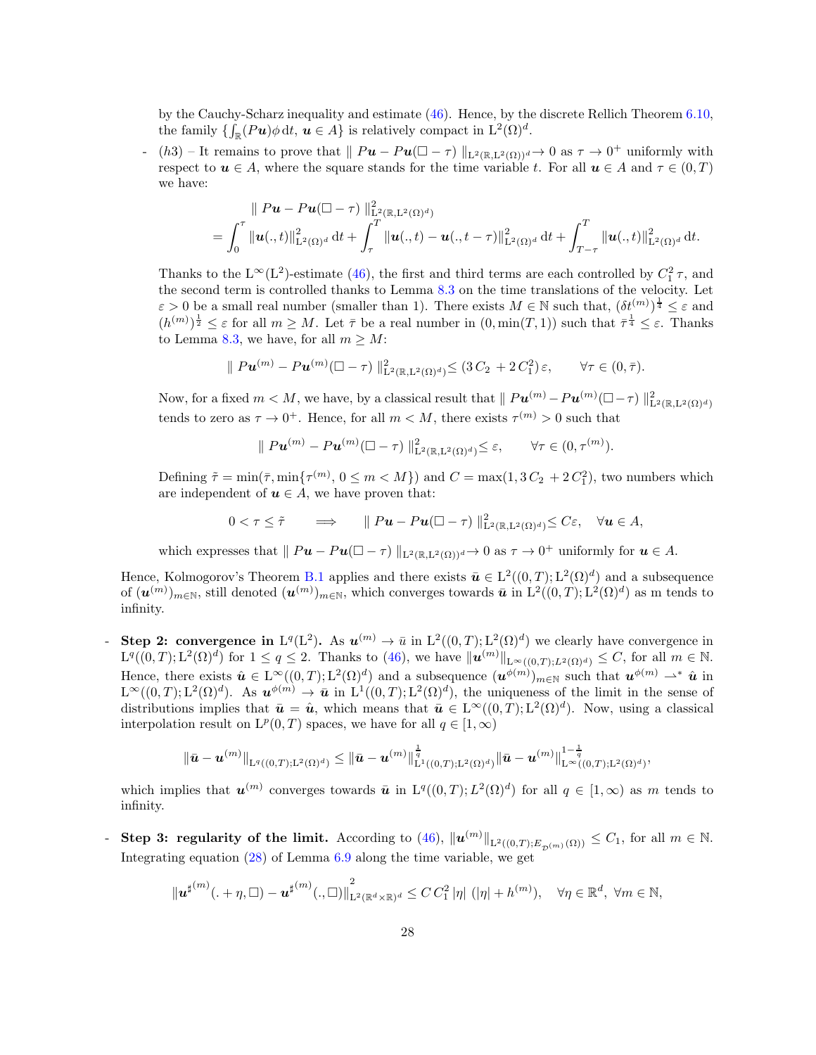by the Cauchy-Scharz inequality and estimate (46). Hence, by the discrete Rellich Theorem 6.10, the family $\{\int_{\mathbb{R}}(P\boldsymbol{u})\phi\,\mathrm{d}t,\ \boldsymbol{u}\in A\}$ is relatively compact in $\mathrm{L}^2(\Omega)^d$.

- $(h3)$ – It remains to prove that $\parallel P\boldsymbol{u} - P\boldsymbol{u}(\square-\tau)\parallel_{\mathrm{L}^2(\mathbb{R},\mathrm{L}^2(\Omega))^d}\to 0$ as $\tau\to 0^+$ uniformly with respect to $\boldsymbol{u}\in A$, where the square stands for the time variable $t$. For all $\boldsymbol{u}\in A$ and $\tau\in(0,T)$ we have:

$$
\begin{aligned}
&\parallel P\boldsymbol{u} - P\boldsymbol{u}(\square-\tau)\parallel^2_{\mathrm{L}^2(\mathbb{R},\mathrm{L}^2(\Omega)^d)}\\
&=\int_0^\tau \|\boldsymbol{u}(.,t)\|^2_{\mathrm{L}^2(\Omega)^d}\,\mathrm{d}t+\int_\tau^T \|\boldsymbol{u}(.,t)-\boldsymbol{u}(.,t-\tau)\|^2_{\mathrm{L}^2(\Omega)^d}\,\mathrm{d}t+\int_{T-\tau}^T \|\boldsymbol{u}(.,t)\|^2_{\mathrm{L}^2(\Omega)^d}\,\mathrm{d}t.
\end{aligned}
$$

Thanks to the $\mathrm{L}^\infty(\mathrm{L}^2)$-estimate (46), the first and third terms are each controlled by $C_1^2\,\tau$, and the second term is controlled thanks to Lemma 8.3 on the time translations of the velocity. Let $\varepsilon>0$ be a small real number (smaller than 1). There exists $M\in\mathbb{N}$ such that, $(\delta t^{(m)})^{\frac14}\le\varepsilon$ and $(h^{(m)})^{\frac12}\le\varepsilon$ for all $m\ge M$. Let $\bar\tau$ be a real number in $(0,\min(T,1))$ such that $\bar\tau^{\frac14}\le\varepsilon$. Thanks to Lemma 8.3, we have, for all $m\ge M$:

$$
\parallel P\boldsymbol{u}^{(m)} - P\boldsymbol{u}^{(m)}(\square-\tau)\parallel^2_{\mathrm{L}^2(\mathbb{R},\mathrm{L}^2(\Omega)^d)}\le (3\,C_2\,+2\,C_1^2)\,\varepsilon,\qquad \forall\tau\in(0,\bar\tau).
$$

Now, for a fixed $m<M$, we have, by a classical result that $\parallel P\boldsymbol{u}^{(m)} - P\boldsymbol{u}^{(m)}(\square-\tau)\parallel^2_{\mathrm{L}^2(\mathbb{R},\mathrm{L}^2(\Omega)^d)}$ tends to zero as $\tau\to 0^+$. Hence, for all $m<M$, there exists $\tau^{(m)}>0$ such that

$$
\parallel P\boldsymbol{u}^{(m)} - P\boldsymbol{u}^{(m)}(\square-\tau)\parallel^2_{\mathrm{L}^2(\mathbb{R},\mathrm{L}^2(\Omega)^d)}\le \varepsilon,\qquad \forall\tau\in(0,\tau^{(m)}).
$$

Defining $\tilde\tau=\min(\bar\tau,\min\{\tau^{(m)},\,0\le m<M\})$ and $C=\max(1,3\,C_2\,+2\,C_1^2)$, two numbers which are independent of $\boldsymbol{u}\in A$, we have proven that:

$$
0<\tau\le\tilde\tau\qquad\Longrightarrow\qquad \parallel P\boldsymbol{u} - P\boldsymbol{u}(\square-\tau)\parallel^2_{\mathrm{L}^2(\mathbb{R},\mathrm{L}^2(\Omega)^d)}\le C\varepsilon,\quad\forall\boldsymbol{u}\in A,
$$

which expresses that $\parallel P\boldsymbol{u} - P\boldsymbol{u}(\square-\tau)\parallel_{\mathrm{L}^2(\mathbb{R},\mathrm{L}^2(\Omega))^d}\to 0$ as $\tau\to 0^+$ uniformly for $\boldsymbol{u}\in A$.

Hence, Kolmogorov's Theorem B.1 applies and there exists $\bar{\boldsymbol{u}}\in\mathrm{L}^2((0,T);\mathrm{L}^2(\Omega)^d)$ and a subsequence of $(\boldsymbol{u}^{(m)})_{m\in\mathbb{N}}$, still denoted $(\boldsymbol{u}^{(m)})_{m\in\mathbb{N}}$, which converges towards $\bar{\boldsymbol{u}}$ in $\mathrm{L}^2((0,T);\mathrm{L}^2(\Omega)^d)$ as m tends to infinity.

- **Step 2: convergence in $\mathrm{L}^q(\mathrm{L}^2)$.** As $\boldsymbol{u}^{(m)}\to\bar u$ in $\mathrm{L}^2((0,T);\mathrm{L}^2(\Omega)^d)$ we clearly have convergence in $\mathrm{L}^q((0,T);\mathrm{L}^2(\Omega)^d)$ for $1\le q\le 2$. Thanks to (46), we have $\|\boldsymbol{u}^{(m)}\|_{\mathrm{L}^\infty((0,T);L^2(\Omega)^d)}\le C$, for all $m\in\mathbb{N}$. Hence, there exists $\hat{\boldsymbol{u}}\in\mathrm{L}^\infty((0,T);\mathrm{L}^2(\Omega)^d)$ and a subsequence $(\boldsymbol{u}^{\phi(m)})_{m\in\mathbb{N}}$ such that $\boldsymbol{u}^{\phi(m)}\rightharpoonup^*\hat{\boldsymbol{u}}$ in $\mathrm{L}^\infty((0,T);\mathrm{L}^2(\Omega)^d)$. As $\boldsymbol{u}^{\phi(m)}\to\bar{\boldsymbol{u}}$ in $\mathrm{L}^1((0,T);\mathrm{L}^2(\Omega)^d)$, the uniqueness of the limit in the sense of distributions implies that $\bar{\boldsymbol{u}}=\hat{\boldsymbol{u}}$, which means that $\bar{\boldsymbol{u}}\in\mathrm{L}^\infty((0,T);\mathrm{L}^2(\Omega)^d)$. Now, using a classical interpolation result on $\mathrm{L}^p(0,T)$ spaces, we have for all $q\in[1,\infty)$

$$
\|\bar{\boldsymbol{u}}-\boldsymbol{u}^{(m)}\|_{\mathrm{L}^q((0,T);\mathrm{L}^2(\Omega)^d)}\le\|\bar{\boldsymbol{u}}-\boldsymbol{u}^{(m)}\|^{\frac1q}_{\mathrm{L}^1((0,T);\mathrm{L}^2(\Omega)^d)}\|\bar{\boldsymbol{u}}-\boldsymbol{u}^{(m)}\|^{1-\frac1q}_{\mathrm{L}^\infty((0,T);\mathrm{L}^2(\Omega)^d)},
$$

which implies that $\boldsymbol{u}^{(m)}$ converges towards $\bar{\boldsymbol{u}}$ in $\mathrm{L}^q((0,T);L^2(\Omega)^d)$ for all $q\in[1,\infty)$ as $m$ tends to infinity.

- **Step 3: regularity of the limit.** According to (46), $\|\boldsymbol{u}^{(m)}\|_{\mathrm{L}^2((0,T);E_{\mathcal{D}^{(m)}}(\Omega))}\le C_1$, for all $m\in\mathbb{N}$. Integrating equation (28) of Lemma 6.9 along the time variable, we get

$$
\|\boldsymbol{u}^{\sharp(m)}(.+\eta,\square)-\boldsymbol{u}^{\sharp(m)}(.,\square)\|^2_{\mathrm{L}^2(\mathbb{R}^d\times\mathbb{R})^d}\le C\,C_1^2\,|\eta|\,\left(|\eta|+h^{(m)}\right),\quad\forall\eta\in\mathbb{R}^d,\ \forall m\in\mathbb{N},
$$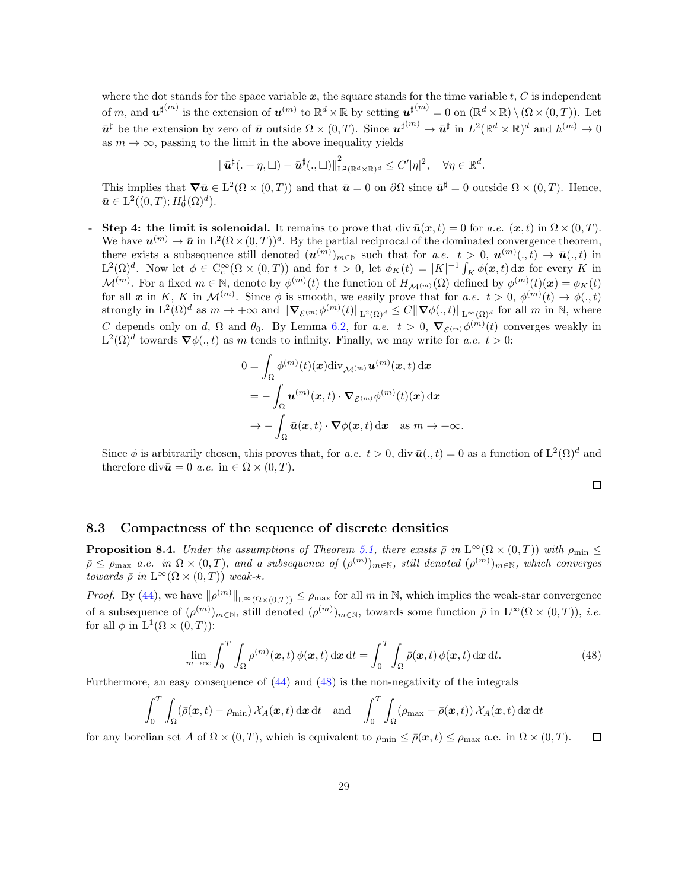where the dot stands for the space variable $\boldsymbol{x}$, the square stands for the time variable $t$, $C$ is independent of $m$, and $\boldsymbol{u}^{\sharp(m)}$ is the extension of $\boldsymbol{u}^{(m)}$ to $\mathbb{R}^d \times \mathbb{R}$ by setting $\boldsymbol{u}^{\sharp(m)} = 0$ on $(\mathbb{R}^d \times \mathbb{R}) \setminus (\Omega \times (0,T))$. Let $\bar{\boldsymbol{u}}^{\sharp}$ be the extension by zero of $\bar{\boldsymbol{u}}$ outside $\Omega \times (0,T)$. Since $\boldsymbol{u}^{\sharp(m)} \to \bar{\boldsymbol{u}}^{\sharp}$ in $L^2(\mathbb{R}^d \times \mathbb{R})^d$ and $h^{(m)} \to 0$ as $m \to \infty$, passing to the limit in the above inequality yields

$$\|\bar{\boldsymbol{u}}^{\sharp}(.+\eta,\square) - \bar{\boldsymbol{u}}^{\sharp}(.,\square)\|^2_{\mathrm{L}^2(\mathbb{R}^d\times\mathbb{R})^d} \le C'|\eta|^2, \quad \forall \eta \in \mathbb{R}^d.$$

This implies that $\boldsymbol{\nabla}\bar{\boldsymbol{u}} \in \mathrm{L}^2(\Omega \times (0,T))$ and that $\bar{\boldsymbol{u}} = 0$ on $\partial\Omega$ since $\bar{\boldsymbol{u}}^{\sharp} = 0$ outside $\Omega \times (0,T)$. Hence, $\bar{\boldsymbol{u}} \in \mathrm{L}^2((0,T); H^1_0(\Omega)^d)$.

- **Step 4: the limit is solenoidal.** It remains to prove that $\operatorname{div} \bar{\boldsymbol{u}}(\boldsymbol{x},t) = 0$ for *a.e.* $(\boldsymbol{x},t)$ in $\Omega \times (0,T)$. We have $\boldsymbol{u}^{(m)} \to \bar{\boldsymbol{u}}$ in $\mathrm{L}^2(\Omega \times (0,T))^d$. By the partial reciprocal of the dominated convergence theorem, there exists a subsequence still denoted $(\boldsymbol{u}^{(m)})_{m\in\mathbb{N}}$ such that for *a.e.* $t > 0$, $\boldsymbol{u}^{(m)}(.,t) \to \bar{\boldsymbol{u}}(.,t)$ in $\mathrm{L}^2(\Omega)^d$. Now let $\phi \in \mathrm{C}^\infty_c(\Omega \times (0,T))$ and for $t > 0$, let $\phi_K(t) = |K|^{-1}\int_K \phi(\boldsymbol{x},t)\,\mathrm{d}\boldsymbol{x}$ for every $K$ in $\mathcal{M}^{(m)}$. For a fixed $m \in \mathbb{N}$, denote by $\phi^{(m)}(t)$ the function of $H_{\mathcal{M}^{(m)}}(\Omega)$ defined by $\phi^{(m)}(t)(\boldsymbol{x}) = \phi_K(t)$ for all $\boldsymbol{x}$ in $K$, $K$ in $\mathcal{M}^{(m)}$. Since $\phi$ is smooth, we easily prove that for *a.e.* $t > 0$, $\phi^{(m)}(t) \to \phi(.,t)$ strongly in $\mathrm{L}^2(\Omega)^d$ as $m \to +\infty$ and $\|\boldsymbol{\nabla}_{\mathcal{E}^{(m)}}\phi^{(m)}(t)\|_{\mathrm{L}^2(\Omega)^d} \le C\|\boldsymbol{\nabla}\phi(.,t)\|_{\mathrm{L}^\infty(\Omega)^d}$ for all $m$ in $\mathbb{N}$, where $C$ depends only on $d$, $\Omega$ and $\theta_0$. By Lemma 6.2, for *a.e.* $t > 0$, $\boldsymbol{\nabla}_{\mathcal{E}^{(m)}}\phi^{(m)}(t)$ converges weakly in $\mathrm{L}^2(\Omega)^d$ towards $\boldsymbol{\nabla}\phi(.,t)$ as $m$ tends to infinity. Finally, we may write for *a.e.* $t > 0$:

$$\begin{aligned}
0 &= \int_\Omega \phi^{(m)}(t)(\boldsymbol{x}) \operatorname{div}_{\mathcal{M}^{(m)}} \boldsymbol{u}^{(m)}(\boldsymbol{x},t)\,\mathrm{d}\boldsymbol{x} \\
&= -\int_\Omega \boldsymbol{u}^{(m)}(\boldsymbol{x},t) \cdot \boldsymbol{\nabla}_{\mathcal{E}^{(m)}}\phi^{(m)}(t)(\boldsymbol{x})\,\mathrm{d}\boldsymbol{x} \\
&\to -\int_\Omega \bar{\boldsymbol{u}}(\boldsymbol{x},t) \cdot \boldsymbol{\nabla}\phi(\boldsymbol{x},t)\,\mathrm{d}\boldsymbol{x} \quad \text{as } m \to +\infty.
\end{aligned}$$

Since $\phi$ is arbitrarily chosen, this proves that, for *a.e.* $t > 0$, $\operatorname{div} \bar{\boldsymbol{u}}(.,t) = 0$ as a function of $\mathrm{L}^2(\Omega)^d$ and therefore $\operatorname{div}\bar{\boldsymbol{u}} = 0$ *a.e.* in $\in \Omega \times (0,T)$.

□

## 8.3 Compactness of the sequence of discrete densities

**Proposition 8.4.** *Under the assumptions of Theorem 5.1, there exists $\bar{\rho}$ in $\mathrm{L}^\infty(\Omega \times (0,T))$ with $\rho_{\min} \le \bar{\rho} \le \rho_{\max}$ a.e. in $\Omega \times (0,T)$, and a subsequence of $(\rho^{(m)})_{m\in\mathbb{N}}$, still denoted $(\rho^{(m)})_{m\in\mathbb{N}}$, which converges towards $\bar{\rho}$ in $\mathrm{L}^\infty(\Omega \times (0,T))$ weak-$\star$.*

*Proof.* By (44), we have $\|\rho^{(m)}\|_{\mathrm{L}^\infty(\Omega\times(0,T))} \le \rho_{\max}$ for all $m$ in $\mathbb{N}$, which implies the weak-star convergence of a subsequence of $(\rho^{(m)})_{m\in\mathbb{N}}$, still denoted $(\rho^{(m)})_{m\in\mathbb{N}}$, towards some function $\bar{\rho}$ in $\mathrm{L}^\infty(\Omega \times (0,T))$, *i.e.* for all $\phi$ in $\mathrm{L}^1(\Omega \times (0,T))$:

$$\lim_{m\to\infty} \int_0^T \int_\Omega \rho^{(m)}(\boldsymbol{x},t)\,\phi(\boldsymbol{x},t)\,\mathrm{d}\boldsymbol{x}\,\mathrm{d}t = \int_0^T \int_\Omega \bar{\rho}(\boldsymbol{x},t)\,\phi(\boldsymbol{x},t)\,\mathrm{d}\boldsymbol{x}\,\mathrm{d}t. \tag{48}$$

Furthermore, an easy consequence of (44) and (48) is the non-negativity of the integrals

$$\int_0^T \int_\Omega (\bar{\rho}(\boldsymbol{x},t) - \rho_{\min})\,\mathcal{X}_A(\boldsymbol{x},t)\,\mathrm{d}\boldsymbol{x}\,\mathrm{d}t \quad \text{and} \quad \int_0^T \int_\Omega (\rho_{\max} - \bar{\rho}(\boldsymbol{x},t))\,\mathcal{X}_A(\boldsymbol{x},t)\,\mathrm{d}\boldsymbol{x}\,\mathrm{d}t$$

for any borelian set $A$ of $\Omega \times (0,T)$, which is equivalent to $\rho_{\min} \le \bar{\rho}(\boldsymbol{x},t) \le \rho_{\max}$ a.e. in $\Omega \times (0,T)$. □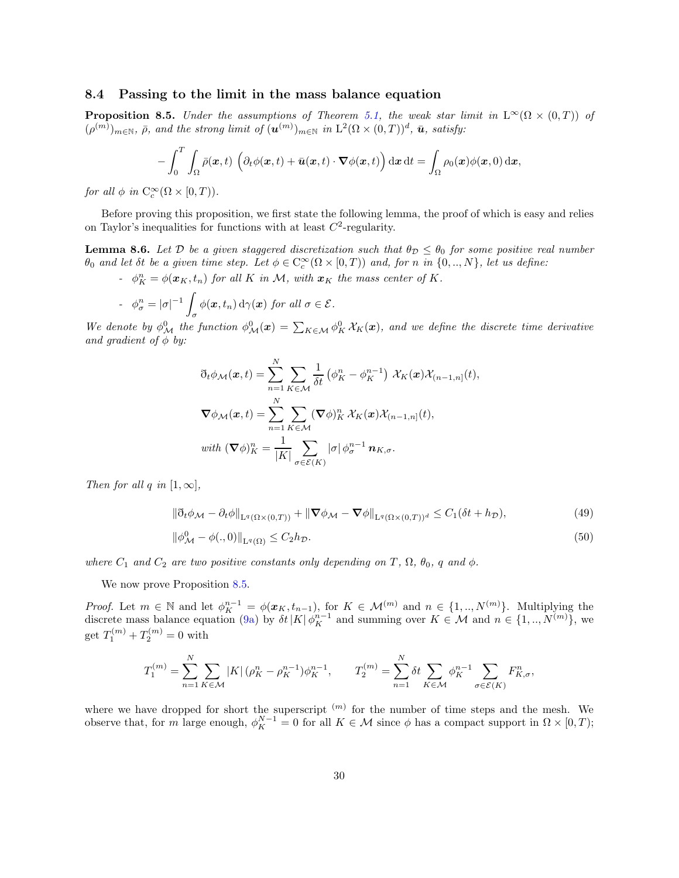### 8.4 Passing to the limit in the mass balance equation

**Proposition 8.5.** *Under the assumptions of Theorem 5.1, the weak star limit in* $\mathrm{L}^\infty(\Omega \times (0,T))$ *of* $(\rho^{(m)})_{m\in\mathbb{N}}$, $\bar\rho$, *and the strong limit of* $(\boldsymbol{u}^{(m)})_{m\in\mathbb{N}}$ *in* $\mathrm{L}^2(\Omega\times(0,T))^d$, $\bar{\boldsymbol{u}}$, *satisfy:*

$$-\int_0^T \int_\Omega \bar\rho(\boldsymbol{x},t)\ \Big(\partial_t\phi(\boldsymbol{x},t) + \bar{\boldsymbol{u}}(\boldsymbol{x},t)\cdot\boldsymbol{\nabla}\phi(\boldsymbol{x},t)\Big)\,\mathrm{d}\boldsymbol{x}\,\mathrm{d}t = \int_\Omega \rho_0(\boldsymbol{x})\phi(\boldsymbol{x},0)\,\mathrm{d}\boldsymbol{x},$$

*for all* $\phi$ *in* $\mathrm{C}^\infty_c(\Omega\times[0,T))$.

Before proving this proposition, we first state the following lemma, the proof of which is easy and relies on Taylor's inequalities for functions with at least $C^2$-regularity.

**Lemma 8.6.** *Let* $\mathcal{D}$ *be a given staggered discretization such that* $\theta_{\mathcal{D}} \leq \theta_0$ *for some positive real number* $\theta_0$ *and let* $\delta t$ *be a given time step. Let* $\phi \in \mathrm{C}^\infty_c(\Omega\times[0,T))$ *and, for* $n$ *in* $\{0,..,N\}$, *let us define:*

- $\phi_K^n = \phi(\boldsymbol{x}_K, t_n)$ *for all* $K$ *in* $\mathcal{M}$, *with* $\boldsymbol{x}_K$ *the mass center of* $K$.
- $\phi_\sigma^n = |\sigma|^{-1}\displaystyle\int_\sigma \phi(\boldsymbol{x},t_n)\,\mathrm{d}\gamma(\boldsymbol{x})$ *for all* $\sigma\in\mathcal{E}$.

*We denote by* $\phi^0_{\mathcal{M}}$ *the function* $\phi^0_{\mathcal{M}}(\boldsymbol{x}) = \sum_{K\in\mathcal{M}} \phi^0_K\,\mathcal{X}_K(\boldsymbol{x})$, *and we define the discrete time derivative and gradient of* $\phi$ *by:*

$$\eth_t\phi_{\mathcal{M}}(\boldsymbol{x},t) = \sum_{n=1}^{N}\sum_{K\in\mathcal{M}} \frac{1}{\delta t}\left(\phi_K^n - \phi_K^{n-1}\right)\,\mathcal{X}_K(\boldsymbol{x})\mathcal{X}_{(n-1,n]}(t),$$

$$\boldsymbol{\nabla}\phi_{\mathcal{M}}(\boldsymbol{x},t) = \sum_{n=1}^{N}\sum_{K\in\mathcal{M}} (\boldsymbol{\nabla}\phi)_K^n\,\mathcal{X}_K(\boldsymbol{x})\mathcal{X}_{(n-1,n]}(t),$$

$$\text{with } (\boldsymbol{\nabla}\phi)^n_K = \frac{1}{|K|}\sum_{\sigma\in\mathcal{E}(K)} |\sigma|\,\phi_\sigma^{n-1}\,\boldsymbol{n}_{K,\sigma}.$$

*Then for all* $q$ *in* $[1,\infty]$,

$$\|\eth_t\phi_{\mathcal{M}} - \partial_t\phi\|_{\mathrm{L}^q(\Omega\times(0,T))} + \|\boldsymbol{\nabla}\phi_{\mathcal{M}} - \boldsymbol{\nabla}\phi\|_{\mathrm{L}^q(\Omega\times(0,T))^d} \leq C_1(\delta t + h_{\mathcal{D}}), \tag{49}$$

$$\|\phi^0_{\mathcal{M}} - \phi(.,0)\|_{\mathrm{L}^q(\Omega)} \leq C_2 h_{\mathcal{D}}. \tag{50}$$

*where* $C_1$ *and* $C_2$ *are two positive constants only depending on* $T$, $\Omega$, $\theta_0$, $q$ *and* $\phi$.

We now prove Proposition 8.5.

*Proof.* Let $m\in\mathbb{N}$ and let $\phi_K^{n-1} = \phi(\boldsymbol{x}_K, t_{n-1})$, for $K\in\mathcal{M}^{(m)}$ and $n\in\{1,..,N^{(m)}\}$. Multiplying the discrete mass balance equation (9a) by $\delta t\,|K|\,\phi_K^{n-1}$ and summing over $K\in\mathcal{M}$ and $n\in\{1,..,N^{(m)}\}$, we get $T_1^{(m)} + T_2^{(m)} = 0$ with

$$T_1^{(m)} = \sum_{n=1}^{N}\sum_{K\in\mathcal{M}} |K|\,(\rho_K^n - \rho_K^{n-1})\phi_K^{n-1}, \qquad T_2^{(m)} = \sum_{n=1}^{N}\delta t\sum_{K\in\mathcal{M}}\phi_K^{n-1}\sum_{\sigma\in\mathcal{E}(K)} F_{K,\sigma}^n,$$

where we have dropped for short the superscript $^{(m)}$ for the number of time steps and the mesh. We observe that, for $m$ large enough, $\phi_K^{N-1} = 0$ for all $K\in\mathcal{M}$ since $\phi$ has a compact support in $\Omega\times[0,T)$;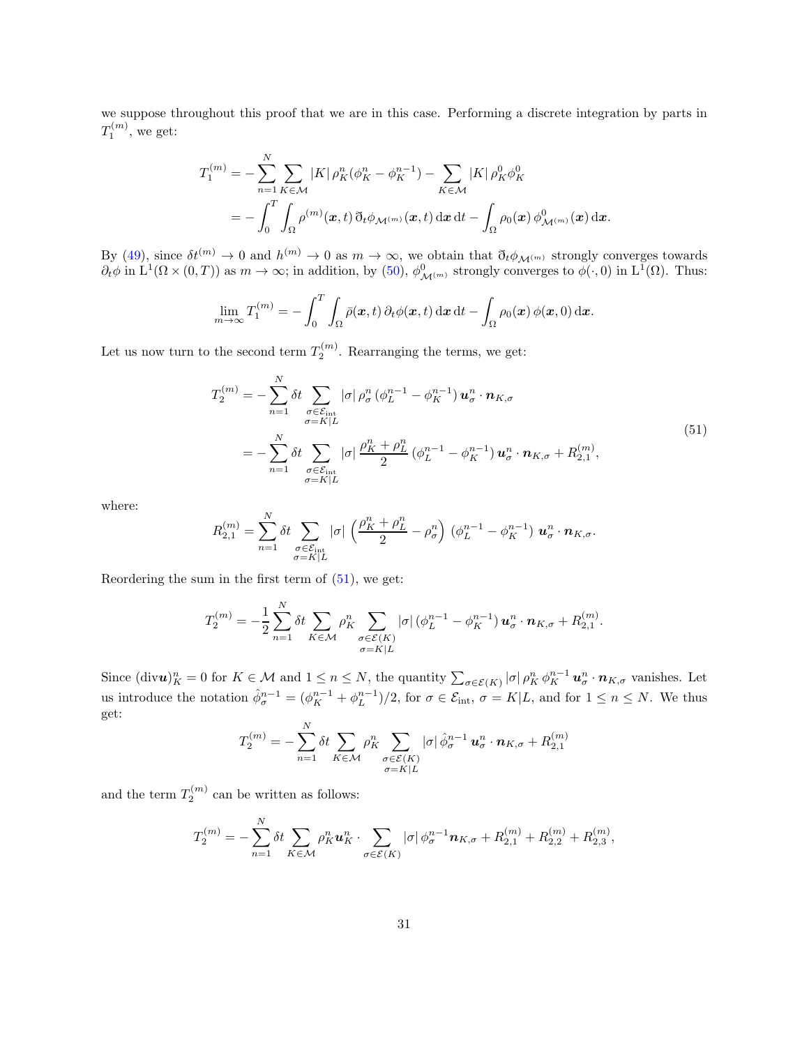we suppose throughout this proof that we are in this case. Performing a discrete integration by parts in $T_1^{(m)}$, we get:

$$
\begin{aligned}
T_1^{(m)} &= -\sum_{n=1}^{N} \sum_{K\in\mathcal{M}} |K|\, \rho_K^n(\phi_K^n - \phi_K^{n-1}) - \sum_{K\in\mathcal{M}} |K|\, \rho_K^0 \phi_K^0 \\
&= -\int_0^T \int_\Omega \rho^{(m)}(\boldsymbol{x},t)\, \eth_t \phi_{\mathcal{M}^{(m)}}(\boldsymbol{x},t)\, \mathrm{d}\boldsymbol{x}\, \mathrm{d}t - \int_\Omega \rho_0(\boldsymbol{x})\, \phi^0_{\mathcal{M}^{(m)}}(\boldsymbol{x})\, \mathrm{d}\boldsymbol{x}.
\end{aligned}
$$

By (49), since $\delta t^{(m)} \to 0$ and $h^{(m)} \to 0$ as $m \to \infty$, we obtain that $\eth_t \phi_{\mathcal{M}^{(m)}}$ strongly converges towards $\partial_t \phi$ in $\mathrm{L}^1(\Omega \times (0,T))$ as $m \to \infty$; in addition, by (50), $\phi^0_{\mathcal{M}^{(m)}}$ strongly converges to $\phi(\cdot,0)$ in $\mathrm{L}^1(\Omega)$. Thus:

$$
\lim_{m\to\infty} T_1^{(m)} = -\int_0^T \int_\Omega \bar\rho(\boldsymbol{x},t)\, \partial_t \phi(\boldsymbol{x},t)\, \mathrm{d}\boldsymbol{x}\, \mathrm{d}t - \int_\Omega \rho_0(\boldsymbol{x})\, \phi(\boldsymbol{x},0)\, \mathrm{d}\boldsymbol{x}.
$$

Let us now turn to the second term $T_2^{(m)}$. Rearranging the terms, we get:

$$
\begin{aligned}
T_2^{(m)} &= -\sum_{n=1}^{N} \delta t \sum_{\substack{\sigma\in\mathcal{E}_{\rm int} \\ \sigma=K|L}} |\sigma|\, \rho_\sigma^n\, (\phi_L^{n-1} - \phi_K^{n-1})\, \boldsymbol{u}_\sigma^n \cdot \boldsymbol{n}_{K,\sigma} \\
&= -\sum_{n=1}^{N} \delta t \sum_{\substack{\sigma\in\mathcal{E}_{\rm int} \\ \sigma=K|L}} |\sigma|\, \frac{\rho_K^n + \rho_L^n}{2}\, (\phi_L^{n-1} - \phi_K^{n-1})\, \boldsymbol{u}_\sigma^n \cdot \boldsymbol{n}_{K,\sigma} + R_{2,1}^{(m)},
\end{aligned}
\tag{51}
$$

where:

$$
R_{2,1}^{(m)} = \sum_{n=1}^{N} \delta t \sum_{\substack{\sigma\in\mathcal{E}_{\rm int} \\ \sigma=K|L}} |\sigma|\, \Big(\frac{\rho_K^n + \rho_L^n}{2} - \rho_\sigma^n\Big)\, (\phi_L^{n-1} - \phi_K^{n-1})\, \boldsymbol{u}_\sigma^n \cdot \boldsymbol{n}_{K,\sigma}.
$$

Reordering the sum in the first term of (51), we get:

$$
T_2^{(m)} = -\frac{1}{2}\sum_{n=1}^{N} \delta t \sum_{K\in\mathcal{M}} \rho_K^n \sum_{\substack{\sigma\in\mathcal{E}(K) \\ \sigma=K|L}} |\sigma|\, (\phi_L^{n-1} - \phi_K^{n-1})\, \boldsymbol{u}_\sigma^n \cdot \boldsymbol{n}_{K,\sigma} + R_{2,1}^{(m)}.
$$

Since $(\mathrm{div}\boldsymbol{u})_K^n = 0$ for $K \in \mathcal{M}$ and $1 \le n \le N$, the quantity $\sum_{\sigma\in\mathcal{E}(K)} |\sigma|\, \rho_K^n\, \phi_K^{n-1}\, \boldsymbol{u}_\sigma^n \cdot \boldsymbol{n}_{K,\sigma}$ vanishes. Let us introduce the notation $\hat\phi_\sigma^{n-1} = (\phi_K^{n-1} + \phi_L^{n-1})/2$, for $\sigma \in \mathcal{E}_{\rm int}$, $\sigma = K|L$, and for $1 \le n \le N$. We thus get:

$$
T_2^{(m)} = -\sum_{n=1}^{N} \delta t \sum_{K\in\mathcal{M}} \rho_K^n \sum_{\substack{\sigma\in\mathcal{E}(K) \\ \sigma=K|L}} |\sigma|\, \hat\phi_\sigma^{n-1}\, \boldsymbol{u}_\sigma^n \cdot \boldsymbol{n}_{K,\sigma} + R_{2,1}^{(m)}
$$

and the term $T_2^{(m)}$ can be written as follows:

$$
T_2^{(m)} = -\sum_{n=1}^{N} \delta t \sum_{K\in\mathcal{M}} \rho_K^n \boldsymbol{u}_K^n \cdot \sum_{\sigma\in\mathcal{E}(K)} |\sigma|\, \phi_\sigma^{n-1} \boldsymbol{n}_{K,\sigma} + R_{2,1}^{(m)} + R_{2,2}^{(m)} + R_{2,3}^{(m)},
$$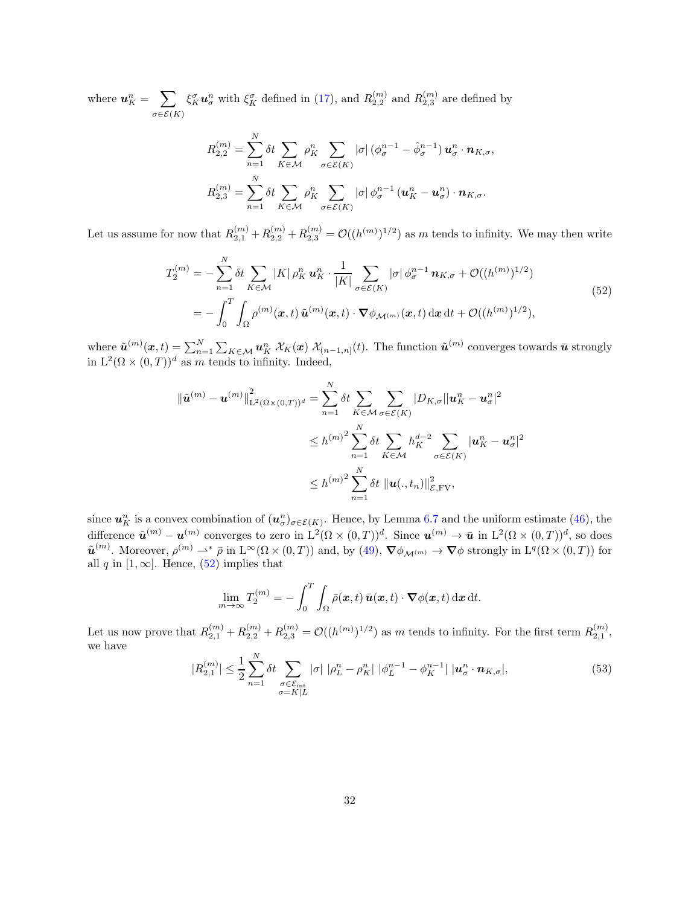where $\boldsymbol{u}_K^n = \sum_{\sigma \in \mathcal{E}(K)} \xi_K^\sigma \boldsymbol{u}_\sigma^n$ with $\xi_K^\sigma$ defined in (17), and $R_{2,2}^{(m)}$ and $R_{2,3}^{(m)}$ are defined by

$$R_{2,2}^{(m)} = \sum_{n=1}^{N} \delta t \sum_{K \in \mathcal{M}} \rho_K^n \sum_{\sigma \in \mathcal{E}(K)} |\sigma| \, (\phi_\sigma^{n-1} - \hat{\phi}_\sigma^{n-1}) \, \boldsymbol{u}_\sigma^n \cdot \boldsymbol{n}_{K,\sigma},$$

$$R_{2,3}^{(m)} = \sum_{n=1}^{N} \delta t \sum_{K \in \mathcal{M}} \rho_K^n \sum_{\sigma \in \mathcal{E}(K)} |\sigma| \, \phi_\sigma^{n-1} \, (\boldsymbol{u}_K^n - \boldsymbol{u}_\sigma^n) \cdot \boldsymbol{n}_{K,\sigma}.$$

Let us assume for now that $R_{2,1}^{(m)} + R_{2,2}^{(m)} + R_{2,3}^{(m)} = \mathcal{O}((h^{(m)})^{1/2})$ as $m$ tends to infinity. We may then write

$$\begin{aligned} T_2^{(m)} &= -\sum_{n=1}^{N} \delta t \sum_{K \in \mathcal{M}} |K| \, \rho_K^n \, \boldsymbol{u}_K^n \cdot \frac{1}{|K|} \sum_{\sigma \in \mathcal{E}(K)} |\sigma| \, \phi_\sigma^{n-1} \, \boldsymbol{n}_{K,\sigma} + \mathcal{O}((h^{(m)})^{1/2}) \\ &= -\int_0^T \int_\Omega \rho^{(m)}(\boldsymbol{x},t) \, \tilde{\boldsymbol{u}}^{(m)}(\boldsymbol{x},t) \cdot \boldsymbol{\nabla} \phi_{\mathcal{M}^{(m)}}(\boldsymbol{x},t) \, \mathrm{d}\boldsymbol{x} \, \mathrm{d}t + \mathcal{O}((h^{(m)})^{1/2}), \end{aligned} \tag{52}$$

where $\tilde{\boldsymbol{u}}^{(m)}(\boldsymbol{x},t) = \sum_{n=1}^{N} \sum_{K \in \mathcal{M}} \boldsymbol{u}_K^n \; \mathcal{X}_K(\boldsymbol{x}) \; \mathcal{X}_{(n-1,n]}(t)$. The function $\tilde{\boldsymbol{u}}^{(m)}$ converges towards $\bar{\boldsymbol{u}}$ strongly in $\mathrm{L}^2(\Omega \times (0,T))^d$ as $m$ tends to infinity. Indeed,

$$\begin{aligned} \|\tilde{\boldsymbol{u}}^{(m)} - \boldsymbol{u}^{(m)}\|^2_{\mathrm{L}^2(\Omega \times (0,T))^d} &= \sum_{n=1}^{N} \delta t \sum_{K \in \mathcal{M}} \sum_{\sigma \in \mathcal{E}(K)} |D_{K,\sigma}| |\boldsymbol{u}_K^n - \boldsymbol{u}_\sigma^n|^2 \\ &\leq {h^{(m)}}^2 \sum_{n=1}^{N} \delta t \sum_{K \in \mathcal{M}} h_K^{d-2} \sum_{\sigma \in \mathcal{E}(K)} |\boldsymbol{u}_K^n - \boldsymbol{u}_\sigma^n|^2 \\ &\leq {h^{(m)}}^2 \sum_{n=1}^{N} \delta t \; \|\boldsymbol{u}(.,t_n)\|^2_{\mathcal{E},\mathrm{FV}}, \end{aligned}$$

since $\boldsymbol{u}_K^n$ is a convex combination of $(\boldsymbol{u}_\sigma^n)_{\sigma \in \mathcal{E}(K)}$. Hence, by Lemma 6.7 and the uniform estimate (46), the difference $\tilde{\boldsymbol{u}}^{(m)} - \boldsymbol{u}^{(m)}$ converges to zero in $\mathrm{L}^2(\Omega \times (0,T))^d$. Since $\boldsymbol{u}^{(m)} \to \bar{\boldsymbol{u}}$ in $\mathrm{L}^2(\Omega \times (0,T))^d$, so does $\tilde{\boldsymbol{u}}^{(m)}$. Moreover, $\rho^{(m)} \rightharpoonup^* \bar{\rho}$ in $\mathrm{L}^\infty(\Omega \times (0,T))$ and, by (49), $\boldsymbol{\nabla} \phi_{\mathcal{M}^{(m)}} \to \boldsymbol{\nabla} \phi$ strongly in $\mathrm{L}^q(\Omega \times (0,T))$ for all $q$ in $[1, \infty]$. Hence, (52) implies that

$$\lim_{m \to \infty} T_2^{(m)} = -\int_0^T \int_\Omega \bar{\rho}(\boldsymbol{x},t) \, \bar{\boldsymbol{u}}(\boldsymbol{x},t) \cdot \boldsymbol{\nabla} \phi(\boldsymbol{x},t) \, \mathrm{d}\boldsymbol{x} \, \mathrm{d}t.$$

Let us now prove that $R_{2,1}^{(m)} + R_{2,2}^{(m)} + R_{2,3}^{(m)} = \mathcal{O}((h^{(m)})^{1/2})$ as $m$ tends to infinity. For the first term $R_{2,1}^{(m)}$, we have

$$|R_{2,1}^{(m)}| \leq \frac{1}{2} \sum_{n=1}^{N} \delta t \sum_{\substack{\sigma \in \mathcal{E}_{\mathrm{int}} \\ \sigma = K|L}} |\sigma| \; |\rho_L^n - \rho_K^n| \; |\phi_L^{n-1} - \phi_K^{n-1}| \; |\boldsymbol{u}_\sigma^n \cdot \boldsymbol{n}_{K,\sigma}|, \tag{53}$$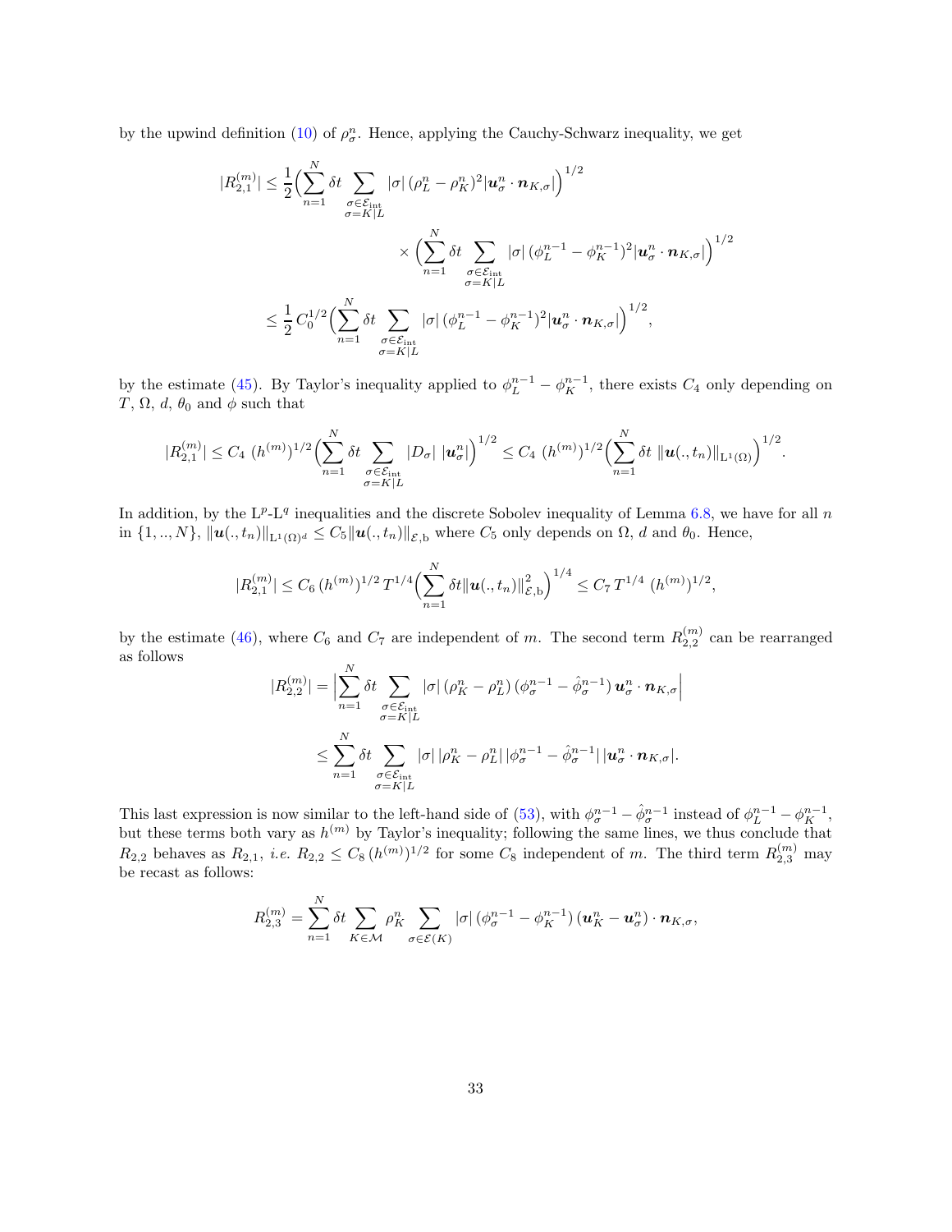by the upwind definition (10) of $\rho_\sigma^n$. Hence, applying the Cauchy-Schwarz inequality, we get

$$
\begin{aligned}
|R_{2,1}^{(m)}| \leq \frac{1}{2} \Big( \sum_{n=1}^{N} \delta t \sum_{\substack{\sigma \in \mathcal{E}_{\rm int} \\ \sigma = K|L}} |\sigma| \, (\rho_L^n - \rho_K^n)^2 |\boldsymbol{u}_\sigma^n \cdot \boldsymbol{n}_{K,\sigma}| \Big)^{1/2} \\
\times \Big( \sum_{n=1}^{N} \delta t \sum_{\substack{\sigma \in \mathcal{E}_{\rm int} \\ \sigma = K|L}} |\sigma| \, (\phi_L^{n-1} - \phi_K^{n-1})^2 |\boldsymbol{u}_\sigma^n \cdot \boldsymbol{n}_{K,\sigma}| \Big)^{1/2} \\
\leq \frac{1}{2} \, C_0^{1/2} \Big( \sum_{n=1}^{N} \delta t \sum_{\substack{\sigma \in \mathcal{E}_{\rm int} \\ \sigma = K|L}} |\sigma| \, (\phi_L^{n-1} - \phi_K^{n-1})^2 |\boldsymbol{u}_\sigma^n \cdot \boldsymbol{n}_{K,\sigma}| \Big)^{1/2},
\end{aligned}
$$

by the estimate (45). By Taylor's inequality applied to $\phi_L^{n-1} - \phi_K^{n-1}$, there exists $C_4$ only depending on $T$, $\Omega$, $d$, $\theta_0$ and $\phi$ such that

$$
|R_{2,1}^{(m)}| \leq C_4 \, (h^{(m)})^{1/2} \Big( \sum_{n=1}^{N} \delta t \sum_{\substack{\sigma \in \mathcal{E}_{\rm int} \\ \sigma = K|L}} |D_\sigma| \, |\boldsymbol{u}_\sigma^n| \Big)^{1/2} \leq C_4 \, (h^{(m)})^{1/2} \Big( \sum_{n=1}^{N} \delta t \, \|\boldsymbol{u}(., t_n)\|_{\mathrm{L}^1(\Omega)} \Big)^{1/2}.
$$

In addition, by the $\mathrm{L}^p$-$\mathrm{L}^q$ inequalities and the discrete Sobolev inequality of Lemma 6.8, we have for all $n$ in $\{1, .., N\}$, $\|\boldsymbol{u}(., t_n)\|_{\mathrm{L}^1(\Omega)^d} \leq C_5 \|\boldsymbol{u}(., t_n)\|_{\mathcal{E},\mathrm{b}}$ where $C_5$ only depends on $\Omega$, $d$ and $\theta_0$. Hence,

$$
|R_{2,1}^{(m)}| \leq C_6 \, (h^{(m)})^{1/2} \, T^{1/4} \Big( \sum_{n=1}^{N} \delta t \|\boldsymbol{u}(., t_n)\|_{\mathcal{E},\mathrm{b}}^2 \Big)^{1/4} \leq C_7 \, T^{1/4} \, (h^{(m)})^{1/2},
$$

by the estimate (46), where $C_6$ and $C_7$ are independent of $m$. The second term $R_{2,2}^{(m)}$ can be rearranged as follows

$$
\begin{aligned}
|R_{2,2}^{(m)}| = \Big| \sum_{n=1}^{N} \delta t \sum_{\substack{\sigma \in \mathcal{E}_{\rm int} \\ \sigma = K|L}} |\sigma| \, (\rho_K^n - \rho_L^n) \, (\phi_\sigma^{n-1} - \hat{\phi}_\sigma^{n-1}) \, \boldsymbol{u}_\sigma^n \cdot \boldsymbol{n}_{K,\sigma} \Big| \\
\leq \sum_{n=1}^{N} \delta t \sum_{\substack{\sigma \in \mathcal{E}_{\rm int} \\ \sigma = K|L}} |\sigma| \, |\rho_K^n - \rho_L^n| \, |\phi_\sigma^{n-1} - \hat{\phi}_\sigma^{n-1}| \, |\boldsymbol{u}_\sigma^n \cdot \boldsymbol{n}_{K,\sigma}|.
\end{aligned}
$$

This last expression is now similar to the left-hand side of (53), with $\phi_\sigma^{n-1} - \hat{\phi}_\sigma^{n-1}$ instead of $\phi_L^{n-1} - \phi_K^{n-1}$, but these terms both vary as $h^{(m)}$ by Taylor's inequality; following the same lines, we thus conclude that $R_{2,2}$ behaves as $R_{2,1}$, *i.e.* $R_{2,2} \leq C_8 \, (h^{(m)})^{1/2}$ for some $C_8$ independent of $m$. The third term $R_{2,3}^{(m)}$ may be recast as follows:

$$
R_{2,3}^{(m)} = \sum_{n=1}^{N} \delta t \sum_{K \in \mathcal{M}} \rho_K^n \sum_{\sigma \in \mathcal{E}(K)} |\sigma| \, (\phi_\sigma^{n-1} - \phi_K^{n-1}) \, (\boldsymbol{u}_K^n - \boldsymbol{u}_\sigma^n) \cdot \boldsymbol{n}_{K,\sigma},
$$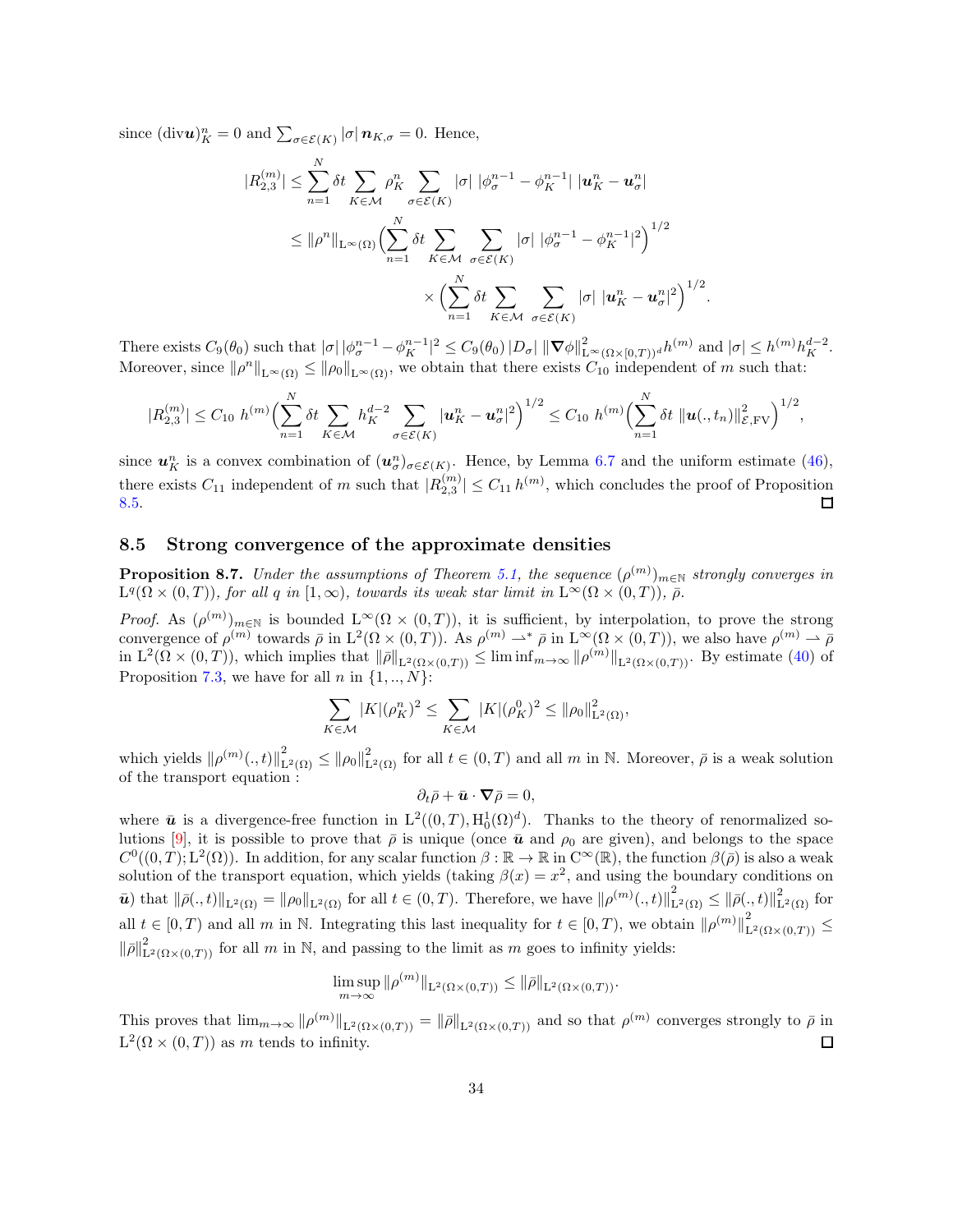since $(\mathrm{div}\boldsymbol{u})_K^n = 0$ and $\sum_{\sigma\in\mathcal{E}(K)} |\sigma|\, \boldsymbol{n}_{K,\sigma} = 0$. Hence,

$$
\begin{aligned}
|R_{2,3}^{(m)}| &\le \sum_{n=1}^{N} \delta t \sum_{K\in\mathcal{M}} \rho_K^n \sum_{\sigma\in\mathcal{E}(K)} |\sigma|\ |\phi_\sigma^{n-1} - \phi_K^{n-1}|\ |\boldsymbol{u}_K^n - \boldsymbol{u}_\sigma^n| \\
&\le \|\rho^n\|_{\mathrm{L}^\infty(\Omega)} \Big( \sum_{n=1}^{N} \delta t \sum_{K\in\mathcal{M}} \sum_{\sigma\in\mathcal{E}(K)} |\sigma|\ |\phi_\sigma^{n-1} - \phi_K^{n-1}|^2 \Big)^{1/2} \\
&\qquad\qquad \times \Big( \sum_{n=1}^{N} \delta t \sum_{K\in\mathcal{M}} \sum_{\sigma\in\mathcal{E}(K)} |\sigma|\ |\boldsymbol{u}_K^n - \boldsymbol{u}_\sigma^n|^2 \Big)^{1/2}.
\end{aligned}
$$

There exists $C_9(\theta_0)$ such that $|\sigma|\,|\phi_\sigma^{n-1} - \phi_K^{n-1}|^2 \le C_9(\theta_0)\,|D_\sigma|\ \|\boldsymbol{\nabla}\phi\|^2_{\mathrm{L}^\infty(\Omega\times[0,T))^d} h^{(m)}$ and $|\sigma| \le h^{(m)} h_K^{d-2}$. Moreover, since $\|\rho^n\|_{\mathrm{L}^\infty(\Omega)} \le \|\rho_0\|_{\mathrm{L}^\infty(\Omega)}$, we obtain that there exists $C_{10}$ independent of $m$ such that:

$$
|R_{2,3}^{(m)}| \le C_{10}\ h^{(m)} \Big( \sum_{n=1}^{N} \delta t \sum_{K\in\mathcal{M}} h_K^{d-2} \sum_{\sigma\in\mathcal{E}(K)} |\boldsymbol{u}_K^n - \boldsymbol{u}_\sigma^n|^2 \Big)^{1/2} \le C_{10}\ h^{(m)} \Big( \sum_{n=1}^{N} \delta t\ \|\boldsymbol{u}(.,t_n)\|^2_{\mathcal{E},\mathrm{FV}} \Big)^{1/2},
$$

since $\boldsymbol{u}_K^n$ is a convex combination of $(\boldsymbol{u}_\sigma^n)_{\sigma\in\mathcal{E}(K)}$. Hence, by Lemma 6.7 and the uniform estimate (46), there exists $C_{11}$ independent of $m$ such that $|R_{2,3}^{(m)}| \le C_{11}\, h^{(m)}$, which concludes the proof of Proposition 8.5. ☐

## 8.5 Strong convergence of the approximate densities

**Proposition 8.7.** *Under the assumptions of Theorem 5.1, the sequence $(\rho^{(m)})_{m\in\mathbb{N}}$ strongly converges in $\mathrm{L}^q(\Omega\times(0,T))$, for all $q$ in $[1,\infty)$, towards its weak star limit in $\mathrm{L}^\infty(\Omega\times(0,T))$, $\bar\rho$.*

*Proof.* As $(\rho^{(m)})_{m\in\mathbb{N}}$ is bounded $\mathrm{L}^\infty(\Omega\times(0,T))$, it is sufficient, by interpolation, to prove the strong convergence of $\rho^{(m)}$ towards $\bar\rho$ in $\mathrm{L}^2(\Omega\times(0,T))$. As $\rho^{(m)} \rightharpoonup^* \bar\rho$ in $\mathrm{L}^\infty(\Omega\times(0,T))$, we also have $\rho^{(m)} \rightharpoonup \bar\rho$ in $\mathrm{L}^2(\Omega\times(0,T))$, which implies that $\|\bar\rho\|_{\mathrm{L}^2(\Omega\times(0,T))} \le \liminf_{m\to\infty} \|\rho^{(m)}\|_{\mathrm{L}^2(\Omega\times(0,T))}$. By estimate (40) of Proposition 7.3, we have for all $n$ in $\{1,..,N\}$:

$$
\sum_{K\in\mathcal{M}} |K| (\rho_K^n)^2 \le \sum_{K\in\mathcal{M}} |K| (\rho_K^0)^2 \le \|\rho_0\|^2_{\mathrm{L}^2(\Omega)},
$$

which yields $\|\rho^{(m)}(.,t)\|^2_{\mathrm{L}^2(\Omega)} \le \|\rho_0\|^2_{\mathrm{L}^2(\Omega)}$ for all $t\in(0,T)$ and all $m$ in $\mathbb{N}$. Moreover, $\bar\rho$ is a weak solution of the transport equation :

$$
\partial_t\bar\rho + \bar{\boldsymbol{u}}\cdot\boldsymbol{\nabla}\bar\rho = 0,
$$

where $\bar{\boldsymbol{u}}$ is a divergence-free function in $\mathrm{L}^2((0,T),\mathrm{H}_0^1(\Omega)^d)$. Thanks to the theory of renormalized solutions [9], it is possible to prove that $\bar\rho$ is unique (once $\bar{\boldsymbol{u}}$ and $\rho_0$ are given), and belongs to the space $C^0((0,T);\mathrm{L}^2(\Omega))$. In addition, for any scalar function $\beta:\mathbb{R}\to\mathbb{R}$ in $\mathrm{C}^\infty(\mathbb{R})$, the function $\beta(\bar\rho)$ is also a weak solution of the transport equation, which yields (taking $\beta(x)=x^2$, and using the boundary conditions on $\bar{\boldsymbol{u}}$) that $\|\bar\rho(.,t)\|_{\mathrm{L}^2(\Omega)} = \|\rho_0\|_{\mathrm{L}^2(\Omega)}$ for all $t\in(0,T)$. Therefore, we have $\|\rho^{(m)}(.,t)\|^2_{\mathrm{L}^2(\Omega)} \le \|\bar\rho(.,t)\|^2_{\mathrm{L}^2(\Omega)}$ for all $t\in[0,T)$ and all $m$ in $\mathbb{N}$. Integrating this last inequality for $t\in[0,T)$, we obtain $\|\rho^{(m)}\|^2_{\mathrm{L}^2(\Omega\times(0,T))} \le \|\bar\rho\|^2_{\mathrm{L}^2(\Omega\times(0,T))}$ for all $m$ in $\mathbb{N}$, and passing to the limit as $m$ goes to infinity yields:

$$
\limsup_{m\to\infty} \|\rho^{(m)}\|_{\mathrm{L}^2(\Omega\times(0,T))} \le \|\bar\rho\|_{\mathrm{L}^2(\Omega\times(0,T))}.
$$

This proves that $\lim_{m\to\infty} \|\rho^{(m)}\|_{\mathrm{L}^2(\Omega\times(0,T))} = \|\bar\rho\|_{\mathrm{L}^2(\Omega\times(0,T))}$ and so that $\rho^{(m)}$ converges strongly to $\bar\rho$ in $\mathrm{L}^2(\Omega\times(0,T))$ as $m$ tends to infinity. ☐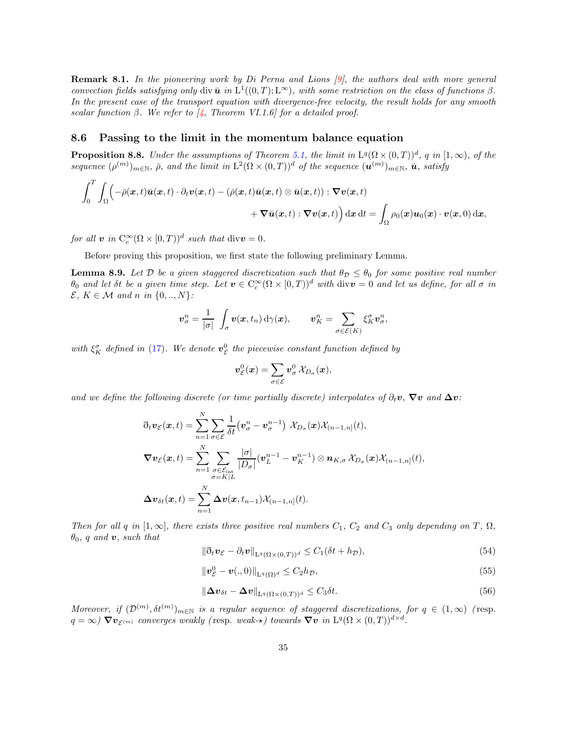**Remark 8.1.** *In the pioneering work by Di Perna and Lions [9], the authors deal with more general convection fields satisfying only* $\operatorname{div}\bar{\boldsymbol{u}}$ *in* $\mathrm{L}^1((0,T);\mathrm{L}^\infty)$*, with some restriction on the class of functions* $\beta$*. In the present case of the transport equation with divergence-free velocity, the result holds for any smooth scalar function* $\beta$*. We refer to [4, Theorem VI.1.6] for a detailed proof.*

### 8.6 Passing to the limit in the momentum balance equation

**Proposition 8.8.** *Under the assumptions of Theorem 5.1, the limit in* $\mathrm{L}^q(\Omega\times(0,T))^d$*,* $q$ *in* $[1,\infty)$*, of the sequence* $(\rho^{(m)})_{m\in\mathbb{N}}$*,* $\bar\rho$*, and the limit in* $\mathrm{L}^2(\Omega\times(0,T))^d$ *of the sequence* $(\boldsymbol{u}^{(m)})_{m\in\mathbb{N}}$*,* $\bar{\boldsymbol{u}}$*, satisfy*

$$\int_0^T\int_\Omega\Big(-\bar\rho(\boldsymbol{x},t)\bar{\boldsymbol{u}}(\boldsymbol{x},t)\cdot\partial_t\boldsymbol{v}(\boldsymbol{x},t)-(\bar\rho(\boldsymbol{x},t)\bar{\boldsymbol{u}}(\boldsymbol{x},t)\otimes\bar{\boldsymbol{u}}(\boldsymbol{x},t)):\boldsymbol{\nabla}\boldsymbol{v}(\boldsymbol{x},t)\\ +\boldsymbol{\nabla}\bar{\boldsymbol{u}}(\boldsymbol{x},t):\boldsymbol{\nabla}\boldsymbol{v}(\boldsymbol{x},t)\Big)\,\mathrm{d}\boldsymbol{x}\,\mathrm{d}t=\int_\Omega\rho_0(\boldsymbol{x})\boldsymbol{u}_0(\boldsymbol{x})\cdot\boldsymbol{v}(\boldsymbol{x},0)\,\mathrm{d}\boldsymbol{x},$$

*for all* $\boldsymbol{v}$ *in* $\mathrm{C}_c^\infty(\Omega\times[0,T))^d$ *such that* $\operatorname{div}\boldsymbol{v}=0$*.*

Before proving this proposition, we first state the following preliminary Lemma.

**Lemma 8.9.** *Let* $\mathcal{D}$ *be a given staggered discretization such that* $\theta_{\mathcal{D}}\le\theta_0$ *for some positive real number* $\theta_0$ *and let* $\delta t$ *be a given time step. Let* $\boldsymbol{v}\in\mathrm{C}_c^\infty(\Omega\times[0,T))^d$ *with* $\operatorname{div}\boldsymbol{v}=0$ *and let us define, for all* $\sigma$ *in* $\mathcal{E}$*,* $K\in\mathcal{M}$ *and* $n$ *in* $\{0,..,N\}$*:*

$$\boldsymbol{v}_\sigma^n=\frac{1}{|\sigma|}\int_\sigma\boldsymbol{v}(\boldsymbol{x},t_n)\,\mathrm{d}\gamma(\boldsymbol{x}),\qquad \boldsymbol{v}_K^n=\sum_{\sigma\in\mathcal{E}(K)}\xi_K^\sigma\boldsymbol{v}_\sigma^n,$$

*with* $\xi_K^\sigma$ *defined in (17). We denote* $\boldsymbol{v}_{\mathcal{E}}^0$ *the piecewise constant function defined by*

$$\boldsymbol{v}_{\mathcal{E}}^0(\boldsymbol{x})=\sum_{\sigma\in\mathcal{E}}\boldsymbol{v}_\sigma^0\,\mathcal{X}_{D_\sigma}(\boldsymbol{x}),$$

*and we define the following discrete (or time partially discrete) interpolates of* $\partial_t\boldsymbol{v}$*,* $\boldsymbol{\nabla}\boldsymbol{v}$ *and* $\boldsymbol{\Delta}\boldsymbol{v}$*:*

$$\eth_t\boldsymbol{v}_{\mathcal{E}}(\boldsymbol{x},t)=\sum_{n=1}^N\sum_{\sigma\in\mathcal{E}}\frac{1}{\delta t}\big(\boldsymbol{v}_\sigma^n-\boldsymbol{v}_\sigma^{n-1}\big)\;\mathcal{X}_{D_\sigma}(\boldsymbol{x})\mathcal{X}_{(n-1,n]}(t),$$

$$\boldsymbol{\nabla}\boldsymbol{v}_{\mathcal{E}}(\boldsymbol{x},t)=\sum_{n=1}^N\sum_{\substack{\sigma\in\mathcal{E}_{\rm int}\\ \sigma=K|L}}\frac{|\sigma|}{|D_\sigma|}(\boldsymbol{v}_L^{n-1}-\boldsymbol{v}_K^{n-1})\otimes\boldsymbol{n}_{K,\sigma}\,\mathcal{X}_{D_\sigma}(\boldsymbol{x})\mathcal{X}_{(n-1,n]}(t),$$

$$\boldsymbol{\Delta}\boldsymbol{v}_{\delta t}(\boldsymbol{x},t)=\sum_{n=1}^N\boldsymbol{\Delta}\boldsymbol{v}(\boldsymbol{x},t_{n-1})\mathcal{X}_{(n-1,n]}(t).$$

*Then for all* $q$ *in* $[1,\infty]$*, there exists three positive real numbers* $C_1$*,* $C_2$ *and* $C_3$ *only depending on* $T$*,* $\Omega$*,* $\theta_0$*,* $q$ *and* $\boldsymbol{v}$*, such that*

$$\|\eth_t\boldsymbol{v}_{\mathcal{E}}-\partial_t\boldsymbol{v}\|_{\mathrm{L}^q(\Omega\times(0,T))^d}\le C_1(\delta t+h_{\mathcal{D}}),\tag{54}$$

$$\|\boldsymbol{v}_{\mathcal{E}}^0-\boldsymbol{v}(.,0)\|_{\mathrm{L}^q(\Omega)^d}\le C_2h_{\mathcal{D}},\tag{55}$$

$$\|\boldsymbol{\Delta}\boldsymbol{v}_{\delta t}-\boldsymbol{\Delta}\boldsymbol{v}\|_{\mathrm{L}^q(\Omega\times(0,T))^d}\le C_3\delta t.\tag{56}$$

*Moreover, if* $(\mathcal{D}^{(m)},\delta t^{(m)})_{m\in\mathbb{N}}$ *is a regular sequence of staggered discretizations, for* $q\in(1,\infty)$ *(resp.* $q=\infty$*)* $\boldsymbol{\nabla}\boldsymbol{v}_{\mathcal{E}^{(m)}}$ *converges weakly (resp. weak-$\star$) towards* $\boldsymbol{\nabla}\boldsymbol{v}$ *in* $\mathrm{L}^q(\Omega\times(0,T))^{d\times d}$*.*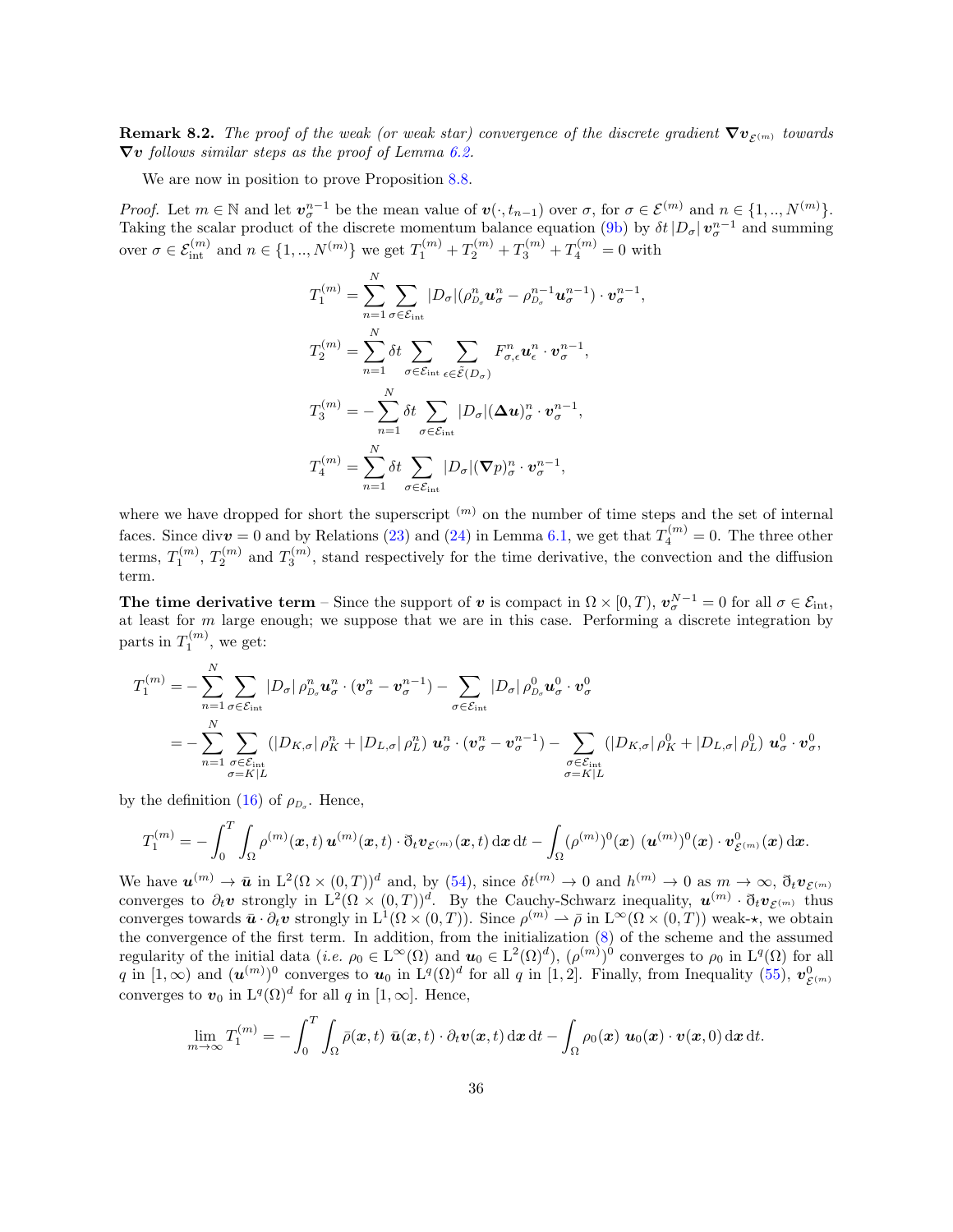**Remark 8.2.** *The proof of the weak (or weak star) convergence of the discrete gradient $\boldsymbol{\nabla} \boldsymbol{v}_{\mathcal{E}^{(m)}}$ towards $\boldsymbol{\nabla} \boldsymbol{v}$ follows similar steps as the proof of Lemma 6.2.*

We are now in position to prove Proposition 8.8.

*Proof.* Let $m \in \mathbb{N}$ and let $\boldsymbol{v}_\sigma^{n-1}$ be the mean value of $\boldsymbol{v}(\cdot, t_{n-1})$ over $\sigma$, for $\sigma \in \mathcal{E}^{(m)}$ and $n \in \{1, .., N^{(m)}\}$. Taking the scalar product of the discrete momentum balance equation (9b) by $\delta t\, |D_\sigma|\, \boldsymbol{v}_\sigma^{n-1}$ and summing over $\sigma \in \mathcal{E}_{\rm int}^{(m)}$ and $n \in \{1, .., N^{(m)}\}$ we get $T_1^{(m)} + T_2^{(m)} + T_3^{(m)} + T_4^{(m)} = 0$ with

$$T_1^{(m)} = \sum_{n=1}^{N} \sum_{\sigma \in \mathcal{E}_{\rm int}} |D_\sigma| (\rho_{D_\sigma}^n \boldsymbol{u}_\sigma^n - \rho_{D_\sigma}^{n-1} \boldsymbol{u}_\sigma^{n-1}) \cdot \boldsymbol{v}_\sigma^{n-1},$$

$$T_2^{(m)} = \sum_{n=1}^{N} \delta t \sum_{\sigma \in \mathcal{E}_{\rm int}} \sum_{\epsilon \in \tilde{\mathcal{E}}(D_\sigma)} F_{\sigma,\epsilon}^n \boldsymbol{u}_\epsilon^n \cdot \boldsymbol{v}_\sigma^{n-1},$$

$$T_3^{(m)} = -\sum_{n=1}^{N} \delta t \sum_{\sigma \in \mathcal{E}_{\rm int}} |D_\sigma| (\boldsymbol{\Delta u})_\sigma^n \cdot \boldsymbol{v}_\sigma^{n-1},$$

$$T_4^{(m)} = \sum_{n=1}^{N} \delta t \sum_{\sigma \in \mathcal{E}_{\rm int}} |D_\sigma| (\boldsymbol{\nabla} p)_\sigma^n \cdot \boldsymbol{v}_\sigma^{n-1},$$

where we have dropped for short the superscript $^{(m)}$ on the number of time steps and the set of internal faces. Since ${\rm div} \boldsymbol{v} = 0$ and by Relations (23) and (24) in Lemma 6.1, we get that $T_4^{(m)} = 0$. The three other terms, $T_1^{(m)}$, $T_2^{(m)}$ and $T_3^{(m)}$, stand respectively for the time derivative, the convection and the diffusion term.

**The time derivative term** – Since the support of $\boldsymbol{v}$ is compact in $\Omega \times [0, T)$, $\boldsymbol{v}_\sigma^{N-1} = 0$ for all $\sigma \in \mathcal{E}_{\rm int}$, at least for $m$ large enough; we suppose that we are in this case. Performing a discrete integration by parts in $T_1^{(m)}$, we get:

$$\begin{aligned}
T_1^{(m)} &= -\sum_{n=1}^{N} \sum_{\sigma \in \mathcal{E}_{\rm int}} |D_\sigma|\, \rho_{D_\sigma}^n \boldsymbol{u}_\sigma^n \cdot (\boldsymbol{v}_\sigma^n - \boldsymbol{v}_\sigma^{n-1}) - \sum_{\sigma \in \mathcal{E}_{\rm int}} |D_\sigma|\, \rho_{D_\sigma}^0 \boldsymbol{u}_\sigma^0 \cdot \boldsymbol{v}_\sigma^0 \\
&= -\sum_{n=1}^{N} \sum_{\substack{\sigma \in \mathcal{E}_{\rm int} \\ \sigma = K|L}} (|D_{K,\sigma}|\, \rho_K^n + |D_{L,\sigma}|\, \rho_L^n)\ \boldsymbol{u}_\sigma^n \cdot (\boldsymbol{v}_\sigma^n - \boldsymbol{v}_\sigma^{n-1}) - \sum_{\substack{\sigma \in \mathcal{E}_{\rm int} \\ \sigma = K|L}} (|D_{K,\sigma}|\, \rho_K^0 + |D_{L,\sigma}|\, \rho_L^0)\ \boldsymbol{u}_\sigma^0 \cdot \boldsymbol{v}_\sigma^0,
\end{aligned}$$

by the definition (16) of $\rho_{D_\sigma}$. Hence,

$$T_1^{(m)} = -\int_0^T \int_\Omega \rho^{(m)}(\boldsymbol{x}, t)\, \boldsymbol{u}^{(m)}(\boldsymbol{x}, t) \cdot \eth_t \boldsymbol{v}_{\mathcal{E}^{(m)}}(\boldsymbol{x}, t) \,{\rm d}\boldsymbol{x} \,{\rm d}t - \int_\Omega (\rho^{(m)})^0(\boldsymbol{x})\ (\boldsymbol{u}^{(m)})^0(\boldsymbol{x}) \cdot \boldsymbol{v}_{\mathcal{E}^{(m)}}^0(\boldsymbol{x}) \,{\rm d}\boldsymbol{x}.$$

We have $\boldsymbol{u}^{(m)} \to \bar{\boldsymbol{u}}$ in ${\rm L}^2(\Omega \times (0,T))^d$ and, by (54), since $\delta t^{(m)} \to 0$ and $h^{(m)} \to 0$ as $m \to \infty$, $\eth_t \boldsymbol{v}_{\mathcal{E}^{(m)}}$ converges to $\partial_t \boldsymbol{v}$ strongly in ${\rm L}^2(\Omega \times (0,T))^d$. By the Cauchy-Schwarz inequality, $\boldsymbol{u}^{(m)} \cdot \eth_t \boldsymbol{v}_{\mathcal{E}^{(m)}}$ thus converges towards $\bar{\boldsymbol{u}} \cdot \partial_t \boldsymbol{v}$ strongly in ${\rm L}^1(\Omega \times (0,T))$. Since $\rho^{(m)} \rightharpoonup \bar{\rho}$ in ${\rm L}^\infty(\Omega \times (0,T))$ weak-$\star$, we obtain the convergence of the first term. In addition, from the initialization (8) of the scheme and the assumed regularity of the initial data (*i.e.* $\rho_0 \in {\rm L}^\infty(\Omega)$ and $\boldsymbol{u}_0 \in {\rm L}^2(\Omega)^d$), $(\rho^{(m)})^0$ converges to $\rho_0$ in ${\rm L}^q(\Omega)$ for all $q$ in $[1, \infty)$ and $(\boldsymbol{u}^{(m)})^0$ converges to $\boldsymbol{u}_0$ in ${\rm L}^q(\Omega)^d$ for all $q$ in $[1, 2]$. Finally, from Inequality (55), $\boldsymbol{v}_{\mathcal{E}^{(m)}}^0$ converges to $\boldsymbol{v}_0$ in ${\rm L}^q(\Omega)^d$ for all $q$ in $[1, \infty]$. Hence,

$$\lim_{m \to \infty} T_1^{(m)} = -\int_0^T \int_\Omega \bar{\rho}(\boldsymbol{x}, t)\ \bar{\boldsymbol{u}}(\boldsymbol{x}, t) \cdot \partial_t \boldsymbol{v}(\boldsymbol{x}, t) \,{\rm d}\boldsymbol{x} \,{\rm d}t - \int_\Omega \rho_0(\boldsymbol{x})\ \boldsymbol{u}_0(\boldsymbol{x}) \cdot \boldsymbol{v}(\boldsymbol{x}, 0) \,{\rm d}\boldsymbol{x} \,{\rm d}t.$$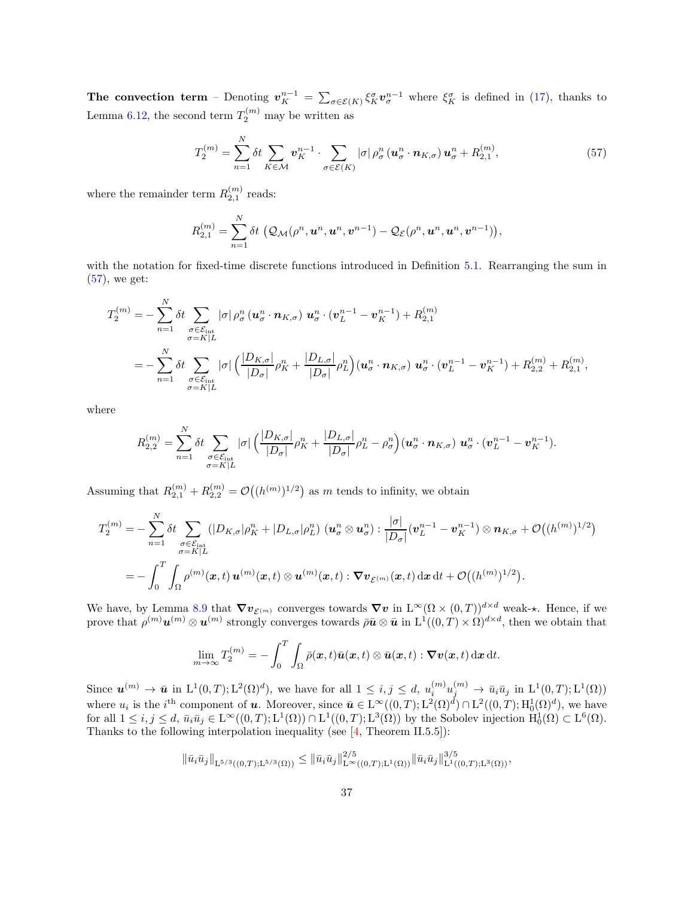**The convection term** – Denoting $\boldsymbol{v}_K^{n-1} = \sum_{\sigma\in\mathcal{E}(K)} \xi_K^\sigma \boldsymbol{v}_\sigma^{n-1}$ where $\xi_K^\sigma$ is defined in (17), thanks to Lemma 6.12, the second term $T_2^{(m)}$ may be written as

$$T_2^{(m)} = \sum_{n=1}^{N} \delta t \sum_{K\in\mathcal{M}} \boldsymbol{v}_K^{n-1} \cdot \sum_{\sigma\in\mathcal{E}(K)} |\sigma|\, \rho_\sigma^n\, (\boldsymbol{u}_\sigma^n \cdot \boldsymbol{n}_{K,\sigma})\, \boldsymbol{u}_\sigma^n + R_{2,1}^{(m)}, \tag{57}$$

where the remainder term $R_{2,1}^{(m)}$ reads:

$$R_{2,1}^{(m)} = \sum_{n=1}^{N} \delta t\, \big(\mathcal{Q}_{\mathcal{M}}(\rho^n, \boldsymbol{u}^n, \boldsymbol{u}^n, \boldsymbol{v}^{n-1}) - \mathcal{Q}_{\mathcal{E}}(\rho^n, \boldsymbol{u}^n, \boldsymbol{u}^n, \boldsymbol{v}^{n-1})\big),$$

with the notation for fixed-time discrete functions introduced in Definition 5.1. Rearranging the sum in (57), we get:

$$\begin{aligned}
T_2^{(m)} &= -\sum_{n=1}^{N} \delta t \sum_{\substack{\sigma\in\mathcal{E}_{\rm int}\\ \sigma=K|L}} |\sigma|\, \rho_\sigma^n\, (\boldsymbol{u}_\sigma^n \cdot \boldsymbol{n}_{K,\sigma})\; \boldsymbol{u}_\sigma^n \cdot (\boldsymbol{v}_L^{n-1} - \boldsymbol{v}_K^{n-1}) + R_{2,1}^{(m)} \\
&= -\sum_{n=1}^{N} \delta t \sum_{\substack{\sigma\in\mathcal{E}_{\rm int}\\ \sigma=K|L}} |\sigma| \Big(\frac{|D_{K,\sigma}|}{|D_\sigma|}\rho_K^n + \frac{|D_{L,\sigma}|}{|D_\sigma|}\rho_L^n\Big)(\boldsymbol{u}_\sigma^n \cdot \boldsymbol{n}_{K,\sigma})\; \boldsymbol{u}_\sigma^n \cdot (\boldsymbol{v}_L^{n-1} - \boldsymbol{v}_K^{n-1}) + R_{2,2}^{(m)} + R_{2,1}^{(m)},
\end{aligned}$$

where

$$R_{2,2}^{(m)} = \sum_{n=1}^{N} \delta t \sum_{\substack{\sigma\in\mathcal{E}_{\rm int}\\ \sigma=K|L}} |\sigma| \Big(\frac{|D_{K,\sigma}|}{|D_\sigma|}\rho_K^n + \frac{|D_{L,\sigma}|}{|D_\sigma|}\rho_L^n - \rho_\sigma^n\Big)(\boldsymbol{u}_\sigma^n \cdot \boldsymbol{n}_{K,\sigma})\; \boldsymbol{u}_\sigma^n \cdot (\boldsymbol{v}_L^{n-1} - \boldsymbol{v}_K^{n-1}).$$

Assuming that $R_{2,1}^{(m)} + R_{2,2}^{(m)} = \mathcal{O}\big((h^{(m)})^{1/2}\big)$ as $m$ tends to infinity, we obtain

$$\begin{aligned}
T_2^{(m)} &= -\sum_{n=1}^{N} \delta t \sum_{\substack{\sigma\in\mathcal{E}_{\rm int}\\ \sigma=K|L}} (|D_{K,\sigma}|\rho_K^n + |D_{L,\sigma}|\rho_L^n)\; (\boldsymbol{u}_\sigma^n \otimes \boldsymbol{u}_\sigma^n) : \frac{|\sigma|}{|D_\sigma|}(\boldsymbol{v}_L^{n-1} - \boldsymbol{v}_K^{n-1}) \otimes \boldsymbol{n}_{K,\sigma} + \mathcal{O}\big((h^{(m)})^{1/2}\big) \\
&= -\int_0^T \int_\Omega \rho^{(m)}(\boldsymbol{x},t)\, \boldsymbol{u}^{(m)}(\boldsymbol{x},t) \otimes \boldsymbol{u}^{(m)}(\boldsymbol{x},t) : \boldsymbol{\nabla} \boldsymbol{v}_{\mathcal{E}^{(m)}}(\boldsymbol{x},t)\, \mathrm{d}\boldsymbol{x}\, \mathrm{d}t + \mathcal{O}\big((h^{(m)})^{1/2}\big).
\end{aligned}$$

We have, by Lemma 8.9 that $\boldsymbol{\nabla}\boldsymbol{v}_{\mathcal{E}^{(m)}}$ converges towards $\boldsymbol{\nabla}\boldsymbol{v}$ in $\mathrm{L}^\infty(\Omega\times(0,T))^{d\times d}$ weak-$\star$. Hence, if we prove that $\rho^{(m)}\boldsymbol{u}^{(m)} \otimes \boldsymbol{u}^{(m)}$ strongly converges towards $\bar\rho \bar{\boldsymbol{u}} \otimes \bar{\boldsymbol{u}}$ in $\mathrm{L}^1((0,T)\times\Omega)^{d\times d}$, then we obtain that

$$\lim_{m\to\infty} T_2^{(m)} = -\int_0^T \int_\Omega \bar\rho(\boldsymbol{x},t) \bar{\boldsymbol{u}}(\boldsymbol{x},t) \otimes \bar{\boldsymbol{u}}(\boldsymbol{x},t) : \boldsymbol{\nabla}\boldsymbol{v}(\boldsymbol{x},t)\, \mathrm{d}\boldsymbol{x}\, \mathrm{d}t.$$

Since $\boldsymbol{u}^{(m)} \to \bar{\boldsymbol{u}}$ in $\mathrm{L}^1(0,T);\mathrm{L}^2(\Omega)^d)$, we have for all $1\le i,j\le d$, $u_i^{(m)}u_j^{(m)} \to \bar u_i \bar u_j$ in $\mathrm{L}^1(0,T);\mathrm{L}^1(\Omega))$ where $u_i$ is the $i^{\rm th}$ component of $\boldsymbol{u}$. Moreover, since $\bar{\boldsymbol{u}} \in \mathrm{L}^\infty((0,T);\mathrm{L}^2(\Omega)^d) \cap \mathrm{L}^2((0,T);\mathrm{H}_0^1(\Omega)^d)$, we have for all $1\le i,j\le d$, $\bar u_i \bar u_j \in \mathrm{L}^\infty((0,T);\mathrm{L}^1(\Omega)) \cap \mathrm{L}^1((0,T);\mathrm{L}^3(\Omega))$ by the Sobolev injection $\mathrm{H}_0^1(\Omega) \subset \mathrm{L}^6(\Omega)$. Thanks to the following interpolation inequality (see [4, Theorem II.5.5]):

$$\|\bar u_i \bar u_j\|_{\mathrm{L}^{5/3}((0,T);\mathrm{L}^{5/3}(\Omega))} \le \|\bar u_i \bar u_j\|_{\mathrm{L}^\infty((0,T);\mathrm{L}^1(\Omega))}^{2/5} \|\bar u_i \bar u_j\|_{\mathrm{L}^1((0,T);\mathrm{L}^3(\Omega))}^{3/5},$$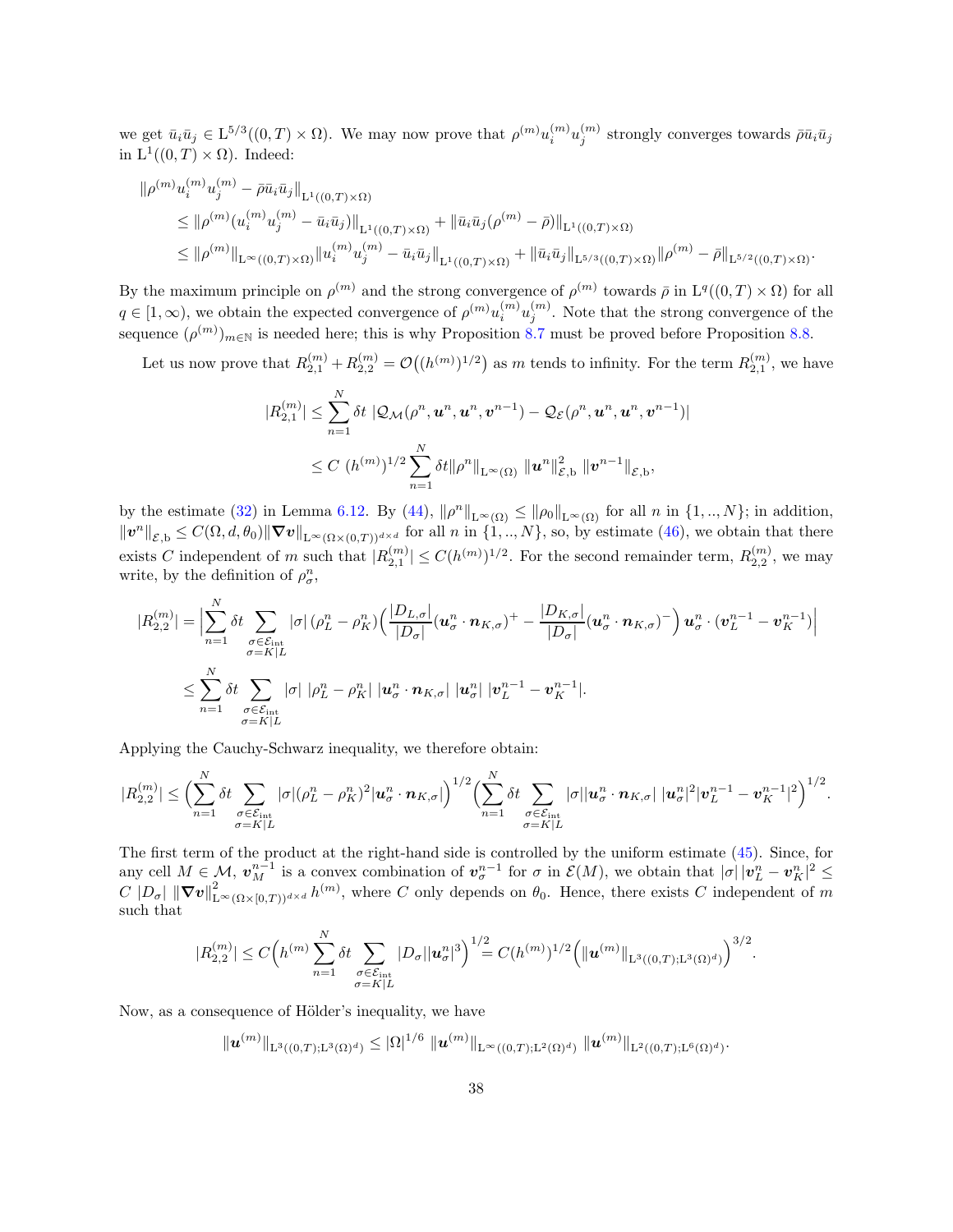we get $\bar{u}_i\bar{u}_j \in \mathrm{L}^{5/3}((0,T)\times\Omega)$. We may now prove that $\rho^{(m)}u_i^{(m)}u_j^{(m)}$ strongly converges towards $\bar\rho\bar{u}_i\bar{u}_j$ in $\mathrm{L}^1((0,T)\times\Omega)$. Indeed:

$$
\begin{aligned}
&\|\rho^{(m)}u_i^{(m)}u_j^{(m)} - \bar\rho\bar{u}_i\bar{u}_j\|_{\mathrm{L}^1((0,T)\times\Omega)} \\
&\quad \le \|\rho^{(m)}(u_i^{(m)}u_j^{(m)} - \bar{u}_i\bar{u}_j)\|_{\mathrm{L}^1((0,T)\times\Omega)} + \|\bar{u}_i\bar{u}_j(\rho^{(m)}-\bar\rho)\|_{\mathrm{L}^1((0,T)\times\Omega)} \\
&\quad \le \|\rho^{(m)}\|_{\mathrm{L}^\infty((0,T)\times\Omega)}\|u_i^{(m)}u_j^{(m)} - \bar{u}_i\bar{u}_j\|_{\mathrm{L}^1((0,T)\times\Omega)} + \|\bar{u}_i\bar{u}_j\|_{\mathrm{L}^{5/3}((0,T)\times\Omega)}\|\rho^{(m)}-\bar\rho\|_{\mathrm{L}^{5/2}((0,T)\times\Omega)}.
\end{aligned}
$$

By the maximum principle on $\rho^{(m)}$ and the strong convergence of $\rho^{(m)}$ towards $\bar\rho$ in $\mathrm{L}^q((0,T)\times\Omega)$ for all $q\in[1,\infty)$, we obtain the expected convergence of $\rho^{(m)}u_i^{(m)}u_j^{(m)}$. Note that the strong convergence of the sequence $(\rho^{(m)})_{m\in\mathbb{N}}$ is needed here; this is why Proposition 8.7 must be proved before Proposition 8.8.

Let us now prove that $R_{2,1}^{(m)} + R_{2,2}^{(m)} = \mathcal{O}\big((h^{(m)})^{1/2}\big)$ as $m$ tends to infinity. For the term $R_{2,1}^{(m)}$, we have

$$
\begin{aligned}
|R_{2,1}^{(m)}| &\le \sum_{n=1}^N \delta t\ |\mathcal{Q}_{\mathcal{M}}(\rho^n,\boldsymbol{u}^n,\boldsymbol{u}^n,\boldsymbol{v}^{n-1}) - \mathcal{Q}_{\mathcal{E}}(\rho^n,\boldsymbol{u}^n,\boldsymbol{u}^n,\boldsymbol{v}^{n-1})| \\
&\le C\ (h^{(m)})^{1/2}\sum_{n=1}^N \delta t\|\rho^n\|_{\mathrm{L}^\infty(\Omega)}\ \|\boldsymbol{u}^n\|_{\mathcal{E},\mathrm{b}}^2\ \|\boldsymbol{v}^{n-1}\|_{\mathcal{E},\mathrm{b}},
\end{aligned}
$$

by the estimate (32) in Lemma 6.12. By (44), $\|\rho^n\|_{\mathrm{L}^\infty(\Omega)} \le \|\rho_0\|_{\mathrm{L}^\infty(\Omega)}$ for all $n$ in $\{1,..,N\}$; in addition, $\|\boldsymbol{v}^n\|_{\mathcal{E},\mathrm{b}} \le C(\Omega,d,\theta_0)\|\boldsymbol{\nabla v}\|_{\mathrm{L}^\infty(\Omega\times(0,T))^{d\times d}}$ for all $n$ in $\{1,..,N\}$, so, by estimate (46), we obtain that there exists $C$ independent of $m$ such that $|R_{2,1}^{(m)}| \le C(h^{(m)})^{1/2}$. For the second remainder term, $R_{2,2}^{(m)}$, we may write, by the definition of $\rho_\sigma^n$,

$$
\begin{aligned}
|R_{2,2}^{(m)}| &= \Big|\sum_{n=1}^N \delta t \sum_{\substack{\sigma\in\mathcal{E}_{\mathrm{int}}\\ \sigma=K|L}} |\sigma|\,(\rho_L^n-\rho_K^n)\Big(\frac{|D_{L,\sigma}|}{|D_\sigma|}(\boldsymbol{u}_\sigma^n\cdot\boldsymbol{n}_{K,\sigma})^+ - \frac{|D_{K,\sigma}|}{|D_\sigma|}(\boldsymbol{u}_\sigma^n\cdot\boldsymbol{n}_{K,\sigma})^-\Big)\,\boldsymbol{u}_\sigma^n\cdot(\boldsymbol{v}_L^{n-1}-\boldsymbol{v}_K^{n-1})\Big| \\
&\le \sum_{n=1}^N \delta t \sum_{\substack{\sigma\in\mathcal{E}_{\mathrm{int}}\\ \sigma=K|L}} |\sigma|\ |\rho_L^n-\rho_K^n|\ |\boldsymbol{u}_\sigma^n\cdot\boldsymbol{n}_{K,\sigma}|\ |\boldsymbol{u}_\sigma^n|\ |\boldsymbol{v}_L^{n-1}-\boldsymbol{v}_K^{n-1}|.
\end{aligned}
$$

Applying the Cauchy-Schwarz inequality, we therefore obtain:

$$
|R_{2,2}^{(m)}| \le \Big(\sum_{n=1}^N \delta t \sum_{\substack{\sigma\in\mathcal{E}_{\mathrm{int}}\\ \sigma=K|L}} |\sigma|(\rho_L^n-\rho_K^n)^2|\boldsymbol{u}_\sigma^n\cdot\boldsymbol{n}_{K,\sigma}|\Big)^{1/2}\Big(\sum_{n=1}^N \delta t \sum_{\substack{\sigma\in\mathcal{E}_{\mathrm{int}}\\ \sigma=K|L}} |\sigma||\boldsymbol{u}_\sigma^n\cdot\boldsymbol{n}_{K,\sigma}|\ |\boldsymbol{u}_\sigma^n|^2|\boldsymbol{v}_L^{n-1}-\boldsymbol{v}_K^{n-1}|^2\Big)^{1/2}.
$$

The first term of the product at the right-hand side is controlled by the uniform estimate (45). Since, for any cell $M\in\mathcal{M}$, $\boldsymbol{v}_M^{n-1}$ is a convex combination of $\boldsymbol{v}_\sigma^{n-1}$ for $\sigma$ in $\mathcal{E}(M)$, we obtain that $|\sigma|\,|\boldsymbol{v}_L^n-\boldsymbol{v}_K^n|^2 \le C\ |D_\sigma|\ \|\boldsymbol{\nabla v}\|^2_{\mathrm{L}^\infty(\Omega\times[0,T))^{d\times d}}\,h^{(m)}$, where $C$ only depends on $\theta_0$. Hence, there exists $C$ independent of $m$ such that

$$
|R_{2,2}^{(m)}| \le C\Big(h^{(m)}\sum_{n=1}^N \delta t \sum_{\substack{\sigma\in\mathcal{E}_{\mathrm{int}}\\ \sigma=K|L}} |D_\sigma||\boldsymbol{u}_\sigma^n|^3\Big)^{1/2} = C(h^{(m)})^{1/2}\Big(\|\boldsymbol{u}^{(m)}\|_{\mathrm{L}^3((0,T);\mathrm{L}^3(\Omega)^d)}\Big)^{3/2}.
$$

Now, as a consequence of Hölder's inequality, we have

$$
\|\boldsymbol{u}^{(m)}\|_{\mathrm{L}^3((0,T);\mathrm{L}^3(\Omega)^d)} \le |\Omega|^{1/6}\ \|\boldsymbol{u}^{(m)}\|_{\mathrm{L}^\infty((0,T);\mathrm{L}^2(\Omega)^d)}\ \|\boldsymbol{u}^{(m)}\|_{\mathrm{L}^2((0,T);\mathrm{L}^6(\Omega)^d)}.
$$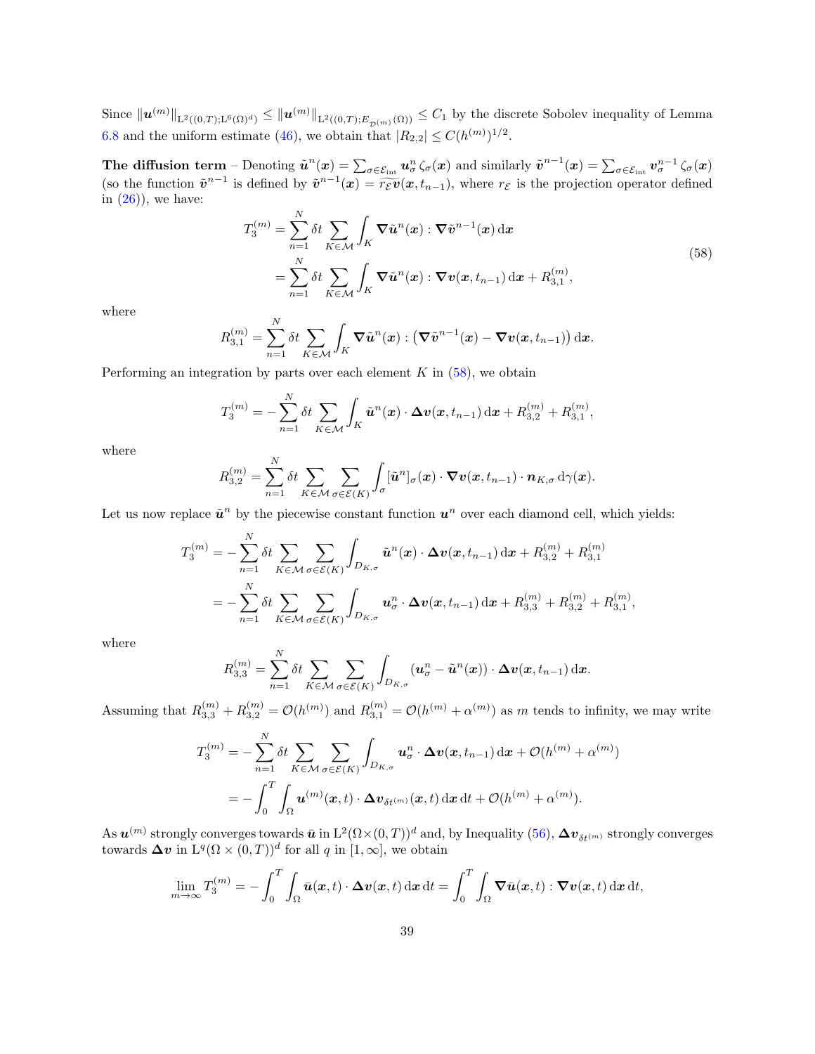Since $\|\boldsymbol{u}^{(m)}\|_{\mathrm{L}^2((0,T);\mathrm{L}^6(\Omega)^d)} \leq \|\boldsymbol{u}^{(m)}\|_{\mathrm{L}^2((0,T);E_{\mathcal{D}^{(m)}}(\Omega))} \leq C_1$ by the discrete Sobolev inequality of Lemma 6.8 and the uniform estimate (46), we obtain that $|R_{2,2}| \leq C(h^{(m)})^{1/2}$.

**The diffusion term** – Denoting $\tilde{\boldsymbol{u}}^n(\boldsymbol{x}) = \sum_{\sigma \in \mathcal{E}_{\rm int}} \boldsymbol{u}_\sigma^n \, \zeta_\sigma(\boldsymbol{x})$ and similarly $\tilde{\boldsymbol{v}}^{n-1}(\boldsymbol{x}) = \sum_{\sigma \in \mathcal{E}_{\rm int}} \boldsymbol{v}_\sigma^{n-1} \, \zeta_\sigma(\boldsymbol{x})$ (so the function $\tilde{\boldsymbol{v}}^{n-1}$ is defined by $\tilde{\boldsymbol{v}}^{n-1}(\boldsymbol{x}) = \widetilde{r_\mathcal{E} \boldsymbol{v}}(\boldsymbol{x}, t_{n-1})$, where $r_\mathcal{E}$ is the projection operator defined in (26)), we have:

$$
\begin{aligned}
T_3^{(m)} &= \sum_{n=1}^N \delta t \sum_{K \in \mathcal{M}} \int_K \boldsymbol{\nabla} \tilde{\boldsymbol{u}}^n(\boldsymbol{x}) : \boldsymbol{\nabla} \tilde{\boldsymbol{v}}^{n-1}(\boldsymbol{x}) \, \mathrm{d}\boldsymbol{x} \\
&= \sum_{n=1}^N \delta t \sum_{K \in \mathcal{M}} \int_K \boldsymbol{\nabla} \tilde{\boldsymbol{u}}^n(\boldsymbol{x}) : \boldsymbol{\nabla} \boldsymbol{v}(\boldsymbol{x}, t_{n-1}) \, \mathrm{d}\boldsymbol{x} + R_{3,1}^{(m)},
\end{aligned}
\tag{58}
$$

where

$$
R_{3,1}^{(m)} = \sum_{n=1}^N \delta t \sum_{K \in \mathcal{M}} \int_K \boldsymbol{\nabla} \tilde{\boldsymbol{u}}^n(\boldsymbol{x}) : \big( \boldsymbol{\nabla} \tilde{\boldsymbol{v}}^{n-1}(\boldsymbol{x}) - \boldsymbol{\nabla} \boldsymbol{v}(\boldsymbol{x}, t_{n-1}) \big) \, \mathrm{d}\boldsymbol{x}.
$$

Performing an integration by parts over each element $K$ in (58), we obtain

$$
T_3^{(m)} = - \sum_{n=1}^N \delta t \sum_{K \in \mathcal{M}} \int_K \tilde{\boldsymbol{u}}^n(\boldsymbol{x}) \cdot \boldsymbol{\Delta} \boldsymbol{v}(\boldsymbol{x}, t_{n-1}) \, \mathrm{d}\boldsymbol{x} + R_{3,2}^{(m)} + R_{3,1}^{(m)},
$$

where

$$
R_{3,2}^{(m)} = \sum_{n=1}^N \delta t \sum_{K \in \mathcal{M}} \sum_{\sigma \in \mathcal{E}(K)} \int_\sigma [\tilde{\boldsymbol{u}}^n]_\sigma(\boldsymbol{x}) \cdot \boldsymbol{\nabla} \boldsymbol{v}(\boldsymbol{x}, t_{n-1}) \cdot \boldsymbol{n}_{K,\sigma} \, \mathrm{d}\gamma(\boldsymbol{x}).
$$

Let us now replace $\tilde{\boldsymbol{u}}^n$ by the piecewise constant function $\boldsymbol{u}^n$ over each diamond cell, which yields:

$$
\begin{aligned}
T_3^{(m)} &= - \sum_{n=1}^N \delta t \sum_{K \in \mathcal{M}} \sum_{\sigma \in \mathcal{E}(K)} \int_{D_{K,\sigma}} \tilde{\boldsymbol{u}}^n(\boldsymbol{x}) \cdot \boldsymbol{\Delta} \boldsymbol{v}(\boldsymbol{x}, t_{n-1}) \, \mathrm{d}\boldsymbol{x} + R_{3,2}^{(m)} + R_{3,1}^{(m)} \\
&= - \sum_{n=1}^N \delta t \sum_{K \in \mathcal{M}} \sum_{\sigma \in \mathcal{E}(K)} \int_{D_{K,\sigma}} \boldsymbol{u}_\sigma^n \cdot \boldsymbol{\Delta} \boldsymbol{v}(\boldsymbol{x}, t_{n-1}) \, \mathrm{d}\boldsymbol{x} + R_{3,3}^{(m)} + R_{3,2}^{(m)} + R_{3,1}^{(m)},
\end{aligned}
$$

where

$$
R_{3,3}^{(m)} = \sum_{n=1}^N \delta t \sum_{K \in \mathcal{M}} \sum_{\sigma \in \mathcal{E}(K)} \int_{D_{K,\sigma}} (\boldsymbol{u}_\sigma^n - \tilde{\boldsymbol{u}}^n(\boldsymbol{x})) \cdot \boldsymbol{\Delta} \boldsymbol{v}(\boldsymbol{x}, t_{n-1}) \, \mathrm{d}\boldsymbol{x}.
$$

Assuming that $R_{3,3}^{(m)} + R_{3,2}^{(m)} = \mathcal{O}(h^{(m)})$ and $R_{3,1}^{(m)} = \mathcal{O}(h^{(m)} + \alpha^{(m)})$ as $m$ tends to infinity, we may write

$$
\begin{aligned}
T_3^{(m)} &= - \sum_{n=1}^N \delta t \sum_{K \in \mathcal{M}} \sum_{\sigma \in \mathcal{E}(K)} \int_{D_{K,\sigma}} \boldsymbol{u}_\sigma^n \cdot \boldsymbol{\Delta} \boldsymbol{v}(\boldsymbol{x}, t_{n-1}) \, \mathrm{d}\boldsymbol{x} + \mathcal{O}(h^{(m)} + \alpha^{(m)}) \\
&= - \int_0^T \int_\Omega \boldsymbol{u}^{(m)}(\boldsymbol{x}, t) \cdot \boldsymbol{\Delta} \boldsymbol{v}_{\delta t^{(m)}}(\boldsymbol{x}, t) \, \mathrm{d}\boldsymbol{x} \, \mathrm{d}t + \mathcal{O}(h^{(m)} + \alpha^{(m)}).
\end{aligned}
$$

As $\boldsymbol{u}^{(m)}$ strongly converges towards $\bar{\boldsymbol{u}}$ in $\mathrm{L}^2(\Omega \times (0,T))^d$ and, by Inequality (56), $\boldsymbol{\Delta} \boldsymbol{v}_{\delta t^{(m)}}$ strongly converges towards $\boldsymbol{\Delta} \boldsymbol{v}$ in $\mathrm{L}^q(\Omega \times (0,T))^d$ for all $q$ in $[1, \infty]$, we obtain

$$
\lim_{m \to \infty} T_3^{(m)} = - \int_0^T \int_\Omega \bar{\boldsymbol{u}}(\boldsymbol{x}, t) \cdot \boldsymbol{\Delta} \boldsymbol{v}(\boldsymbol{x}, t) \, \mathrm{d}\boldsymbol{x} \, \mathrm{d}t = \int_0^T \int_\Omega \boldsymbol{\nabla} \bar{\boldsymbol{u}}(\boldsymbol{x}, t) : \boldsymbol{\nabla} \boldsymbol{v}(\boldsymbol{x}, t) \, \mathrm{d}\boldsymbol{x} \, \mathrm{d}t,
$$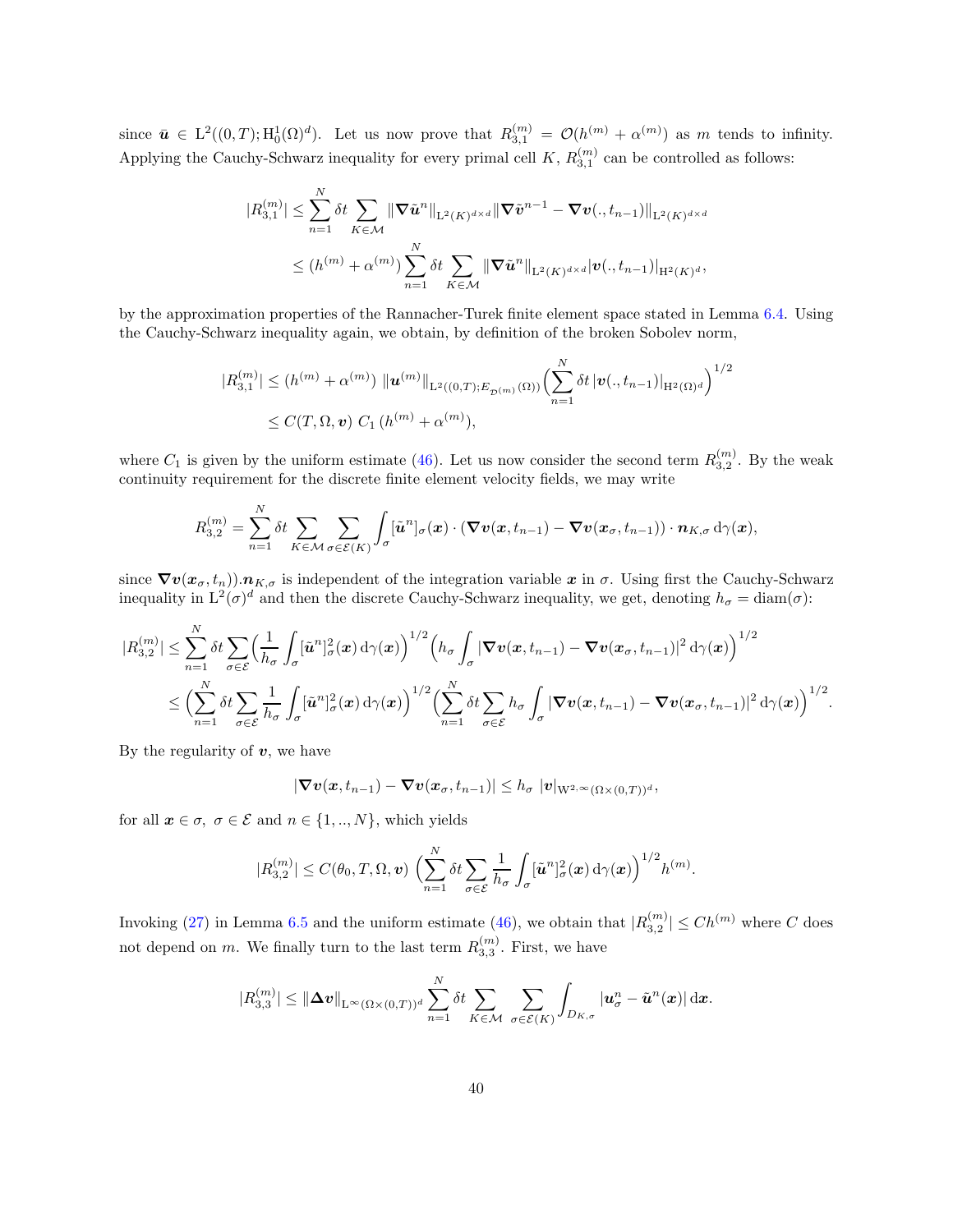since $\bar{\boldsymbol{u}} \in \mathrm{L}^2((0,T);\mathrm{H}^1_0(\Omega)^d)$. Let us now prove that $R^{(m)}_{3,1} = \mathcal{O}(h^{(m)} + \alpha^{(m)})$ as $m$ tends to infinity. Applying the Cauchy-Schwarz inequality for every primal cell $K$, $R^{(m)}_{3,1}$ can be controlled as follows:

$$
\begin{aligned}
|R^{(m)}_{3,1}| &\le \sum_{n=1}^{N} \delta t \sum_{K\in\mathcal{M}} \|\boldsymbol{\nabla}\tilde{\boldsymbol{u}}^n\|_{\mathrm{L}^2(K)^{d\times d}} \|\boldsymbol{\nabla}\tilde{\boldsymbol{v}}^{n-1} - \boldsymbol{\nabla}\boldsymbol{v}(.,t_{n-1})\|_{\mathrm{L}^2(K)^{d\times d}} \\
&\le (h^{(m)} + \alpha^{(m)}) \sum_{n=1}^{N} \delta t \sum_{K\in\mathcal{M}} \|\boldsymbol{\nabla}\tilde{\boldsymbol{u}}^n\|_{\mathrm{L}^2(K)^{d\times d}} |\boldsymbol{v}(.,t_{n-1})|_{\mathrm{H}^2(K)^d},
\end{aligned}
$$

by the approximation properties of the Rannacher-Turek finite element space stated in Lemma 6.4. Using the Cauchy-Schwarz inequality again, we obtain, by definition of the broken Sobolev norm,

$$
\begin{aligned}
|R^{(m)}_{3,1}| &\le (h^{(m)} + \alpha^{(m)})\ \|\boldsymbol{u}^{(m)}\|_{\mathrm{L}^2((0,T);E_{\mathcal{D}^{(m)}}(\Omega))} \Big(\sum_{n=1}^{N} \delta t\, |\boldsymbol{v}(.,t_{n-1})|_{\mathrm{H}^2(\Omega)^d}\Big)^{1/2} \\
&\le C(T,\Omega,\boldsymbol{v})\ C_1\ (h^{(m)} + \alpha^{(m)}),
\end{aligned}
$$

where $C_1$ is given by the uniform estimate (46). Let us now consider the second term $R^{(m)}_{3,2}$. By the weak continuity requirement for the discrete finite element velocity fields, we may write

$$
R^{(m)}_{3,2} = \sum_{n=1}^{N} \delta t \sum_{K\in\mathcal{M}} \sum_{\sigma\in\mathcal{E}(K)} \int_\sigma [\tilde{\boldsymbol{u}}^n]_\sigma(\boldsymbol{x}) \cdot (\boldsymbol{\nabla}\boldsymbol{v}(\boldsymbol{x},t_{n-1}) - \boldsymbol{\nabla}\boldsymbol{v}(\boldsymbol{x}_\sigma,t_{n-1})) \cdot \boldsymbol{n}_{K,\sigma}\,\mathrm{d}\gamma(\boldsymbol{x}),
$$

since $\boldsymbol{\nabla}\boldsymbol{v}(\boldsymbol{x}_\sigma,t_n)).\boldsymbol{n}_{K,\sigma}$ is independent of the integration variable $\boldsymbol{x}$ in $\sigma$. Using first the Cauchy-Schwarz inequality in $\mathrm{L}^2(\sigma)^d$ and then the discrete Cauchy-Schwarz inequality, we get, denoting $h_\sigma = \mathrm{diam}(\sigma)$:

$$
\begin{aligned}
|R^{(m)}_{3,2}| &\le \sum_{n=1}^{N} \delta t \sum_{\sigma\in\mathcal{E}} \Big(\frac{1}{h_\sigma}\int_\sigma [\tilde{\boldsymbol{u}}^n]^2_\sigma(\boldsymbol{x})\,\mathrm{d}\gamma(\boldsymbol{x})\Big)^{1/2} \Big(h_\sigma \int_\sigma |\boldsymbol{\nabla}\boldsymbol{v}(\boldsymbol{x},t_{n-1}) - \boldsymbol{\nabla}\boldsymbol{v}(\boldsymbol{x}_\sigma,t_{n-1})|^2\,\mathrm{d}\gamma(\boldsymbol{x})\Big)^{1/2} \\
&\le \Big(\sum_{n=1}^{N} \delta t \sum_{\sigma\in\mathcal{E}} \frac{1}{h_\sigma}\int_\sigma [\tilde{\boldsymbol{u}}^n]^2_\sigma(\boldsymbol{x})\,\mathrm{d}\gamma(\boldsymbol{x})\Big)^{1/2} \Big(\sum_{n=1}^{N} \delta t \sum_{\sigma\in\mathcal{E}} h_\sigma \int_\sigma |\boldsymbol{\nabla}\boldsymbol{v}(\boldsymbol{x},t_{n-1}) - \boldsymbol{\nabla}\boldsymbol{v}(\boldsymbol{x}_\sigma,t_{n-1})|^2\,\mathrm{d}\gamma(\boldsymbol{x})\Big)^{1/2}.
\end{aligned}
$$

By the regularity of $\boldsymbol{v}$, we have

$$
|\boldsymbol{\nabla}\boldsymbol{v}(\boldsymbol{x},t_{n-1}) - \boldsymbol{\nabla}\boldsymbol{v}(\boldsymbol{x}_\sigma,t_{n-1})| \le h_\sigma\ |\boldsymbol{v}|_{\mathrm{W}^{2,\infty}(\Omega\times(0,T))^d},
$$

for all $\boldsymbol{x}\in\sigma$, $\sigma\in\mathcal{E}$ and $n\in\{1,..,N\}$, which yields

$$
|R^{(m)}_{3,2}| \le C(\theta_0,T,\Omega,\boldsymbol{v})\ \Big(\sum_{n=1}^{N} \delta t \sum_{\sigma\in\mathcal{E}} \frac{1}{h_\sigma}\int_\sigma [\tilde{\boldsymbol{u}}^n]^2_\sigma(\boldsymbol{x})\,\mathrm{d}\gamma(\boldsymbol{x})\Big)^{1/2} h^{(m)}.
$$

Invoking (27) in Lemma 6.5 and the uniform estimate (46), we obtain that $|R^{(m)}_{3,2}| \le Ch^{(m)}$ where $C$ does not depend on $m$. We finally turn to the last term $R^{(m)}_{3,3}$. First, we have

$$
|R^{(m)}_{3,3}| \le \|\boldsymbol{\Delta}\boldsymbol{v}\|_{\mathrm{L}^\infty(\Omega\times(0,T))^d} \sum_{n=1}^{N} \delta t \sum_{K\in\mathcal{M}} \sum_{\sigma\in\mathcal{E}(K)} \int_{D_{K,\sigma}} |\boldsymbol{u}^n_\sigma - \tilde{\boldsymbol{u}}^n(\boldsymbol{x})|\,\mathrm{d}\boldsymbol{x}.
$$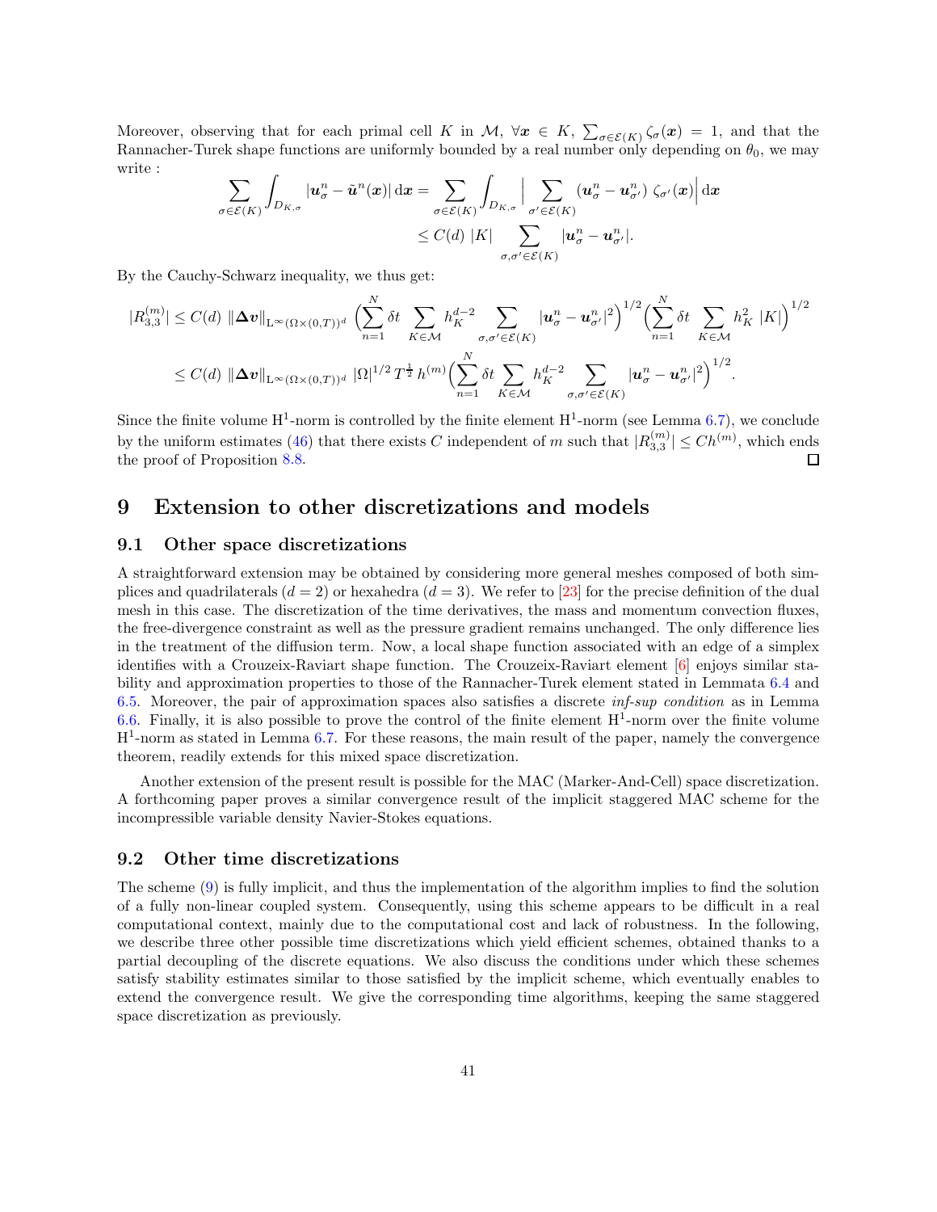Moreover, observing that for each primal cell $K$ in $\mathcal{M}$, $\forall \boldsymbol{x} \in K$, $\sum_{\sigma \in \mathcal{E}(K)} \zeta_\sigma(\boldsymbol{x}) = 1$, and that the Rannacher-Turek shape functions are uniformly bounded by a real number only depending on $\theta_0$, we may write :

$$\sum_{\sigma \in \mathcal{E}(K)} \int_{D_{K,\sigma}} |\boldsymbol{u}_\sigma^n - \tilde{\boldsymbol{u}}^n(\boldsymbol{x})| \,\mathrm{d}\boldsymbol{x} = \sum_{\sigma \in \mathcal{E}(K)} \int_{D_{K,\sigma}} \Big| \sum_{\sigma' \in \mathcal{E}(K)} (\boldsymbol{u}_\sigma^n - \boldsymbol{u}_{\sigma'}^n)\ \zeta_{\sigma'}(\boldsymbol{x}) \Big| \,\mathrm{d}\boldsymbol{x}$$
$$\leq C(d)\ |K| \sum_{\sigma,\sigma' \in \mathcal{E}(K)} |\boldsymbol{u}_\sigma^n - \boldsymbol{u}_{\sigma'}^n|.$$

By the Cauchy-Schwarz inequality, we thus get:

$$|R_{3,3}^{(m)}| \leq C(d)\ \|\boldsymbol{\Delta v}\|_{\mathrm{L}^\infty(\Omega\times(0,T))^d} \ \Big( \sum_{n=1}^{N} \delta t \sum_{K \in \mathcal{M}} h_K^{d-2} \sum_{\sigma,\sigma' \in \mathcal{E}(K)} |\boldsymbol{u}_\sigma^n - \boldsymbol{u}_{\sigma'}^n|^2 \Big)^{1/2} \Big( \sum_{n=1}^{N} \delta t \sum_{K \in \mathcal{M}} h_K^2\ |K| \Big)^{1/2}$$
$$\leq C(d)\ \|\boldsymbol{\Delta v}\|_{\mathrm{L}^\infty(\Omega\times(0,T))^d}\ |\Omega|^{1/2}\, T^{\frac{1}{2}}\, h^{(m)} \Big( \sum_{n=1}^{N} \delta t \sum_{K \in \mathcal{M}} h_K^{d-2} \sum_{\sigma,\sigma' \in \mathcal{E}(K)} |\boldsymbol{u}_\sigma^n - \boldsymbol{u}_{\sigma'}^n|^2 \Big)^{1/2}.$$

Since the finite volume $\mathrm{H}^1$-norm is controlled by the finite element $\mathrm{H}^1$-norm (see Lemma 6.7), we conclude by the uniform estimates (46) that there exists $C$ independent of $m$ such that $|R_{3,3}^{(m)}| \leq C h^{(m)}$, which ends the proof of Proposition 8.8. □

# 9 Extension to other discretizations and models

## 9.1 Other space discretizations

A straightforward extension may be obtained by considering more general meshes composed of both simplices and quadrilaterals ($d = 2$) or hexahedra ($d = 3$). We refer to [23] for the precise definition of the dual mesh in this case. The discretization of the time derivatives, the mass and momentum convection fluxes, the free-divergence constraint as well as the pressure gradient remains unchanged. The only difference lies in the treatment of the diffusion term. Now, a local shape function associated with an edge of a simplex identifies with a Crouzeix-Raviart shape function. The Crouzeix-Raviart element [6] enjoys similar stability and approximation properties to those of the Rannacher-Turek element stated in Lemmata 6.4 and 6.5. Moreover, the pair of approximation spaces also satisfies a discrete *inf-sup condition* as in Lemma 6.6. Finally, it is also possible to prove the control of the finite element $\mathrm{H}^1$-norm over the finite volume $\mathrm{H}^1$-norm as stated in Lemma 6.7. For these reasons, the main result of the paper, namely the convergence theorem, readily extends for this mixed space discretization.

Another extension of the present result is possible for the MAC (Marker-And-Cell) space discretization. A forthcoming paper proves a similar convergence result of the implicit staggered MAC scheme for the incompressible variable density Navier-Stokes equations.

## 9.2 Other time discretizations

The scheme (9) is fully implicit, and thus the implementation of the algorithm implies to find the solution of a fully non-linear coupled system. Consequently, using this scheme appears to be difficult in a real computational context, mainly due to the computational cost and lack of robustness. In the following, we describe three other possible time discretizations which yield efficient schemes, obtained thanks to a partial decoupling of the discrete equations. We also discuss the conditions under which these schemes satisfy stability estimates similar to those satisfied by the implicit scheme, which eventually enables to extend the convergence result. We give the corresponding time algorithms, keeping the same staggered space discretization as previously.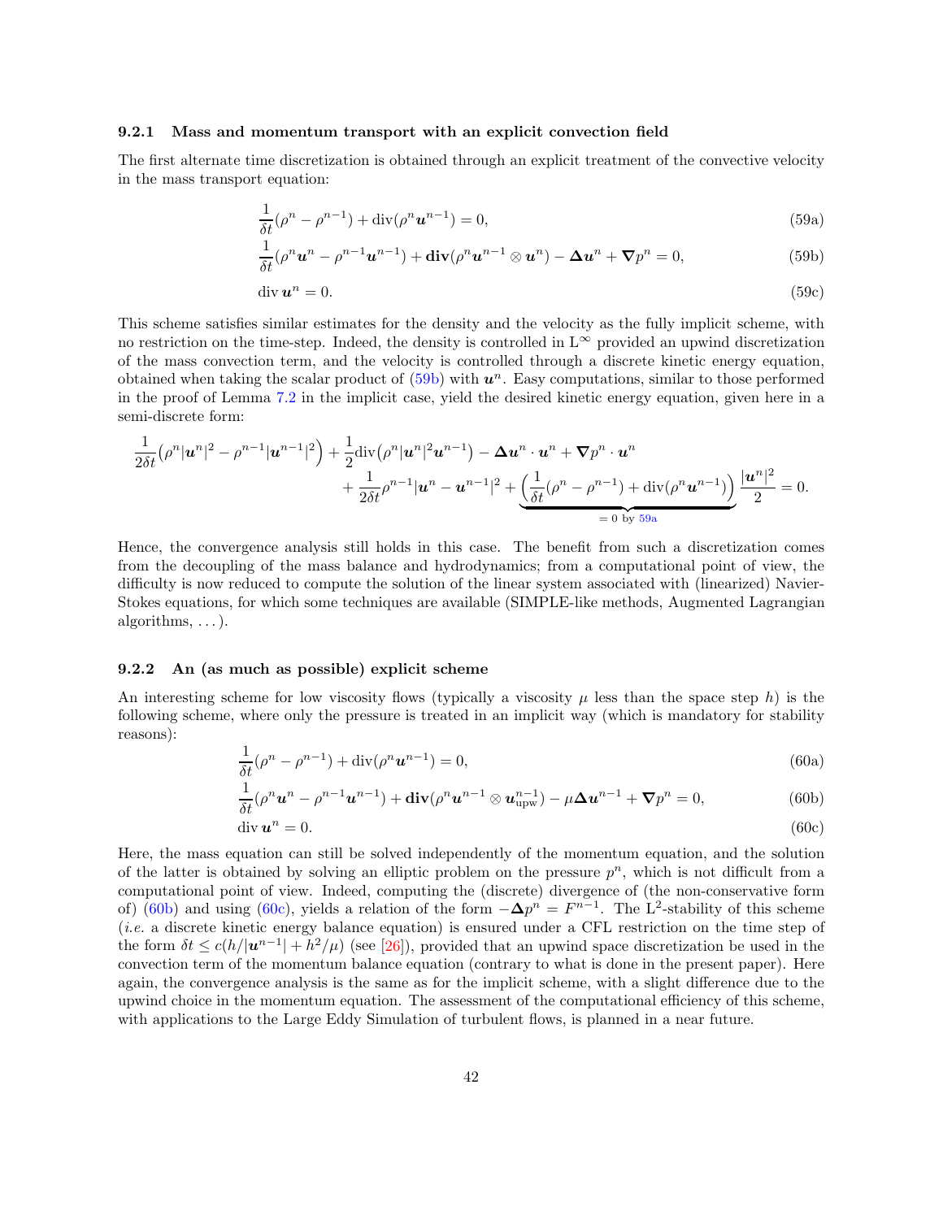### 9.2.1 Mass and momentum transport with an explicit convection field

The first alternate time discretization is obtained through an explicit treatment of the convective velocity in the mass transport equation:

$$\frac{1}{\delta t}(\rho^n - \rho^{n-1}) + \operatorname{div}(\rho^n \boldsymbol{u}^{n-1}) = 0, \tag{59a}$$

$$\frac{1}{\delta t}(\rho^n \boldsymbol{u}^n - \rho^{n-1}\boldsymbol{u}^{n-1}) + \mathbf{div}(\rho^n \boldsymbol{u}^{n-1} \otimes \boldsymbol{u}^n) - \boldsymbol{\Delta} \boldsymbol{u}^n + \boldsymbol{\nabla} p^n = 0, \tag{59b}$$

$$\operatorname{div} \boldsymbol{u}^n = 0. \tag{59c}$$

This scheme satisfies similar estimates for the density and the velocity as the fully implicit scheme, with no restriction on the time-step. Indeed, the density is controlled in $\mathrm{L}^\infty$ provided an upwind discretization of the mass convection term, and the velocity is controlled through a discrete kinetic energy equation, obtained when taking the scalar product of (59b) with $\boldsymbol{u}^n$. Easy computations, similar to those performed in the proof of Lemma 7.2 in the implicit case, yield the desired kinetic energy equation, given here in a semi-discrete form:

$$\frac{1}{2\delta t}\big(\rho^n |\boldsymbol{u}^n|^2 - \rho^{n-1}|\boldsymbol{u}^{n-1}|^2\big) + \frac{1}{2}\operatorname{div}\big(\rho^n |\boldsymbol{u}^n|^2 \boldsymbol{u}^{n-1}\big) - \boldsymbol{\Delta}\boldsymbol{u}^n \cdot \boldsymbol{u}^n + \boldsymbol{\nabla} p^n \cdot \boldsymbol{u}^n \\ + \frac{1}{2\delta t}\rho^{n-1}|\boldsymbol{u}^n - \boldsymbol{u}^{n-1}|^2 + \underbrace{\Big(\frac{1}{\delta t}(\rho^n - \rho^{n-1}) + \operatorname{div}(\rho^n \boldsymbol{u}^{n-1})\Big)}_{=0 \text{ by } 59a} \frac{|\boldsymbol{u}^n|^2}{2} = 0.$$

Hence, the convergence analysis still holds in this case. The benefit from such a discretization comes from the decoupling of the mass balance and hydrodynamics; from a computational point of view, the difficulty is now reduced to compute the solution of the linear system associated with (linearized) Navier-Stokes equations, for which some techniques are available (SIMPLE-like methods, Augmented Lagrangian algorithms, ...).

### 9.2.2 An (as much as possible) explicit scheme

An interesting scheme for low viscosity flows (typically a viscosity $\mu$ less than the space step $h$) is the following scheme, where only the pressure is treated in an implicit way (which is mandatory for stability reasons):

$$\frac{1}{\delta t}(\rho^n - \rho^{n-1}) + \operatorname{div}(\rho^n \boldsymbol{u}^{n-1}) = 0, \tag{60a}$$

$$\frac{1}{\delta t}(\rho^n \boldsymbol{u}^n - \rho^{n-1}\boldsymbol{u}^{n-1}) + \mathbf{div}(\rho^n \boldsymbol{u}^{n-1} \otimes \boldsymbol{u}^{n-1}_{\mathrm{upw}}) - \mu \boldsymbol{\Delta} \boldsymbol{u}^{n-1} + \boldsymbol{\nabla} p^n = 0, \tag{60b}$$

$$\operatorname{div} \boldsymbol{u}^n = 0. \tag{60c}$$

Here, the mass equation can still be solved independently of the momentum equation, and the solution of the latter is obtained by solving an elliptic problem on the pressure $p^n$, which is not difficult from a computational point of view. Indeed, computing the (discrete) divergence of (the non-conservative form of) (60b) and using (60c), yields a relation of the form $-\boldsymbol{\Delta} p^n = F^{n-1}$. The $\mathrm{L}^2$-stability of this scheme (*i.e.* a discrete kinetic energy balance equation) is ensured under a CFL restriction on the time step of the form $\delta t \leq c(h/|\boldsymbol{u}^{n-1}| + h^2/\mu)$ (see [26]), provided that an upwind space discretization be used in the convection term of the momentum balance equation (contrary to what is done in the present paper). Here again, the convergence analysis is the same as for the implicit scheme, with a slight difference due to the upwind choice in the momentum equation. The assessment of the computational efficiency of this scheme, with applications to the Large Eddy Simulation of turbulent flows, is planned in a near future.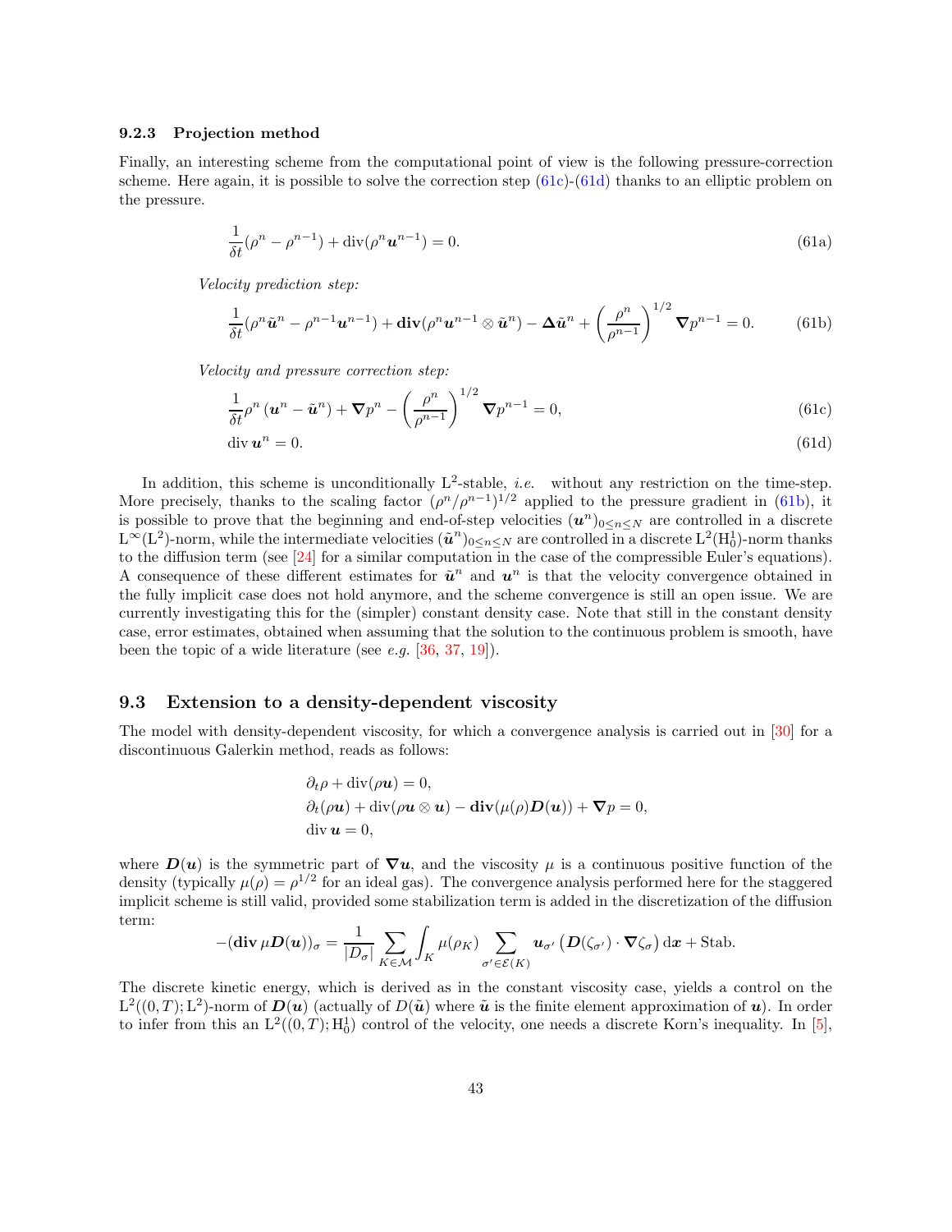### 9.2.3 Projection method

Finally, an interesting scheme from the computational point of view is the following pressure-correction scheme. Here again, it is possible to solve the correction step (61c)-(61d) thanks to an elliptic problem on the pressure.

$$\frac{1}{\delta t}(\rho^n - \rho^{n-1}) + \operatorname{div}(\rho^n \boldsymbol{u}^{n-1}) = 0. \tag{61a}$$

*Velocity prediction step:*

$$\frac{1}{\delta t}(\rho^n \tilde{\boldsymbol{u}}^n - \rho^{n-1}\boldsymbol{u}^{n-1}) + \operatorname{\mathbf{div}}(\rho^n \boldsymbol{u}^{n-1} \otimes \tilde{\boldsymbol{u}}^n) - \boldsymbol{\Delta}\tilde{\boldsymbol{u}}^n + \left(\frac{\rho^n}{\rho^{n-1}}\right)^{1/2} \boldsymbol{\nabla} p^{n-1} = 0. \tag{61b}$$

*Velocity and pressure correction step:*

$$\frac{1}{\delta t}\rho^n \left(\boldsymbol{u}^n - \tilde{\boldsymbol{u}}^n\right) + \boldsymbol{\nabla} p^n - \left(\frac{\rho^n}{\rho^{n-1}}\right)^{1/2} \boldsymbol{\nabla} p^{n-1} = 0, \tag{61c}$$

$$\operatorname{div} \boldsymbol{u}^n = 0. \tag{61d}$$

In addition, this scheme is unconditionally $\mathrm{L}^2$-stable, *i.e.* without any restriction on the time-step. More precisely, thanks to the scaling factor $(\rho^n/\rho^{n-1})^{1/2}$ applied to the pressure gradient in (61b), it is possible to prove that the beginning and end-of-step velocities $(\boldsymbol{u}^n)_{0 \leq n \leq N}$ are controlled in a discrete $\mathrm{L}^\infty(\mathrm{L}^2)$-norm, while the intermediate velocities $(\tilde{\boldsymbol{u}}^n)_{0 \leq n \leq N}$ are controlled in a discrete $\mathrm{L}^2(\mathrm{H}^1_0)$-norm thanks to the diffusion term (see [24] for a similar computation in the case of the compressible Euler's equations). A consequence of these different estimates for $\tilde{\boldsymbol{u}}^n$ and $\boldsymbol{u}^n$ is that the velocity convergence obtained in the fully implicit case does not hold anymore, and the scheme convergence is still an open issue. We are currently investigating this for the (simpler) constant density case. Note that still in the constant density case, error estimates, obtained when assuming that the solution to the continuous problem is smooth, have been the topic of a wide literature (see *e.g.* [36, 37, 19]).

## 9.3 Extension to a density-dependent viscosity

The model with density-dependent viscosity, for which a convergence analysis is carried out in [30] for a discontinuous Galerkin method, reads as follows:

$$\begin{aligned}
&\partial_t \rho + \operatorname{div}(\rho \boldsymbol{u}) = 0,\\
&\partial_t(\rho \boldsymbol{u}) + \operatorname{div}(\rho \boldsymbol{u} \otimes \boldsymbol{u}) - \operatorname{\mathbf{div}}(\mu(\rho)\boldsymbol{D}(\boldsymbol{u})) + \boldsymbol{\nabla} p = 0,\\
&\operatorname{div} \boldsymbol{u} = 0,
\end{aligned}$$

where $\boldsymbol{D}(\boldsymbol{u})$ is the symmetric part of $\boldsymbol{\nabla}\boldsymbol{u}$, and the viscosity $\mu$ is a continuous positive function of the density (typically $\mu(\rho) = \rho^{1/2}$ for an ideal gas). The convergence analysis performed here for the staggered implicit scheme is still valid, provided some stabilization term is added in the discretization of the diffusion term:

$$-(\operatorname{\mathbf{div}} \mu \boldsymbol{D}(\boldsymbol{u}))_\sigma = \frac{1}{|D_\sigma|} \sum_{K \in \mathcal{M}} \int_K \mu(\rho_K) \sum_{\sigma' \in \mathcal{E}(K)} \boldsymbol{u}_{\sigma'} \left(\boldsymbol{D}(\zeta_{\sigma'}) \cdot \boldsymbol{\nabla}\zeta_\sigma\right) \mathrm{d}\boldsymbol{x} + \text{Stab.}$$

The discrete kinetic energy, which is derived as in the constant viscosity case, yields a control on the $\mathrm{L}^2((0,T);\mathrm{L}^2)$-norm of $\boldsymbol{D}(\boldsymbol{u})$ (actually of $D(\tilde{\boldsymbol{u}})$ where $\tilde{\boldsymbol{u}}$ is the finite element approximation of $\boldsymbol{u}$). In order to infer from this an $\mathrm{L}^2((0,T);\mathrm{H}^1_0)$ control of the velocity, one needs a discrete Korn's inequality. In [5],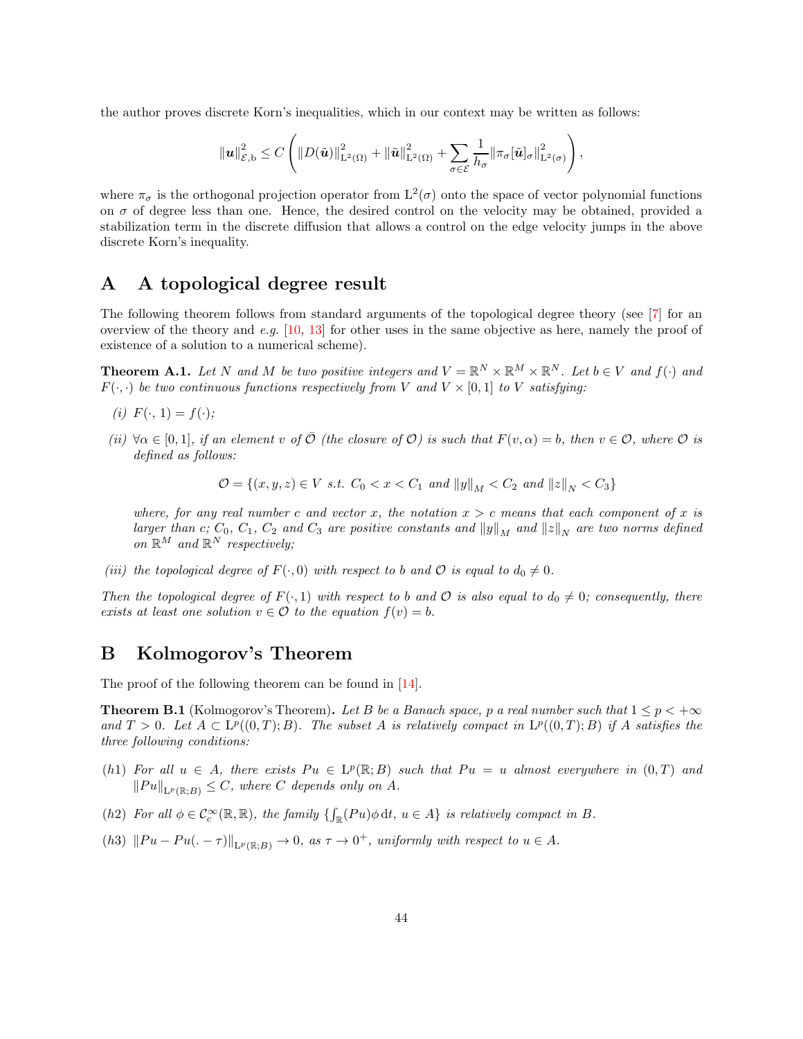the author proves discrete Korn's inequalities, which in our context may be written as follows:

$$\|\boldsymbol{u}\|_{\mathcal{E},\mathrm{b}}^2 \le C \left( \|D(\tilde{\boldsymbol{u}})\|_{\mathrm{L}^2(\Omega)}^2 + \|\tilde{\boldsymbol{u}}\|_{\mathrm{L}^2(\Omega)}^2 + \sum_{\sigma \in \mathcal{E}} \frac{1}{h_\sigma} \|\pi_\sigma [\tilde{\boldsymbol{u}}]_\sigma\|_{\mathrm{L}^2(\sigma)}^2 \right),$$

where $\pi_\sigma$ is the orthogonal projection operator from $\mathrm{L}^2(\sigma)$ onto the space of vector polynomial functions on $\sigma$ of degree less than one. Hence, the desired control on the velocity may be obtained, provided a stabilization term in the discrete diffusion that allows a control on the edge velocity jumps in the above discrete Korn's inequality.

# A A topological degree result

The following theorem follows from standard arguments of the topological degree theory (see [7] for an overview of the theory and *e.g.* [10, 13] for other uses in the same objective as here, namely the proof of existence of a solution to a numerical scheme).

**Theorem A.1.** *Let $N$ and $M$ be two positive integers and $V = \mathbb{R}^N \times \mathbb{R}^M \times \mathbb{R}^N$. Let $b \in V$ and $f(\cdot)$ and $F(\cdot,\cdot)$ be two continuous functions respectively from $V$ and $V \times [0,1]$ to $V$ satisfying:*

*(i) $F(\cdot, 1) = f(\cdot)$;*

*(ii) $\forall \alpha \in [0,1]$, if an element $v$ of $\bar{\mathcal{O}}$ (the closure of $\mathcal{O}$) is such that $F(v, \alpha) = b$, then $v \in \mathcal{O}$, where $\mathcal{O}$ is defined as follows:*

$$\mathcal{O} = \{(x, y, z) \in V \text{ s.t. } C_0 < x < C_1 \text{ and } \|y\|_M < C_2 \text{ and } \|z\|_N < C_3\}$$

*where, for any real number $c$ and vector $x$, the notation $x > c$ means that each component of $x$ is larger than $c$; $C_0$, $C_1$, $C_2$ and $C_3$ are positive constants and $\|y\|_M$ and $\|z\|_N$ are two norms defined on $\mathbb{R}^M$ and $\mathbb{R}^N$ respectively;*

*(iii) the topological degree of $F(\cdot, 0)$ with respect to $b$ and $\mathcal{O}$ is equal to $d_0 \neq 0$.*

*Then the topological degree of $F(\cdot, 1)$ with respect to $b$ and $\mathcal{O}$ is also equal to $d_0 \neq 0$; consequently, there exists at least one solution $v \in \mathcal{O}$ to the equation $f(v) = b$.*

# B Kolmogorov's Theorem

The proof of the following theorem can be found in [14].

**Theorem B.1** (Kolmogorov's Theorem)**.** *Let $B$ be a Banach space, $p$ a real number such that $1 \le p < +\infty$ and $T > 0$. Let $A \subset \mathrm{L}^p((0,T); B)$. The subset $A$ is relatively compact in $\mathrm{L}^p((0,T); B)$ if $A$ satisfies the three following conditions:*

*(h1) For all $u \in A$, there exists $Pu \in \mathrm{L}^p(\mathbb{R}; B)$ such that $Pu = u$ almost everywhere in $(0,T)$ and $\|Pu\|_{\mathrm{L}^p(\mathbb{R};B)} \le C$, where $C$ depends only on $A$.*

*(h2) For all $\phi \in \mathcal{C}_c^\infty(\mathbb{R}, \mathbb{R})$, the family $\{\int_{\mathbb{R}} (Pu)\phi \,\mathrm{d}t,\ u \in A\}$ is relatively compact in $B$.*

*(h3) $\|Pu - Pu(\cdot - \tau)\|_{\mathrm{L}^p(\mathbb{R};B)} \to 0$, as $\tau \to 0^+$, uniformly with respect to $u \in A$.*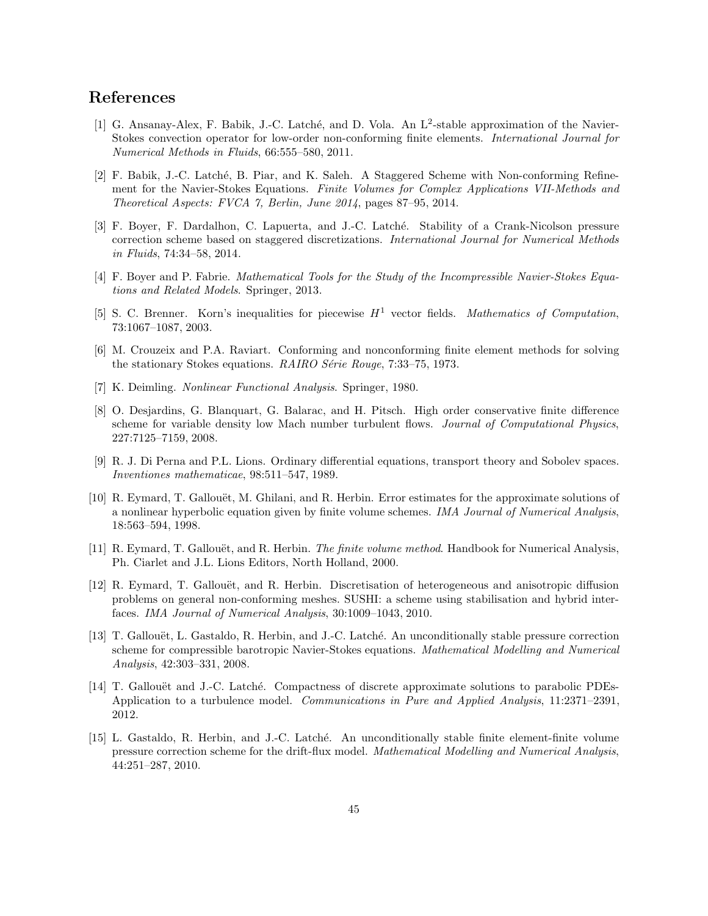# References

[1] G. Ansanay-Alex, F. Babik, J.-C. Latché, and D. Vola. An $\mathrm{L}^2$-stable approximation of the Navier-Stokes convection operator for low-order non-conforming finite elements. *International Journal for Numerical Methods in Fluids*, 66:555–580, 2011.

[2] F. Babik, J.-C. Latché, B. Piar, and K. Saleh. A Staggered Scheme with Non-conforming Refinement for the Navier-Stokes Equations. *Finite Volumes for Complex Applications VII-Methods and Theoretical Aspects: FVCA 7, Berlin, June 2014*, pages 87–95, 2014.

[3] F. Boyer, F. Dardalhon, C. Lapuerta, and J.-C. Latché. Stability of a Crank-Nicolson pressure correction scheme based on staggered discretizations. *International Journal for Numerical Methods in Fluids*, 74:34–58, 2014.

[4] F. Boyer and P. Fabrie. *Mathematical Tools for the Study of the Incompressible Navier-Stokes Equations and Related Models*. Springer, 2013.

[5] S. C. Brenner. Korn's inequalities for piecewise $H^1$ vector fields. *Mathematics of Computation*, 73:1067–1087, 2003.

[6] M. Crouzeix and P.A. Raviart. Conforming and nonconforming finite element methods for solving the stationary Stokes equations. *RAIRO Série Rouge*, 7:33–75, 1973.

[7] K. Deimling. *Nonlinear Functional Analysis*. Springer, 1980.

[8] O. Desjardins, G. Blanquart, G. Balarac, and H. Pitsch. High order conservative finite difference scheme for variable density low Mach number turbulent flows. *Journal of Computational Physics*, 227:7125–7159, 2008.

[9] R. J. Di Perna and P.L. Lions. Ordinary differential equations, transport theory and Sobolev spaces. *Inventiones mathematicae*, 98:511–547, 1989.

[10] R. Eymard, T. Gallouët, M. Ghilani, and R. Herbin. Error estimates for the approximate solutions of a nonlinear hyperbolic equation given by finite volume schemes. *IMA Journal of Numerical Analysis*, 18:563–594, 1998.

[11] R. Eymard, T. Gallouët, and R. Herbin. *The finite volume method*. Handbook for Numerical Analysis, Ph. Ciarlet and J.L. Lions Editors, North Holland, 2000.

[12] R. Eymard, T. Gallouët, and R. Herbin. Discretisation of heterogeneous and anisotropic diffusion problems on general non-conforming meshes. SUSHI: a scheme using stabilisation and hybrid interfaces. *IMA Journal of Numerical Analysis*, 30:1009–1043, 2010.

[13] T. Gallouët, L. Gastaldo, R. Herbin, and J.-C. Latché. An unconditionally stable pressure correction scheme for compressible barotropic Navier-Stokes equations. *Mathematical Modelling and Numerical Analysis*, 42:303–331, 2008.

[14] T. Gallouët and J.-C. Latché. Compactness of discrete approximate solutions to parabolic PDEs-Application to a turbulence model. *Communications in Pure and Applied Analysis*, 11:2371–2391, 2012.

[15] L. Gastaldo, R. Herbin, and J.-C. Latché. An unconditionally stable finite element-finite volume pressure correction scheme for the drift-flux model. *Mathematical Modelling and Numerical Analysis*, 44:251–287, 2010.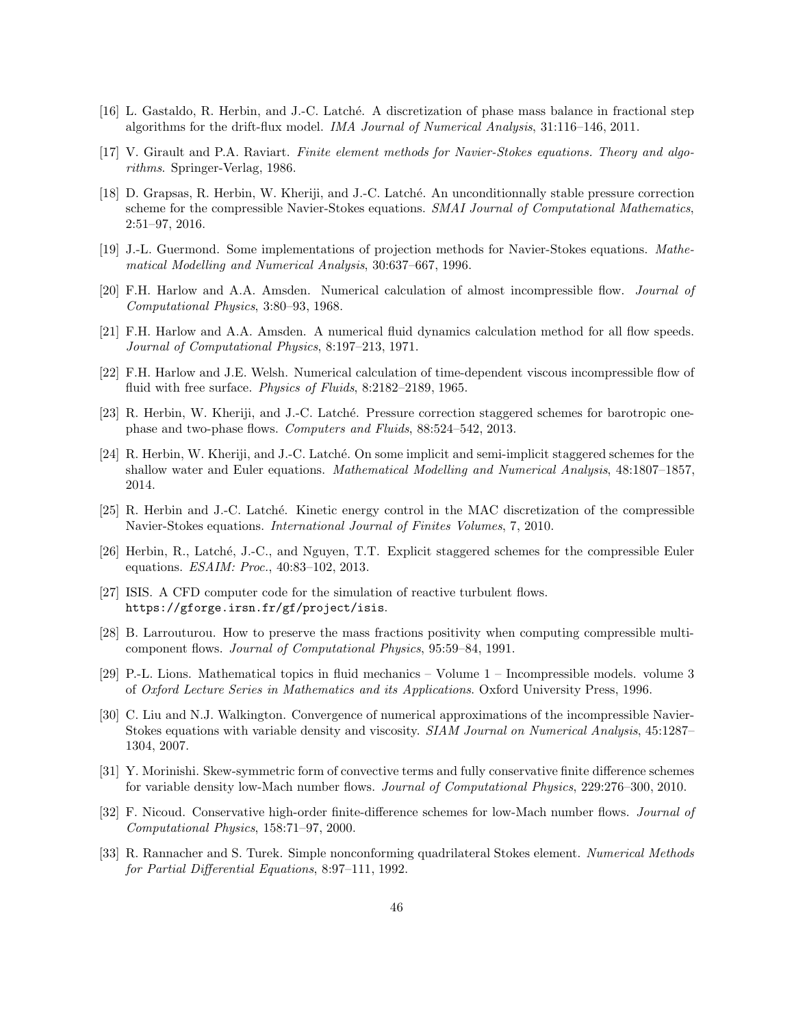[16] L. Gastaldo, R. Herbin, and J.-C. Latché. A discretization of phase mass balance in fractional step algorithms for the drift-flux model. *IMA Journal of Numerical Analysis*, 31:116–146, 2011.

[17] V. Girault and P.A. Raviart. *Finite element methods for Navier-Stokes equations. Theory and algorithms*. Springer-Verlag, 1986.

[18] D. Grapsas, R. Herbin, W. Kheriji, and J.-C. Latché. An unconditionnally stable pressure correction scheme for the compressible Navier-Stokes equations. *SMAI Journal of Computational Mathematics*, 2:51–97, 2016.

[19] J.-L. Guermond. Some implementations of projection methods for Navier-Stokes equations. *Mathematical Modelling and Numerical Analysis*, 30:637–667, 1996.

[20] F.H. Harlow and A.A. Amsden. Numerical calculation of almost incompressible flow. *Journal of Computational Physics*, 3:80–93, 1968.

[21] F.H. Harlow and A.A. Amsden. A numerical fluid dynamics calculation method for all flow speeds. *Journal of Computational Physics*, 8:197–213, 1971.

[22] F.H. Harlow and J.E. Welsh. Numerical calculation of time-dependent viscous incompressible flow of fluid with free surface. *Physics of Fluids*, 8:2182–2189, 1965.

[23] R. Herbin, W. Kheriji, and J.-C. Latché. Pressure correction staggered schemes for barotropic one-phase and two-phase flows. *Computers and Fluids*, 88:524–542, 2013.

[24] R. Herbin, W. Kheriji, and J.-C. Latché. On some implicit and semi-implicit staggered schemes for the shallow water and Euler equations. *Mathematical Modelling and Numerical Analysis*, 48:1807–1857, 2014.

[25] R. Herbin and J.-C. Latché. Kinetic energy control in the MAC discretization of the compressible Navier-Stokes equations. *International Journal of Finites Volumes*, 7, 2010.

[26] Herbin, R., Latché, J.-C., and Nguyen, T.T. Explicit staggered schemes for the compressible Euler equations. *ESAIM: Proc.*, 40:83–102, 2013.

[27] ISIS. A CFD computer code for the simulation of reactive turbulent flows. `https://gforge.irsn.fr/gf/project/isis`.

[28] B. Larrouturou. How to preserve the mass fractions positivity when computing compressible multi-component flows. *Journal of Computational Physics*, 95:59–84, 1991.

[29] P.-L. Lions. Mathematical topics in fluid mechanics – Volume 1 – Incompressible models. volume 3 of *Oxford Lecture Series in Mathematics and its Applications*. Oxford University Press, 1996.

[30] C. Liu and N.J. Walkington. Convergence of numerical approximations of the incompressible Navier-Stokes equations with variable density and viscosity. *SIAM Journal on Numerical Analysis*, 45:1287–1304, 2007.

[31] Y. Morinishi. Skew-symmetric form of convective terms and fully conservative finite difference schemes for variable density low-Mach number flows. *Journal of Computational Physics*, 229:276–300, 2010.

[32] F. Nicoud. Conservative high-order finite-difference schemes for low-Mach number flows. *Journal of Computational Physics*, 158:71–97, 2000.

[33] R. Rannacher and S. Turek. Simple nonconforming quadrilateral Stokes element. *Numerical Methods for Partial Differential Equations*, 8:97–111, 1992.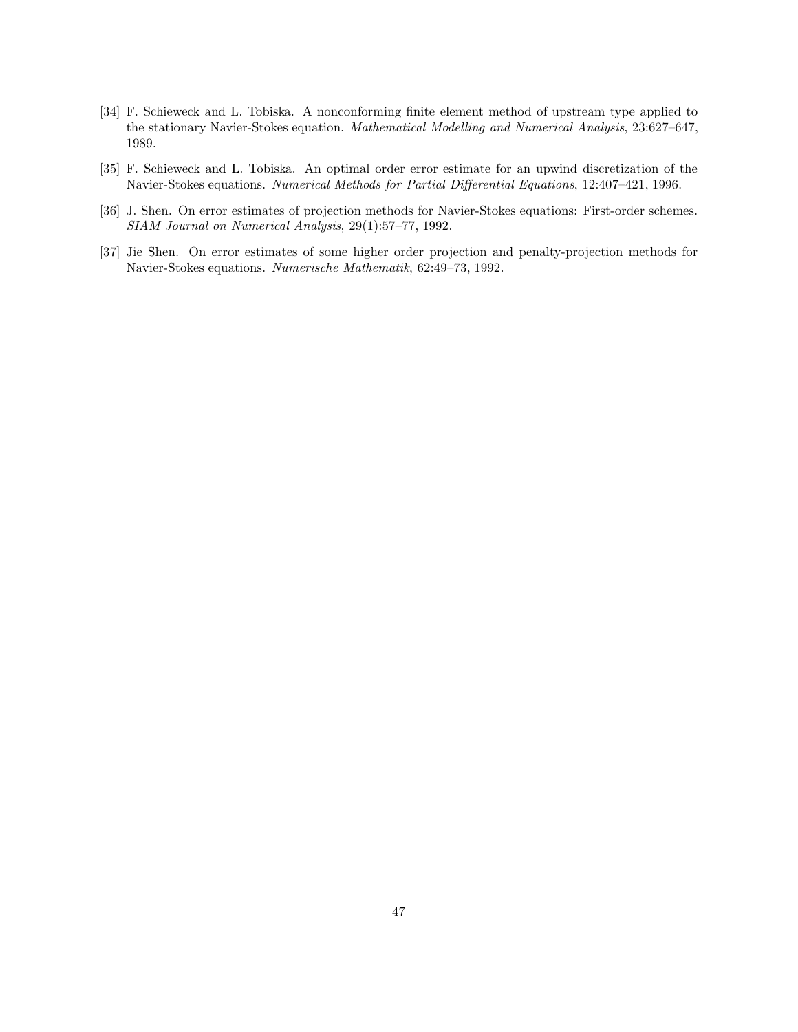[34] F. Schieweck and L. Tobiska. A nonconforming finite element method of upstream type applied to the stationary Navier-Stokes equation. *Mathematical Modelling and Numerical Analysis*, 23:627–647, 1989.

[35] F. Schieweck and L. Tobiska. An optimal order error estimate for an upwind discretization of the Navier-Stokes equations. *Numerical Methods for Partial Differential Equations*, 12:407–421, 1996.

[36] J. Shen. On error estimates of projection methods for Navier-Stokes equations: First-order schemes. *SIAM Journal on Numerical Analysis*, 29(1):57–77, 1992.

[37] Jie Shen. On error estimates of some higher order projection and penalty-projection methods for Navier-Stokes equations. *Numerische Mathematik*, 62:49–73, 1992.